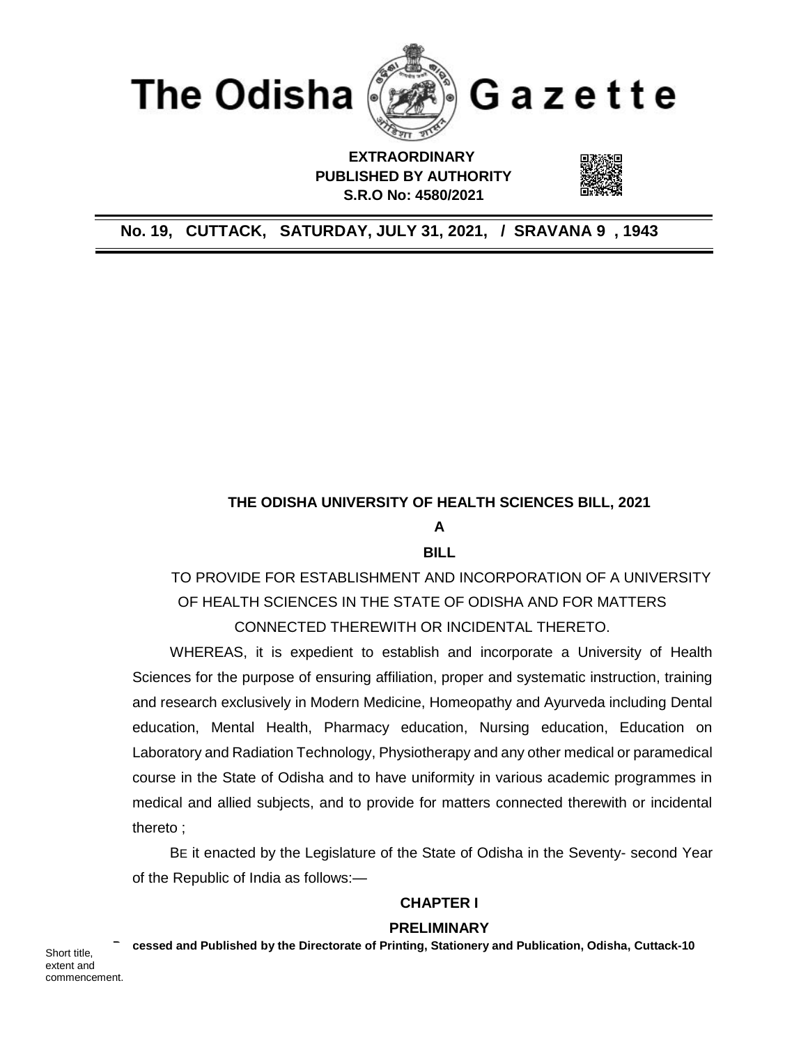# The Odisha Gazette

**EXTRAORDINARY**
**PUBLISHED BY AUTHORITY**
**S.R.O No: 4580/2021**

**No. 19, CUTTACK, SATURDAY, JULY 31, 2021, / SRAVANA 9 , 1943**

## THE ODISHA UNIVERSITY OF HEALTH SCIENCES BILL, 2021

**A**

**BILL**

TO PROVIDE FOR ESTABLISHMENT AND INCORPORATION OF A UNIVERSITY OF HEALTH SCIENCES IN THE STATE OF ODISHA AND FOR MATTERS CONNECTED THEREWITH OR INCIDENTAL THERETO.

WHEREAS, it is expedient to establish and incorporate a University of Health Sciences for the purpose of ensuring affiliation, proper and systematic instruction, training and research exclusively in Modern Medicine, Homeopathy and Ayurveda including Dental education, Mental Health, Pharmacy education, Nursing education, Education on Laboratory and Radiation Technology, Physiotherapy and any other medical or paramedical course in the State of Odisha and to have uniformity in various academic programmes in medical and allied subjects, and to provide for matters connected therewith or incidental thereto ;

BE it enacted by the Legislature of the State of Odisha in the Seventy- second Year of the Republic of India as follows:—

### CHAPTER I

### PRELIMINARY

Short title, extent and commencement.

cessed and Published by the Directorate of Printing, Stationery and Publication, Odisha, Cuttack-10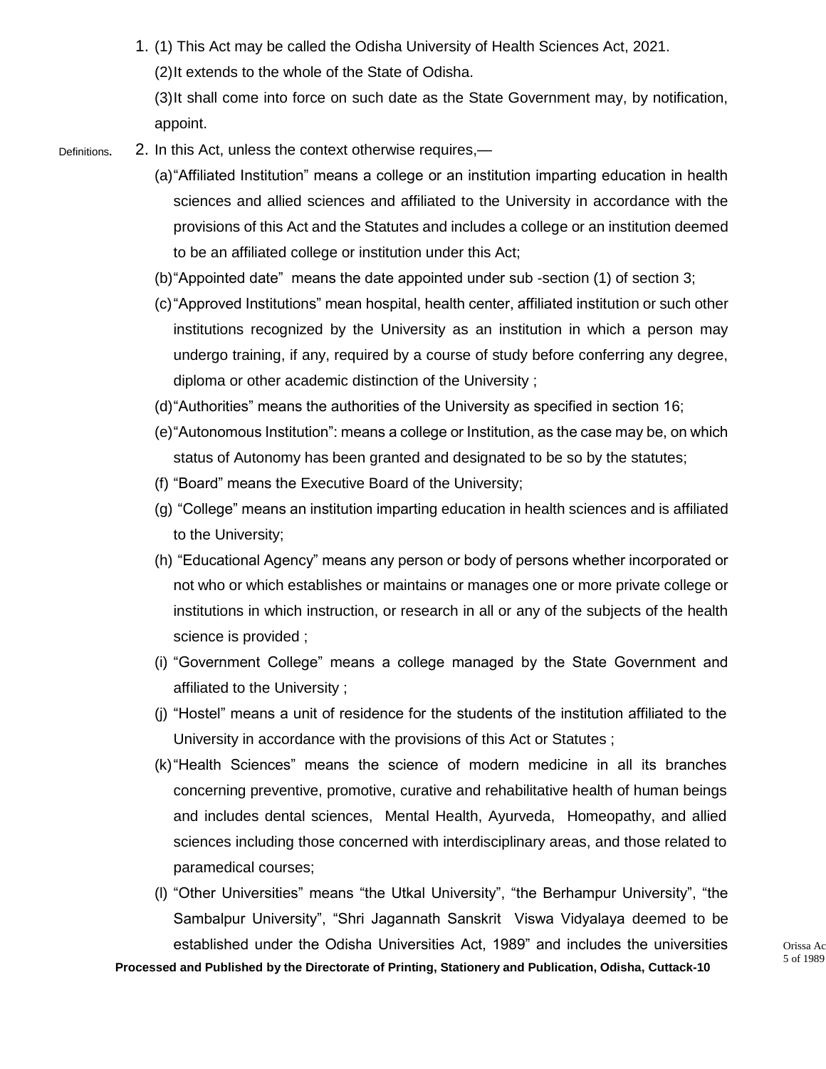1. (1) This Act may be called the Odisha University of Health Sciences Act, 2021.

(2) It extends to the whole of the State of Odisha.

(3) It shall come into force on such date as the State Government may, by notification, appoint.

Definitions.

2. In this Act, unless the context otherwise requires,—

(a) "Affiliated Institution" means a college or an institution imparting education in health sciences and allied sciences and affiliated to the University in accordance with the provisions of this Act and the Statutes and includes a college or an institution deemed to be an affiliated college or institution under this Act;

(b) "Appointed date" means the date appointed under sub -section (1) of section 3;

(c) "Approved Institutions" mean hospital, health center, affiliated institution or such other institutions recognized by the University as an institution in which a person may undergo training, if any, required by a course of study before conferring any degree, diploma or other academic distinction of the University ;

(d) "Authorities" means the authorities of the University as specified in section 16;

(e) "Autonomous Institution": means a college or Institution, as the case may be, on which status of Autonomy has been granted and designated to be so by the statutes;

(f) "Board" means the Executive Board of the University;

(g) "College" means an institution imparting education in health sciences and is affiliated to the University;

(h) "Educational Agency" means any person or body of persons whether incorporated or not who or which establishes or maintains or manages one or more private college or institutions in which instruction, or research in all or any of the subjects of the health science is provided ;

(i) "Government College" means a college managed by the State Government and affiliated to the University ;

(j) "Hostel" means a unit of residence for the students of the institution affiliated to the University in accordance with the provisions of this Act or Statutes ;

(k) "Health Sciences" means the science of modern medicine in all its branches concerning preventive, promotive, curative and rehabilitative health of human beings and includes dental sciences, Mental Health, Ayurveda, Homeopathy, and allied sciences including those concerned with interdisciplinary areas, and those related to paramedical courses;

(l) "Other Universities" means "the Utkal University", "the Berhampur University", "the Sambalpur University", "Shri Jagannath Sanskrit Viswa Vidyalaya deemed to be established under the Odisha Universities Act, 1989" and includes the universities

Orissa Act 5 of 1989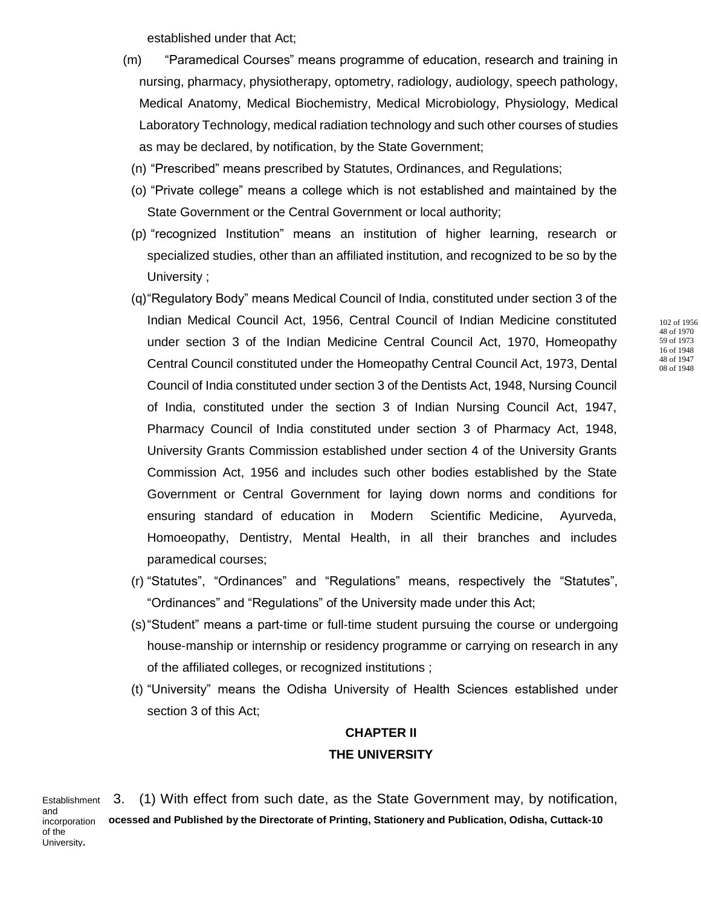established under that Act;

(m) "Paramedical Courses" means programme of education, research and training in nursing, pharmacy, physiotherapy, optometry, radiology, audiology, speech pathology, Medical Anatomy, Medical Biochemistry, Medical Microbiology, Physiology, Medical Laboratory Technology, medical radiation technology and such other courses of studies as may be declared, by notification, by the State Government;

(n) "Prescribed" means prescribed by Statutes, Ordinances, and Regulations;

(o) "Private college" means a college which is not established and maintained by the State Government or the Central Government or local authority;

(p) "recognized Institution" means an institution of higher learning, research or specialized studies, other than an affiliated institution, and recognized to be so by the University ;

(q) "Regulatory Body" means Medical Council of India, constituted under section 3 of the Indian Medical Council Act, 1956, Central Council of Indian Medicine constituted under section 3 of the Indian Medicine Central Council Act, 1970, Homeopathy Central Council constituted under the Homeopathy Central Council Act, 1973, Dental Council of India constituted under section 3 of the Dentists Act, 1948, Nursing Council of India, constituted under the section 3 of Indian Nursing Council Act, 1947, Pharmacy Council of India constituted under section 3 of Pharmacy Act, 1948, University Grants Commission established under section 4 of the University Grants Commission Act, 1956 and includes such other bodies established by the State Government or Central Government for laying down norms and conditions for ensuring standard of education in Modern Scientific Medicine, Ayurveda, Homoeopathy, Dentistry, Mental Health, in all their branches and includes paramedical courses;

102 of 1956
48 of 1970
59 of 1973
16 of 1948
48 of 1947
08 of 1948

(r) "Statutes", "Ordinances" and "Regulations" means, respectively the "Statutes", "Ordinances" and "Regulations" of the University made under this Act;

(s) "Student" means a part-time or full-time student pursuing the course or undergoing house-manship or internship or residency programme or carrying on research in any of the affiliated colleges, or recognized institutions ;

(t) "University" means the Odisha University of Health Sciences established under section 3 of this Act;

## CHAPTER II
## THE UNIVERSITY

Establishment and incorporation of the University.

3. (1) With effect from such date, as the State Government may, by notification,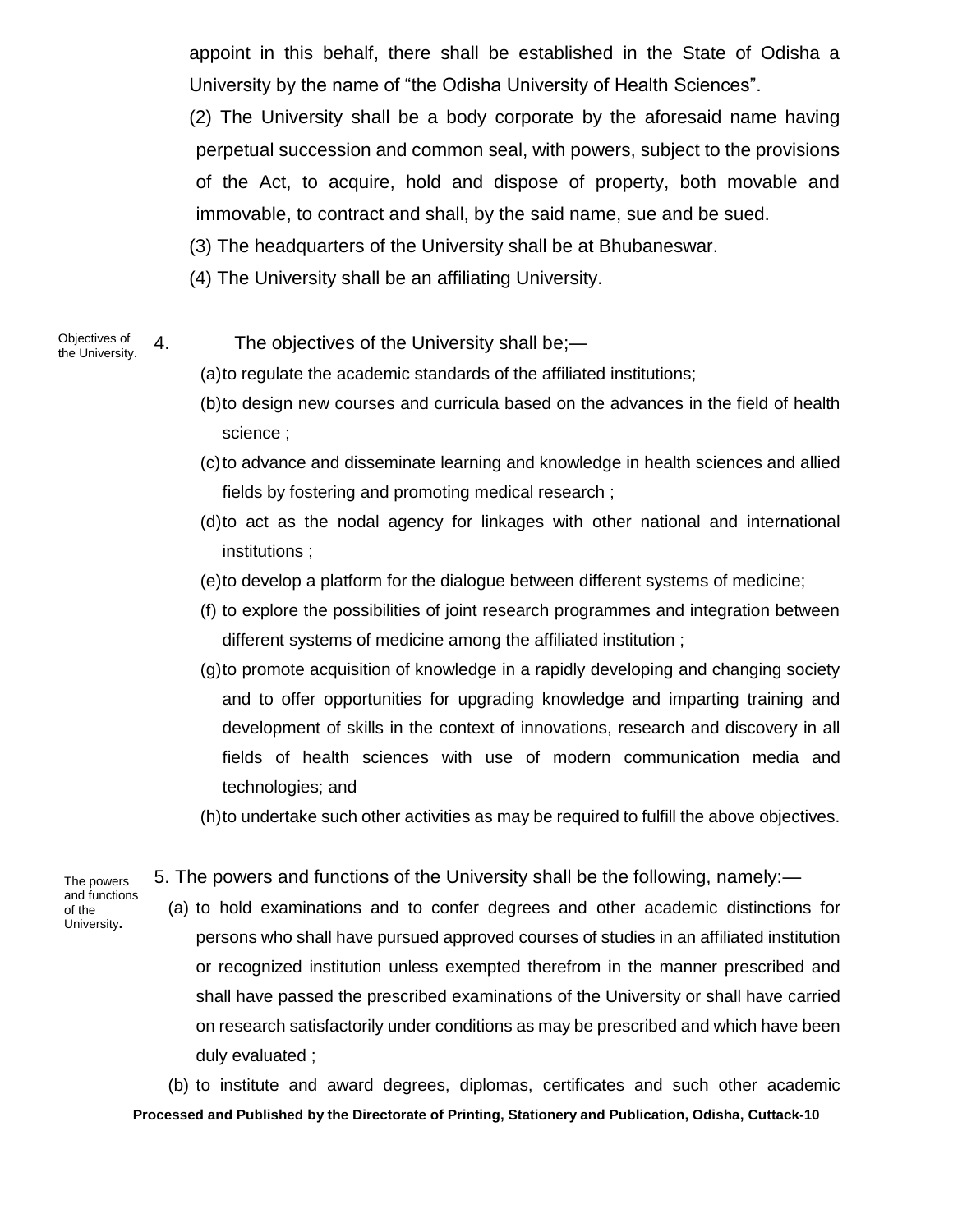appoint in this behalf, there shall be established in the State of Odisha a University by the name of "the Odisha University of Health Sciences".

(2) The University shall be a body corporate by the aforesaid name having perpetual succession and common seal, with powers, subject to the provisions of the Act, to acquire, hold and dispose of property, both movable and immovable, to contract and shall, by the said name, sue and be sued.

(3) The headquarters of the University shall be at Bhubaneswar.

(4) The University shall be an affiliating University.

Objectives of the University.

4. The objectives of the University shall be;—

(a) to regulate the academic standards of the affiliated institutions;

(b) to design new courses and curricula based on the advances in the field of health science ;

(c) to advance and disseminate learning and knowledge in health sciences and allied fields by fostering and promoting medical research ;

(d) to act as the nodal agency for linkages with other national and international institutions ;

(e) to develop a platform for the dialogue between different systems of medicine;

(f) to explore the possibilities of joint research programmes and integration between different systems of medicine among the affiliated institution ;

(g) to promote acquisition of knowledge in a rapidly developing and changing society and to offer opportunities for upgrading knowledge and imparting training and development of skills in the context of innovations, research and discovery in all fields of health sciences with use of modern communication media and technologies; and

(h) to undertake such other activities as may be required to fulfill the above objectives.

The powers and functions of the University.

5. The powers and functions of the University shall be the following, namely:—

(a) to hold examinations and to confer degrees and other academic distinctions for persons who shall have pursued approved courses of studies in an affiliated institution or recognized institution unless exempted therefrom in the manner prescribed and shall have passed the prescribed examinations of the University or shall have carried on research satisfactorily under conditions as may be prescribed and which have been duly evaluated ;

(b) to institute and award degrees, diplomas, certificates and such other academic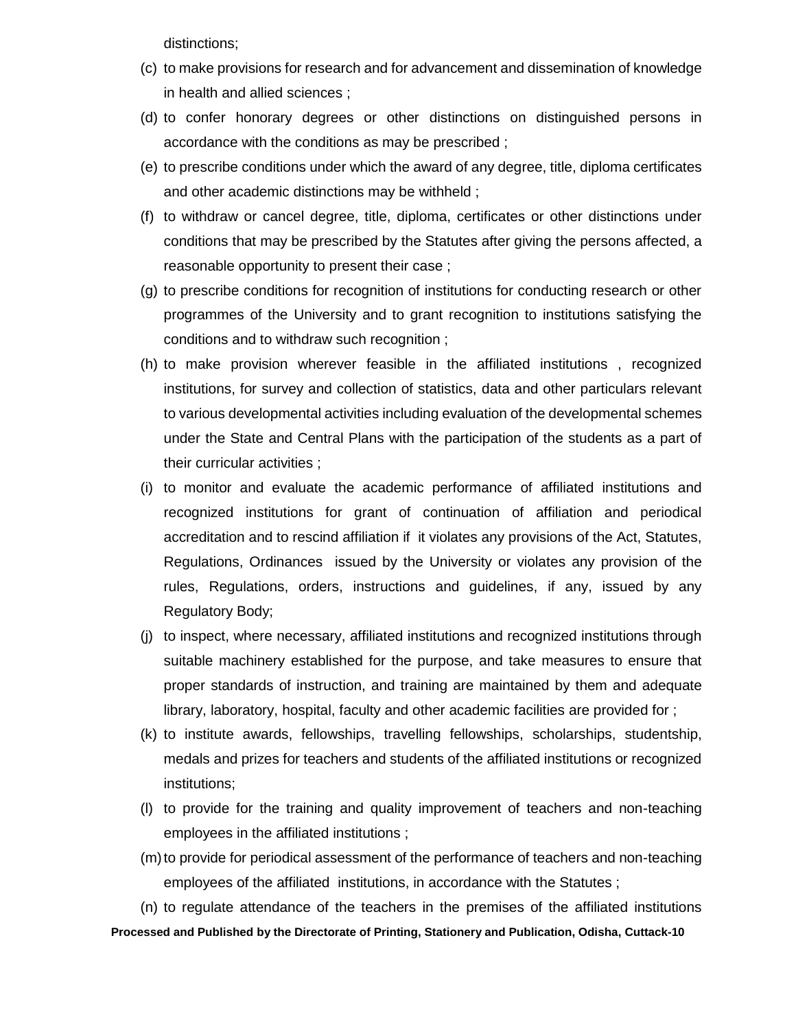distinctions;

(c) to make provisions for research and for advancement and dissemination of knowledge in health and allied sciences ;

(d) to confer honorary degrees or other distinctions on distinguished persons in accordance with the conditions as may be prescribed ;

(e) to prescribe conditions under which the award of any degree, title, diploma certificates and other academic distinctions may be withheld ;

(f) to withdraw or cancel degree, title, diploma, certificates or other distinctions under conditions that may be prescribed by the Statutes after giving the persons affected, a reasonable opportunity to present their case ;

(g) to prescribe conditions for recognition of institutions for conducting research or other programmes of the University and to grant recognition to institutions satisfying the conditions and to withdraw such recognition ;

(h) to make provision wherever feasible in the affiliated institutions , recognized institutions, for survey and collection of statistics, data and other particulars relevant to various developmental activities including evaluation of the developmental schemes under the State and Central Plans with the participation of the students as a part of their curricular activities ;

(i) to monitor and evaluate the academic performance of affiliated institutions and recognized institutions for grant of continuation of affiliation and periodical accreditation and to rescind affiliation if it violates any provisions of the Act, Statutes, Regulations, Ordinances issued by the University or violates any provision of the rules, Regulations, orders, instructions and guidelines, if any, issued by any Regulatory Body;

(j) to inspect, where necessary, affiliated institutions and recognized institutions through suitable machinery established for the purpose, and take measures to ensure that proper standards of instruction, and training are maintained by them and adequate library, laboratory, hospital, faculty and other academic facilities are provided for ;

(k) to institute awards, fellowships, travelling fellowships, scholarships, studentship, medals and prizes for teachers and students of the affiliated institutions or recognized institutions;

(l) to provide for the training and quality improvement of teachers and non-teaching employees in the affiliated institutions ;

(m) to provide for periodical assessment of the performance of teachers and non-teaching employees of the affiliated institutions, in accordance with the Statutes ;

(n) to regulate attendance of the teachers in the premises of the affiliated institutions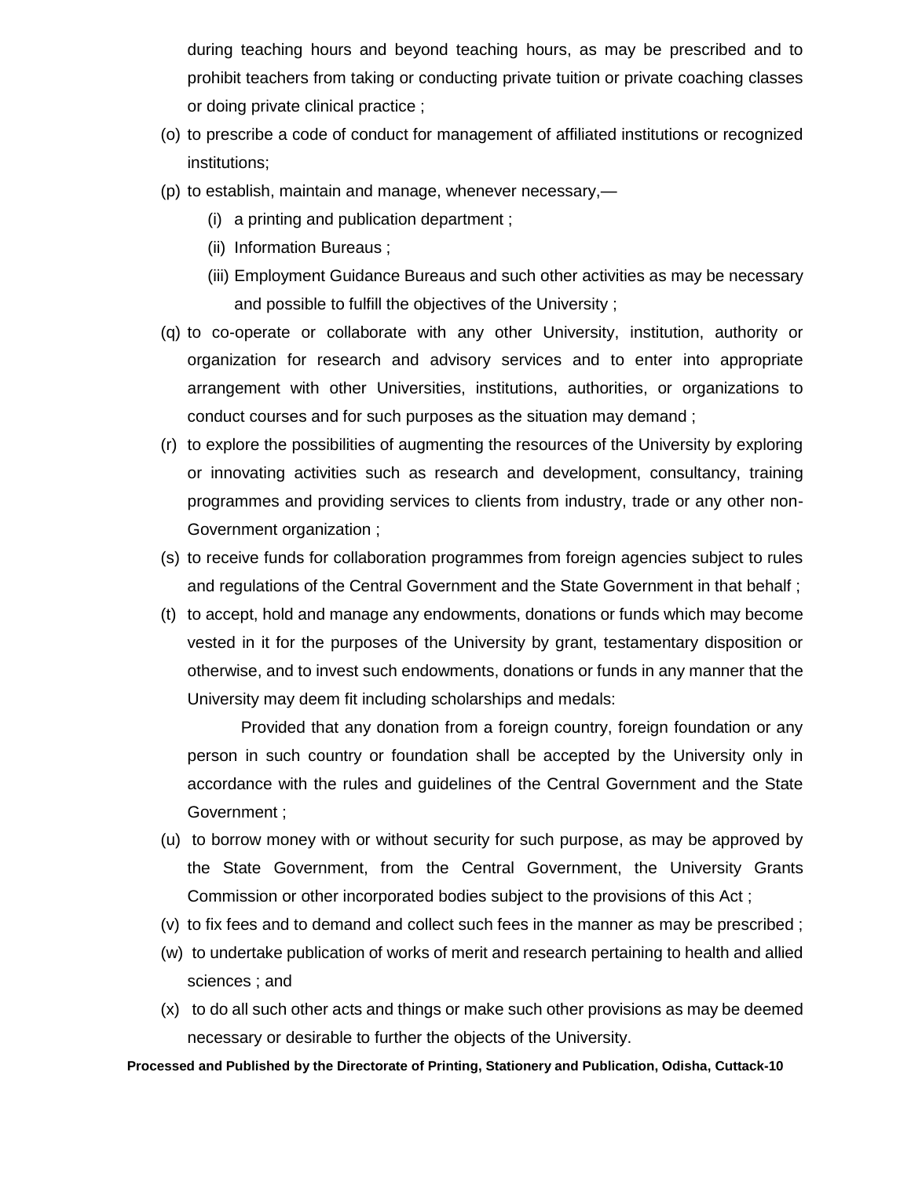during teaching hours and beyond teaching hours, as may be prescribed and to prohibit teachers from taking or conducting private tuition or private coaching classes or doing private clinical practice ;

(o) to prescribe a code of conduct for management of affiliated institutions or recognized institutions;

(p) to establish, maintain and manage, whenever necessary,—

(i) a printing and publication department ;

(ii) Information Bureaus ;

(iii) Employment Guidance Bureaus and such other activities as may be necessary and possible to fulfill the objectives of the University ;

(q) to co-operate or collaborate with any other University, institution, authority or organization for research and advisory services and to enter into appropriate arrangement with other Universities, institutions, authorities, or organizations to conduct courses and for such purposes as the situation may demand ;

(r) to explore the possibilities of augmenting the resources of the University by exploring or innovating activities such as research and development, consultancy, training programmes and providing services to clients from industry, trade or any other non-Government organization ;

(s) to receive funds for collaboration programmes from foreign agencies subject to rules and regulations of the Central Government and the State Government in that behalf ;

(t) to accept, hold and manage any endowments, donations or funds which may become vested in it for the purposes of the University by grant, testamentary disposition or otherwise, and to invest such endowments, donations or funds in any manner that the University may deem fit including scholarships and medals:

Provided that any donation from a foreign country, foreign foundation or any person in such country or foundation shall be accepted by the University only in accordance with the rules and guidelines of the Central Government and the State Government ;

(u) to borrow money with or without security for such purpose, as may be approved by the State Government, from the Central Government, the University Grants Commission or other incorporated bodies subject to the provisions of this Act ;

(v) to fix fees and to demand and collect such fees in the manner as may be prescribed ;

(w) to undertake publication of works of merit and research pertaining to health and allied sciences ; and

(x) to do all such other acts and things or make such other provisions as may be deemed necessary or desirable to further the objects of the University.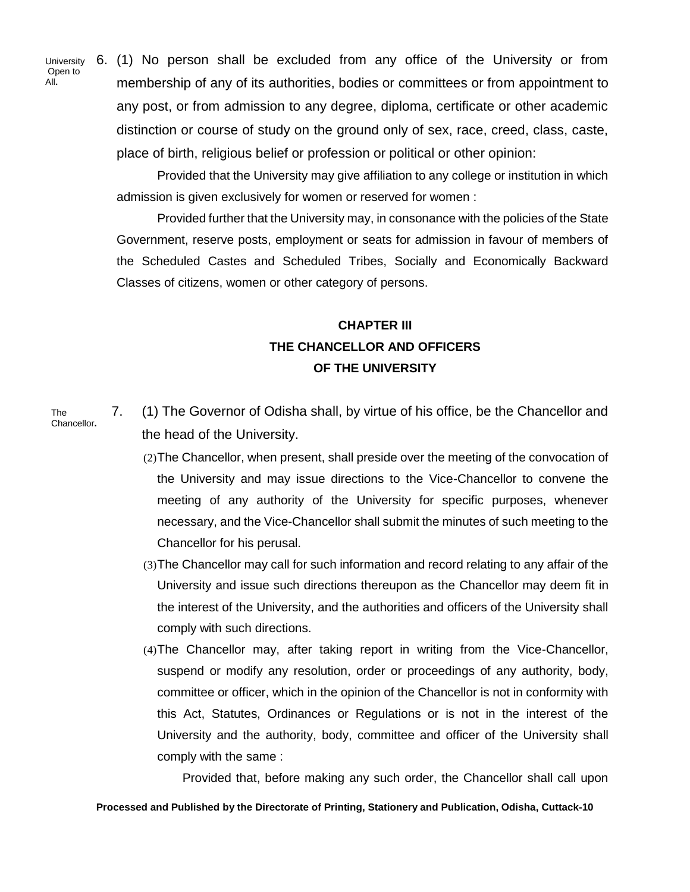*University Open to All.*

6. (1) No person shall be excluded from any office of the University or from membership of any of its authorities, bodies or committees or from appointment to any post, or from admission to any degree, diploma, certificate or other academic distinction or course of study on the ground only of sex, race, creed, class, caste, place of birth, religious belief or profession or political or other opinion:

Provided that the University may give affiliation to any college or institution in which admission is given exclusively for women or reserved for women :

Provided further that the University may, in consonance with the policies of the State Government, reserve posts, employment or seats for admission in favour of members of the Scheduled Castes and Scheduled Tribes, Socially and Economically Backward Classes of citizens, women or other category of persons.

## CHAPTER III
## THE CHANCELLOR AND OFFICERS OF THE UNIVERSITY

*The Chancellor.*

7. (1) The Governor of Odisha shall, by virtue of his office, be the Chancellor and the head of the University.

(2) The Chancellor, when present, shall preside over the meeting of the convocation of the University and may issue directions to the Vice-Chancellor to convene the meeting of any authority of the University for specific purposes, whenever necessary, and the Vice-Chancellor shall submit the minutes of such meeting to the Chancellor for his perusal.

(3) The Chancellor may call for such information and record relating to any affair of the University and issue such directions thereupon as the Chancellor may deem fit in the interest of the University, and the authorities and officers of the University shall comply with such directions.

(4) The Chancellor may, after taking report in writing from the Vice-Chancellor, suspend or modify any resolution, order or proceedings of any authority, body, committee or officer, which in the opinion of the Chancellor is not in conformity with this Act, Statutes, Ordinances or Regulations or is not in the interest of the University and the authority, body, committee and officer of the University shall comply with the same :

Provided that, before making any such order, the Chancellor shall call upon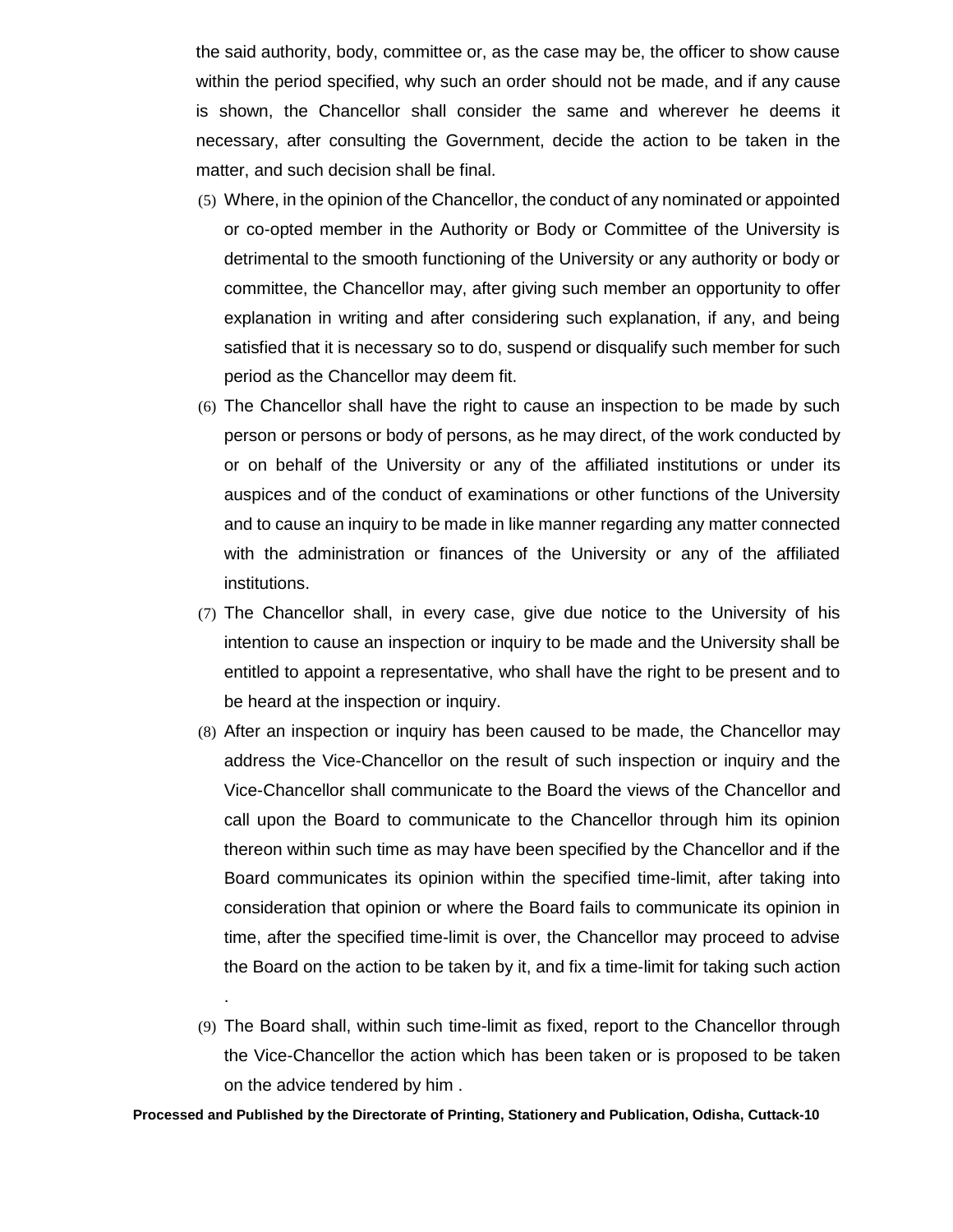the said authority, body, committee or, as the case may be, the officer to show cause within the period specified, why such an order should not be made, and if any cause is shown, the Chancellor shall consider the same and wherever he deems it necessary, after consulting the Government, decide the action to be taken in the matter, and such decision shall be final.

(5) Where, in the opinion of the Chancellor, the conduct of any nominated or appointed or co-opted member in the Authority or Body or Committee of the University is detrimental to the smooth functioning of the University or any authority or body or committee, the Chancellor may, after giving such member an opportunity to offer explanation in writing and after considering such explanation, if any, and being satisfied that it is necessary so to do, suspend or disqualify such member for such period as the Chancellor may deem fit.

(6) The Chancellor shall have the right to cause an inspection to be made by such person or persons or body of persons, as he may direct, of the work conducted by or on behalf of the University or any of the affiliated institutions or under its auspices and of the conduct of examinations or other functions of the University and to cause an inquiry to be made in like manner regarding any matter connected with the administration or finances of the University or any of the affiliated institutions.

(7) The Chancellor shall, in every case, give due notice to the University of his intention to cause an inspection or inquiry to be made and the University shall be entitled to appoint a representative, who shall have the right to be present and to be heard at the inspection or inquiry.

(8) After an inspection or inquiry has been caused to be made, the Chancellor may address the Vice-Chancellor on the result of such inspection or inquiry and the Vice-Chancellor shall communicate to the Board the views of the Chancellor and call upon the Board to communicate to the Chancellor through him its opinion thereon within such time as may have been specified by the Chancellor and if the Board communicates its opinion within the specified time-limit, after taking into consideration that opinion or where the Board fails to communicate its opinion in time, after the specified time-limit is over, the Chancellor may proceed to advise the Board on the action to be taken by it, and fix a time-limit for taking such action .

(9) The Board shall, within such time-limit as fixed, report to the Chancellor through the Vice-Chancellor the action which has been taken or is proposed to be taken on the advice tendered by him .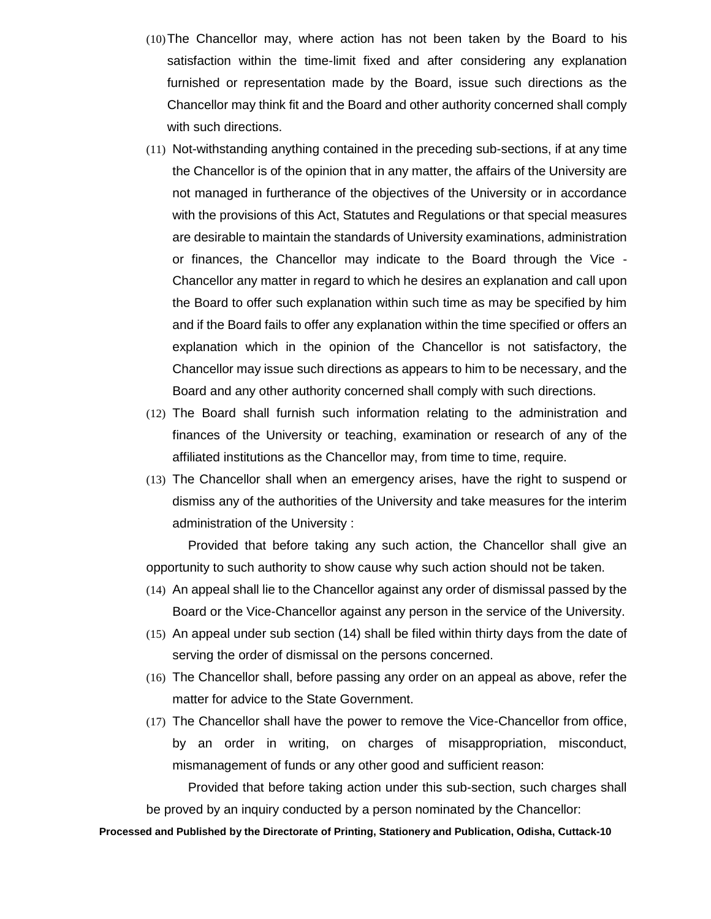(10) The Chancellor may, where action has not been taken by the Board to his satisfaction within the time-limit fixed and after considering any explanation furnished or representation made by the Board, issue such directions as the Chancellor may think fit and the Board and other authority concerned shall comply with such directions.

(11) Not-withstanding anything contained in the preceding sub-sections, if at any time the Chancellor is of the opinion that in any matter, the affairs of the University are not managed in furtherance of the objectives of the University or in accordance with the provisions of this Act, Statutes and Regulations or that special measures are desirable to maintain the standards of University examinations, administration or finances, the Chancellor may indicate to the Board through the Vice - Chancellor any matter in regard to which he desires an explanation and call upon the Board to offer such explanation within such time as may be specified by him and if the Board fails to offer any explanation within the time specified or offers an explanation which in the opinion of the Chancellor is not satisfactory, the Chancellor may issue such directions as appears to him to be necessary, and the Board and any other authority concerned shall comply with such directions.

(12) The Board shall furnish such information relating to the administration and finances of the University or teaching, examination or research of any of the affiliated institutions as the Chancellor may, from time to time, require.

(13) The Chancellor shall when an emergency arises, have the right to suspend or dismiss any of the authorities of the University and take measures for the interim administration of the University :

Provided that before taking any such action, the Chancellor shall give an opportunity to such authority to show cause why such action should not be taken.

(14) An appeal shall lie to the Chancellor against any order of dismissal passed by the Board or the Vice-Chancellor against any person in the service of the University.

(15) An appeal under sub section (14) shall be filed within thirty days from the date of serving the order of dismissal on the persons concerned.

(16) The Chancellor shall, before passing any order on an appeal as above, refer the matter for advice to the State Government.

(17) The Chancellor shall have the power to remove the Vice-Chancellor from office, by an order in writing, on charges of misappropriation, misconduct, mismanagement of funds or any other good and sufficient reason:

Provided that before taking action under this sub-section, such charges shall be proved by an inquiry conducted by a person nominated by the Chancellor: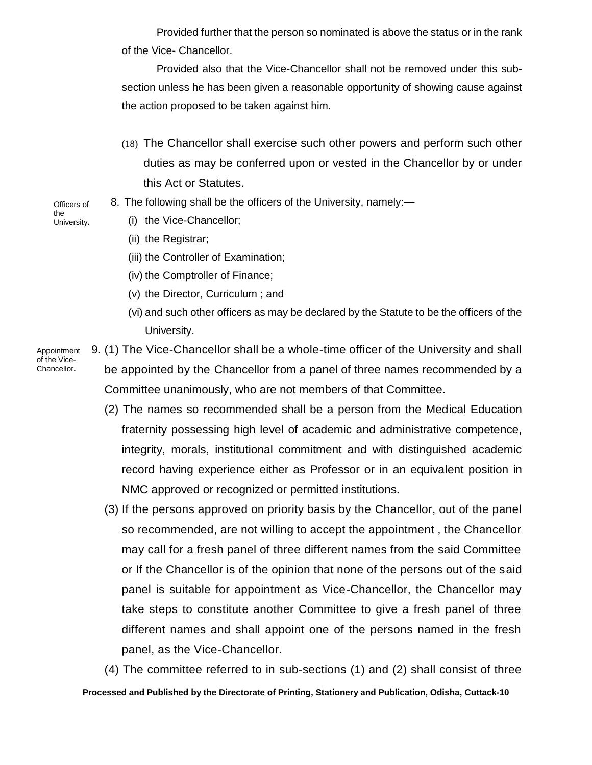Provided further that the person so nominated is above the status or in the rank of the Vice- Chancellor.

Provided also that the Vice-Chancellor shall not be removed under this sub-section unless he has been given a reasonable opportunity of showing cause against the action proposed to be taken against him.

(18) The Chancellor shall exercise such other powers and perform such other duties as may be conferred upon or vested in the Chancellor by or under this Act or Statutes.

**Officers of the University.**

8. The following shall be the officers of the University, namely:—

(i) the Vice-Chancellor;

(ii) the Registrar;

(iii) the Controller of Examination;

(iv) the Comptroller of Finance;

(v) the Director, Curriculum ; and

(vi) and such other officers as may be declared by the Statute to be the officers of the University.

**Appointment of the Vice-Chancellor.**

9. (1) The Vice-Chancellor shall be a whole-time officer of the University and shall be appointed by the Chancellor from a panel of three names recommended by a Committee unanimously, who are not members of that Committee.

(2) The names so recommended shall be a person from the Medical Education fraternity possessing high level of academic and administrative competence, integrity, morals, institutional commitment and with distinguished academic record having experience either as Professor or in an equivalent position in NMC approved or recognized or permitted institutions.

(3) If the persons approved on priority basis by the Chancellor, out of the panel so recommended, are not willing to accept the appointment , the Chancellor may call for a fresh panel of three different names from the said Committee or If the Chancellor is of the opinion that none of the persons out of the said panel is suitable for appointment as Vice-Chancellor, the Chancellor may take steps to constitute another Committee to give a fresh panel of three different names and shall appoint one of the persons named in the fresh panel, as the Vice-Chancellor.

(4) The committee referred to in sub-sections (1) and (2) shall consist of three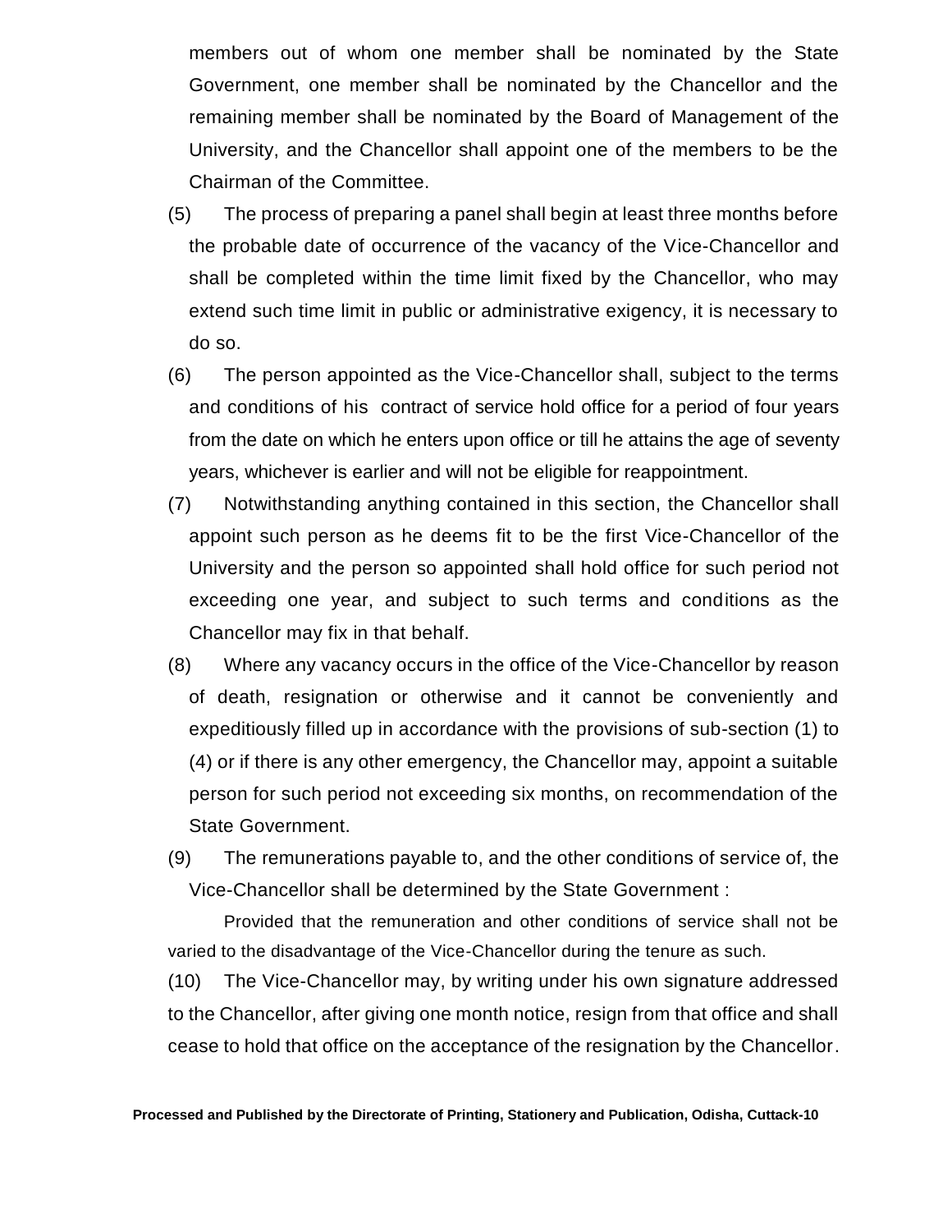members out of whom one member shall be nominated by the State Government, one member shall be nominated by the Chancellor and the remaining member shall be nominated by the Board of Management of the University, and the Chancellor shall appoint one of the members to be the Chairman of the Committee.

(5) The process of preparing a panel shall begin at least three months before the probable date of occurrence of the vacancy of the Vice-Chancellor and shall be completed within the time limit fixed by the Chancellor, who may extend such time limit in public or administrative exigency, it is necessary to do so.

(6) The person appointed as the Vice-Chancellor shall, subject to the terms and conditions of his contract of service hold office for a period of four years from the date on which he enters upon office or till he attains the age of seventy years, whichever is earlier and will not be eligible for reappointment.

(7) Notwithstanding anything contained in this section, the Chancellor shall appoint such person as he deems fit to be the first Vice-Chancellor of the University and the person so appointed shall hold office for such period not exceeding one year, and subject to such terms and conditions as the Chancellor may fix in that behalf.

(8) Where any vacancy occurs in the office of the Vice-Chancellor by reason of death, resignation or otherwise and it cannot be conveniently and expeditiously filled up in accordance with the provisions of sub-section (1) to (4) or if there is any other emergency, the Chancellor may, appoint a suitable person for such period not exceeding six months, on recommendation of the State Government.

(9) The remunerations payable to, and the other conditions of service of, the Vice-Chancellor shall be determined by the State Government :

Provided that the remuneration and other conditions of service shall not be varied to the disadvantage of the Vice-Chancellor during the tenure as such.

(10) The Vice-Chancellor may, by writing under his own signature addressed to the Chancellor, after giving one month notice, resign from that office and shall cease to hold that office on the acceptance of the resignation by the Chancellor.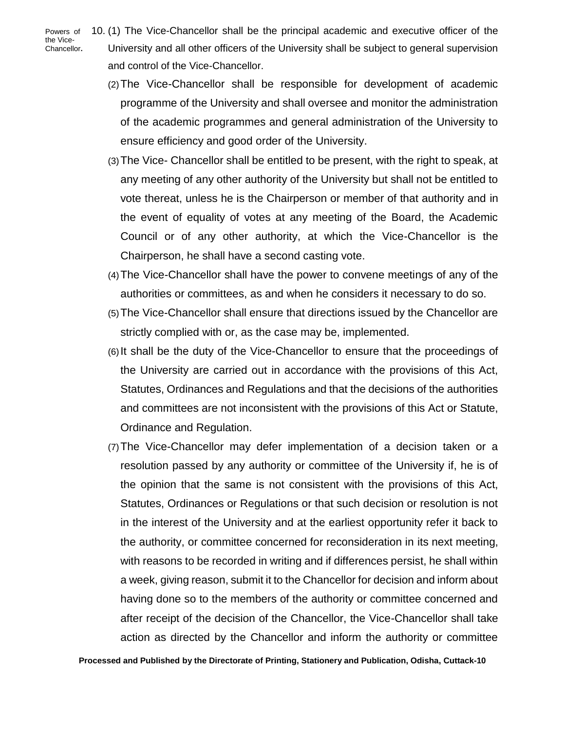Powers of the Vice-Chancellor.

10. (1) The Vice-Chancellor shall be the principal academic and executive officer of the University and all other officers of the University shall be subject to general supervision and control of the Vice-Chancellor.

(2) The Vice-Chancellor shall be responsible for development of academic programme of the University and shall oversee and monitor the administration of the academic programmes and general administration of the University to ensure efficiency and good order of the University.

(3) The Vice- Chancellor shall be entitled to be present, with the right to speak, at any meeting of any other authority of the University but shall not be entitled to vote thereat, unless he is the Chairperson or member of that authority and in the event of equality of votes at any meeting of the Board, the Academic Council or of any other authority, at which the Vice-Chancellor is the Chairperson, he shall have a second casting vote.

(4) The Vice-Chancellor shall have the power to convene meetings of any of the authorities or committees, as and when he considers it necessary to do so.

(5) The Vice-Chancellor shall ensure that directions issued by the Chancellor are strictly complied with or, as the case may be, implemented.

(6) It shall be the duty of the Vice-Chancellor to ensure that the proceedings of the University are carried out in accordance with the provisions of this Act, Statutes, Ordinances and Regulations and that the decisions of the authorities and committees are not inconsistent with the provisions of this Act or Statute, Ordinance and Regulation.

(7) The Vice-Chancellor may defer implementation of a decision taken or a resolution passed by any authority or committee of the University if, he is of the opinion that the same is not consistent with the provisions of this Act, Statutes, Ordinances or Regulations or that such decision or resolution is not in the interest of the University and at the earliest opportunity refer it back to the authority, or committee concerned for reconsideration in its next meeting, with reasons to be recorded in writing and if differences persist, he shall within a week, giving reason, submit it to the Chancellor for decision and inform about having done so to the members of the authority or committee concerned and after receipt of the decision of the Chancellor, the Vice-Chancellor shall take action as directed by the Chancellor and inform the authority or committee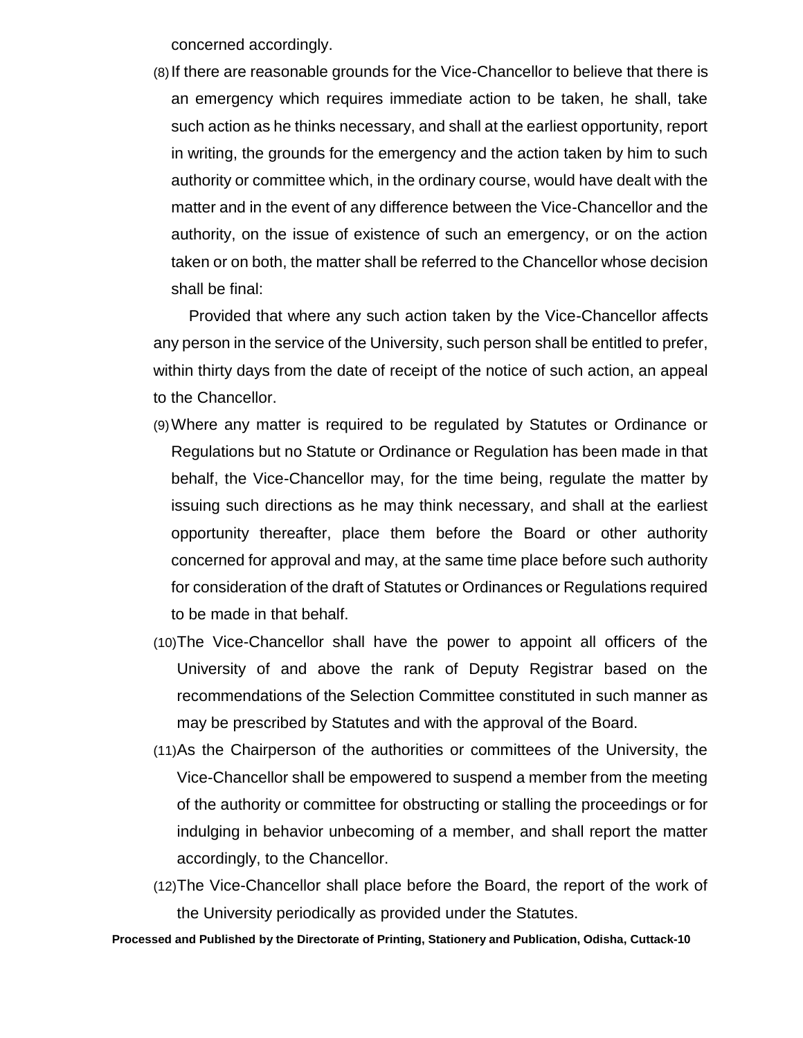concerned accordingly.

(8) If there are reasonable grounds for the Vice-Chancellor to believe that there is an emergency which requires immediate action to be taken, he shall, take such action as he thinks necessary, and shall at the earliest opportunity, report in writing, the grounds for the emergency and the action taken by him to such authority or committee which, in the ordinary course, would have dealt with the matter and in the event of any difference between the Vice-Chancellor and the authority, on the issue of existence of such an emergency, or on the action taken or on both, the matter shall be referred to the Chancellor whose decision shall be final:

Provided that where any such action taken by the Vice-Chancellor affects any person in the service of the University, such person shall be entitled to prefer, within thirty days from the date of receipt of the notice of such action, an appeal to the Chancellor.

(9) Where any matter is required to be regulated by Statutes or Ordinance or Regulations but no Statute or Ordinance or Regulation has been made in that behalf, the Vice-Chancellor may, for the time being, regulate the matter by issuing such directions as he may think necessary, and shall at the earliest opportunity thereafter, place them before the Board or other authority concerned for approval and may, at the same time place before such authority for consideration of the draft of Statutes or Ordinances or Regulations required to be made in that behalf.

(10) The Vice-Chancellor shall have the power to appoint all officers of the University of and above the rank of Deputy Registrar based on the recommendations of the Selection Committee constituted in such manner as may be prescribed by Statutes and with the approval of the Board.

(11) As the Chairperson of the authorities or committees of the University, the Vice-Chancellor shall be empowered to suspend a member from the meeting of the authority or committee for obstructing or stalling the proceedings or for indulging in behavior unbecoming of a member, and shall report the matter accordingly, to the Chancellor.

(12) The Vice-Chancellor shall place before the Board, the report of the work of the University periodically as provided under the Statutes.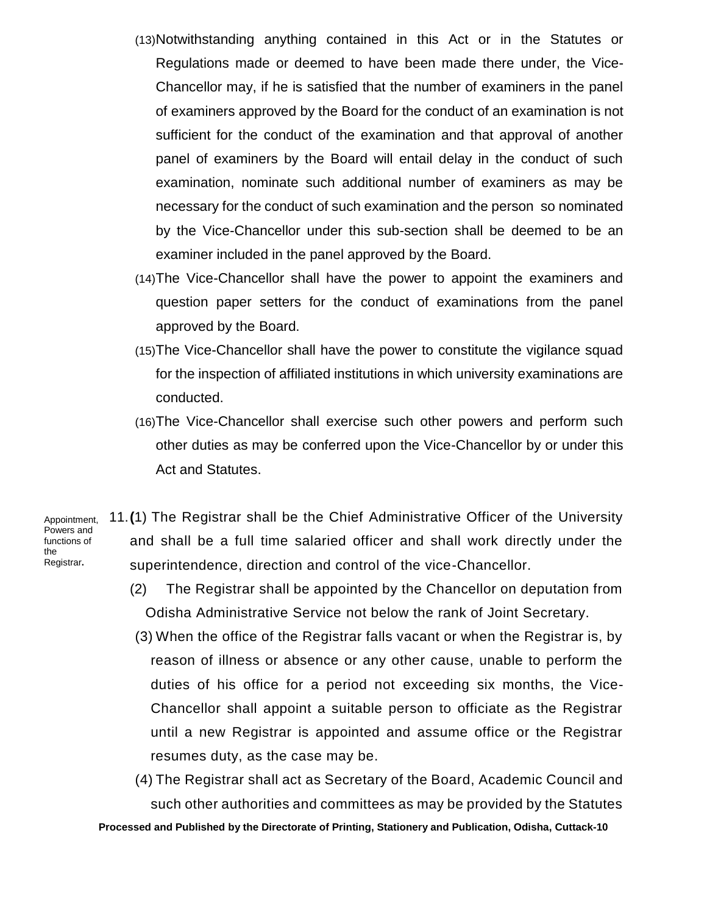(13) Notwithstanding anything contained in this Act or in the Statutes or Regulations made or deemed to have been made there under, the Vice-Chancellor may, if he is satisfied that the number of examiners in the panel of examiners approved by the Board for the conduct of an examination is not sufficient for the conduct of the examination and that approval of another panel of examiners by the Board will entail delay in the conduct of such examination, nominate such additional number of examiners as may be necessary for the conduct of such examination and the person so nominated by the Vice-Chancellor under this sub-section shall be deemed to be an examiner included in the panel approved by the Board.

(14) The Vice-Chancellor shall have the power to appoint the examiners and question paper setters for the conduct of examinations from the panel approved by the Board.

(15) The Vice-Chancellor shall have the power to constitute the vigilance squad for the inspection of affiliated institutions in which university examinations are conducted.

(16) The Vice-Chancellor shall exercise such other powers and perform such other duties as may be conferred upon the Vice-Chancellor by or under this Act and Statutes.

Appointment, Powers and functions of the Registrar.

11. **(**1) The Registrar shall be the Chief Administrative Officer of the University and shall be a full time salaried officer and shall work directly under the superintendence, direction and control of the vice-Chancellor.

(2) The Registrar shall be appointed by the Chancellor on deputation from Odisha Administrative Service not below the rank of Joint Secretary.

(3) When the office of the Registrar falls vacant or when the Registrar is, by reason of illness or absence or any other cause, unable to perform the duties of his office for a period not exceeding six months, the Vice-Chancellor shall appoint a suitable person to officiate as the Registrar until a new Registrar is appointed and assume office or the Registrar resumes duty, as the case may be.

(4) The Registrar shall act as Secretary of the Board, Academic Council and such other authorities and committees as may be provided by the Statutes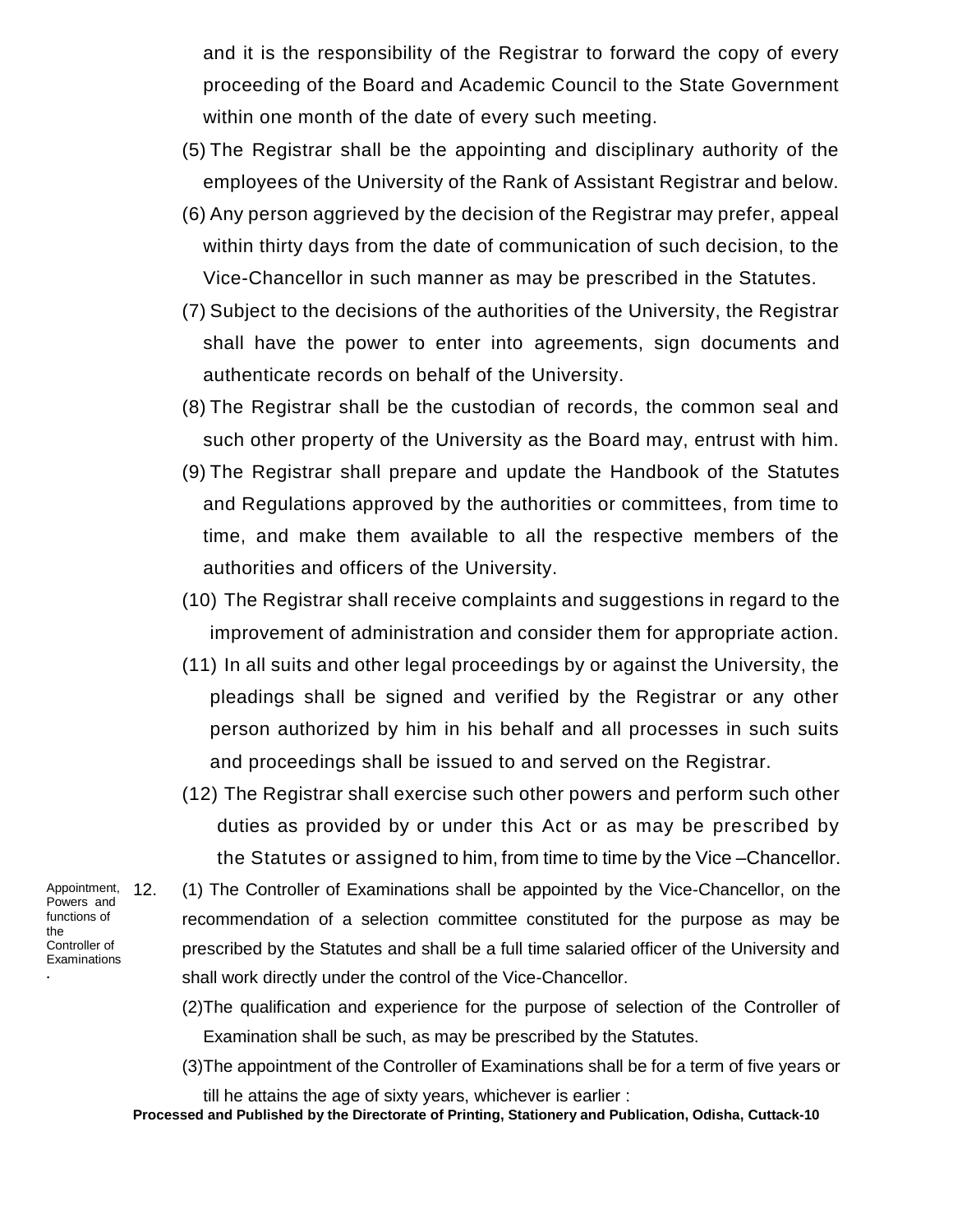and it is the responsibility of the Registrar to forward the copy of every proceeding of the Board and Academic Council to the State Government within one month of the date of every such meeting.

(5) The Registrar shall be the appointing and disciplinary authority of the employees of the University of the Rank of Assistant Registrar and below.

(6) Any person aggrieved by the decision of the Registrar may prefer, appeal within thirty days from the date of communication of such decision, to the Vice-Chancellor in such manner as may be prescribed in the Statutes.

(7) Subject to the decisions of the authorities of the University, the Registrar shall have the power to enter into agreements, sign documents and authenticate records on behalf of the University.

(8) The Registrar shall be the custodian of records, the common seal and such other property of the University as the Board may, entrust with him.

(9) The Registrar shall prepare and update the Handbook of the Statutes and Regulations approved by the authorities or committees, from time to time, and make them available to all the respective members of the authorities and officers of the University.

(10) The Registrar shall receive complaints and suggestions in regard to the improvement of administration and consider them for appropriate action.

(11) In all suits and other legal proceedings by or against the University, the pleadings shall be signed and verified by the Registrar or any other person authorized by him in his behalf and all processes in such suits and proceedings shall be issued to and served on the Registrar.

(12) The Registrar shall exercise such other powers and perform such other duties as provided by or under this Act or as may be prescribed by the Statutes or assigned to him, from time to time by the Vice –Chancellor.

Appointment, Powers and functions of the Controller of Examinations.

12. (1) The Controller of Examinations shall be appointed by the Vice-Chancellor, on the recommendation of a selection committee constituted for the purpose as may be prescribed by the Statutes and shall be a full time salaried officer of the University and shall work directly under the control of the Vice-Chancellor.

(2)The qualification and experience for the purpose of selection of the Controller of Examination shall be such, as may be prescribed by the Statutes.

(3)The appointment of the Controller of Examinations shall be for a term of five years or till he attains the age of sixty years, whichever is earlier :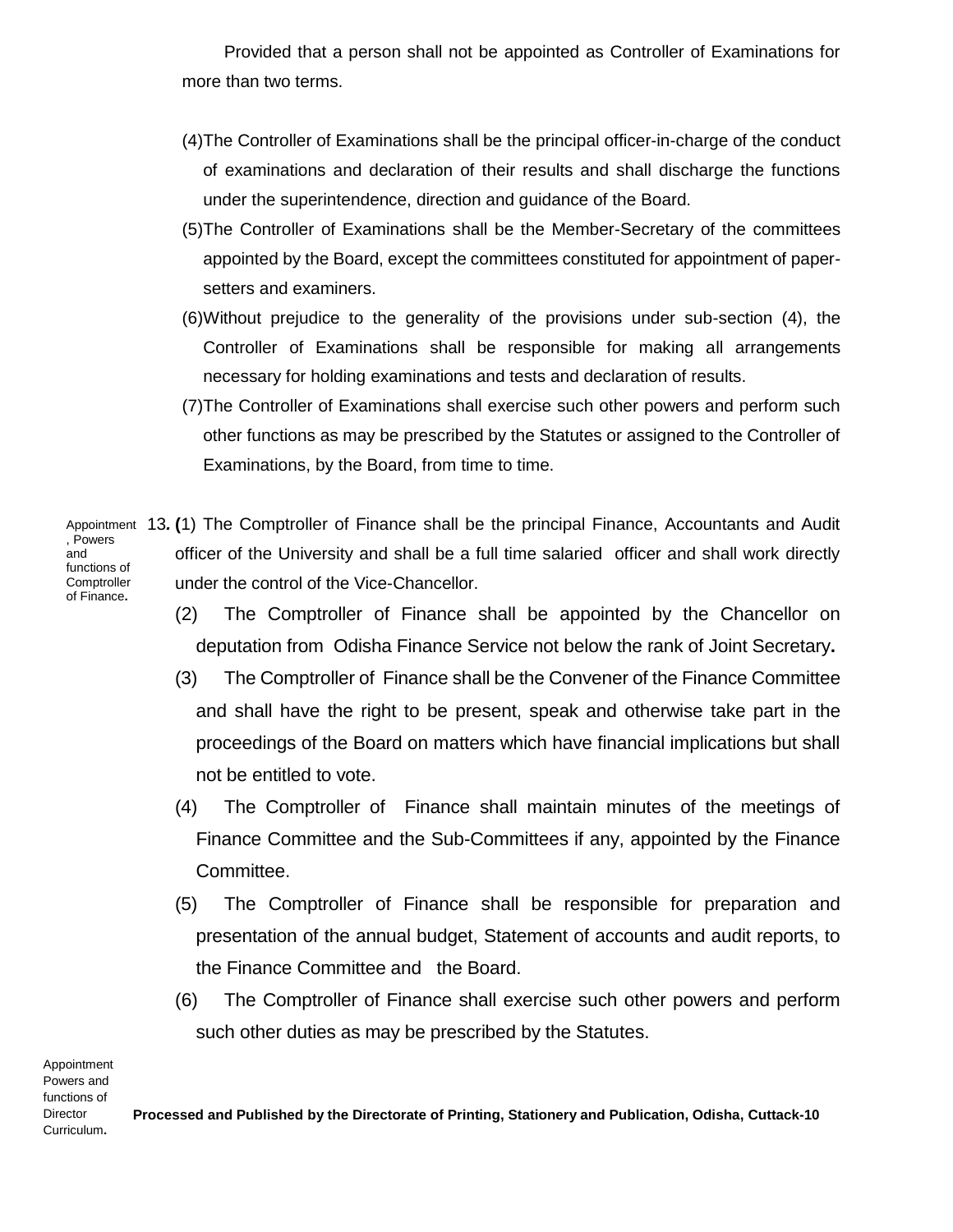Provided that a person shall not be appointed as Controller of Examinations for more than two terms.

(4) The Controller of Examinations shall be the principal officer-in-charge of the conduct of examinations and declaration of their results and shall discharge the functions under the superintendence, direction and guidance of the Board.

(5) The Controller of Examinations shall be the Member-Secretary of the committees appointed by the Board, except the committees constituted for appointment of paper-setters and examiners.

(6) Without prejudice to the generality of the provisions under sub-section (4), the Controller of Examinations shall be responsible for making all arrangements necessary for holding examinations and tests and declaration of results.

(7) The Controller of Examinations shall exercise such other powers and perform such other functions as may be prescribed by the Statutes or assigned to the Controller of Examinations, by the Board, from time to time.

Appointment, Powers and functions of Comptroller of Finance.

13. (1) The Comptroller of Finance shall be the principal Finance, Accountants and Audit officer of the University and shall be a full time salaried officer and shall work directly under the control of the Vice-Chancellor.

(2) The Comptroller of Finance shall be appointed by the Chancellor on deputation from Odisha Finance Service not below the rank of Joint Secretary.

(3) The Comptroller of Finance shall be the Convener of the Finance Committee and shall have the right to be present, speak and otherwise take part in the proceedings of the Board on matters which have financial implications but shall not be entitled to vote.

(4) The Comptroller of Finance shall maintain minutes of the meetings of Finance Committee and the Sub-Committees if any, appointed by the Finance Committee.

(5) The Comptroller of Finance shall be responsible for preparation and presentation of the annual budget, Statement of accounts and audit reports, to the Finance Committee and the Board.

(6) The Comptroller of Finance shall exercise such other powers and perform such other duties as may be prescribed by the Statutes.

Appointment Powers and functions of Director Curriculum.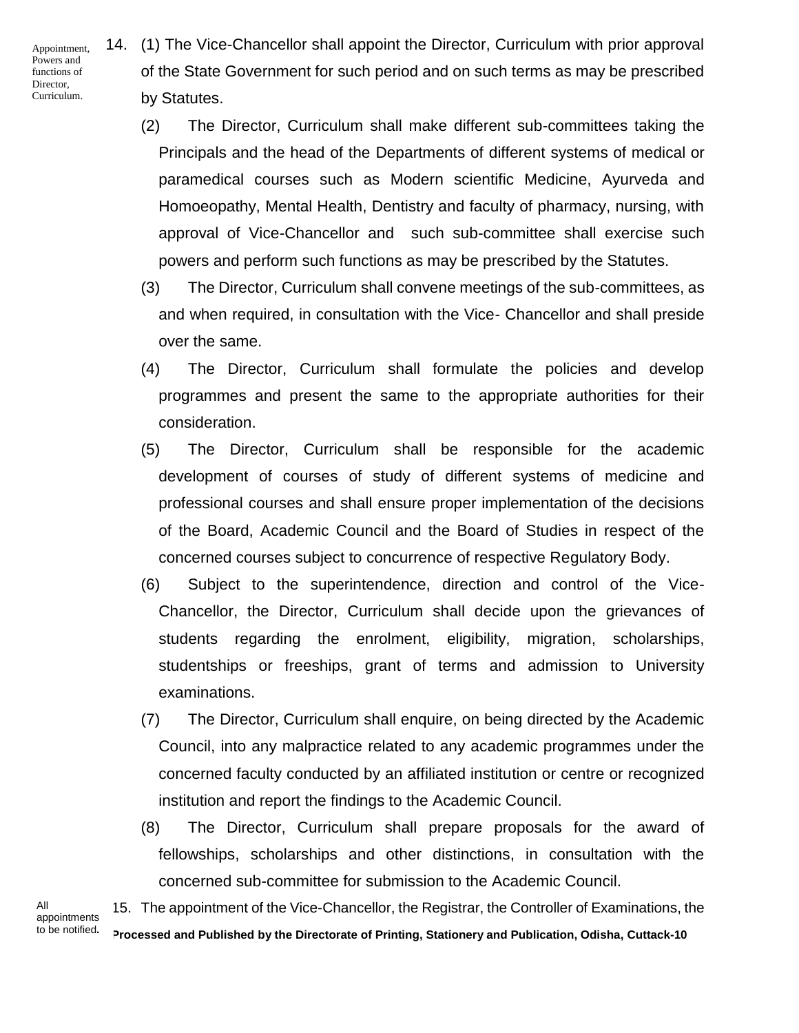Appointment, Powers and functions of Director, Curriculum.

14. (1) The Vice-Chancellor shall appoint the Director, Curriculum with prior approval of the State Government for such period and on such terms as may be prescribed by Statutes.

(2) The Director, Curriculum shall make different sub-committees taking the Principals and the head of the Departments of different systems of medical or paramedical courses such as Modern scientific Medicine, Ayurveda and Homoeopathy, Mental Health, Dentistry and faculty of pharmacy, nursing, with approval of Vice-Chancellor and such sub-committee shall exercise such powers and perform such functions as may be prescribed by the Statutes.

(3) The Director, Curriculum shall convene meetings of the sub-committees, as and when required, in consultation with the Vice- Chancellor and shall preside over the same.

(4) The Director, Curriculum shall formulate the policies and develop programmes and present the same to the appropriate authorities for their consideration.

(5) The Director, Curriculum shall be responsible for the academic development of courses of study of different systems of medicine and professional courses and shall ensure proper implementation of the decisions of the Board, Academic Council and the Board of Studies in respect of the concerned courses subject to concurrence of respective Regulatory Body.

(6) Subject to the superintendence, direction and control of the Vice-Chancellor, the Director, Curriculum shall decide upon the grievances of students regarding the enrolment, eligibility, migration, scholarships, studentships or freeships, grant of terms and admission to University examinations.

(7) The Director, Curriculum shall enquire, on being directed by the Academic Council, into any malpractice related to any academic programmes under the concerned faculty conducted by an affiliated institution or centre or recognized institution and report the findings to the Academic Council.

(8) The Director, Curriculum shall prepare proposals for the award of fellowships, scholarships and other distinctions, in consultation with the concerned sub-committee for submission to the Academic Council.

All appointments to be notified.

15. The appointment of the Vice-Chancellor, the Registrar, the Controller of Examinations, the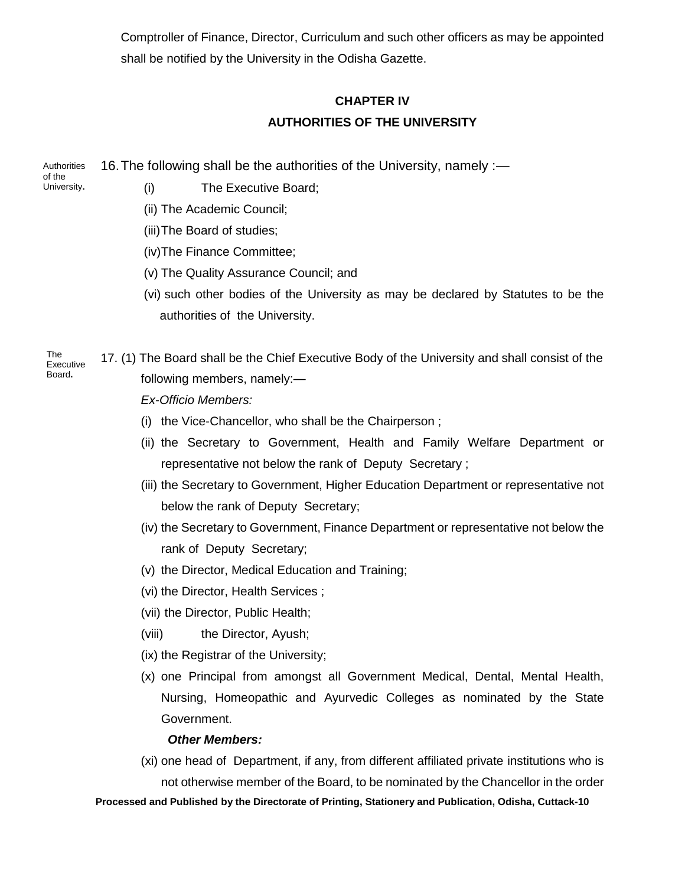Comptroller of Finance, Director, Curriculum and such other officers as may be appointed shall be notified by the University in the Odisha Gazette.

## CHAPTER IV

## AUTHORITIES OF THE UNIVERSITY

Authorities of the University.

16. The following shall be the authorities of the University, namely :—

(i) The Executive Board;

(ii) The Academic Council;

(iii) The Board of studies;

(iv) The Finance Committee;

(v) The Quality Assurance Council; and

(vi) such other bodies of the University as may be declared by Statutes to be the authorities of the University.

The Executive Board.

17. (1) The Board shall be the Chief Executive Body of the University and shall consist of the following members, namely:—

*Ex-Officio Members:*

(i) the Vice-Chancellor, who shall be the Chairperson ;

(ii) the Secretary to Government, Health and Family Welfare Department or representative not below the rank of Deputy Secretary ;

(iii) the Secretary to Government, Higher Education Department or representative not below the rank of Deputy Secretary;

(iv) the Secretary to Government, Finance Department or representative not below the rank of Deputy Secretary;

(v) the Director, Medical Education and Training;

(vi) the Director, Health Services ;

(vii) the Director, Public Health;

(viii) the Director, Ayush;

(ix) the Registrar of the University;

(x) one Principal from amongst all Government Medical, Dental, Mental Health, Nursing, Homeopathic and Ayurvedic Colleges as nominated by the State Government.

***Other Members:***

(xi) one head of Department, if any, from different affiliated private institutions who is not otherwise member of the Board, to be nominated by the Chancellor in the order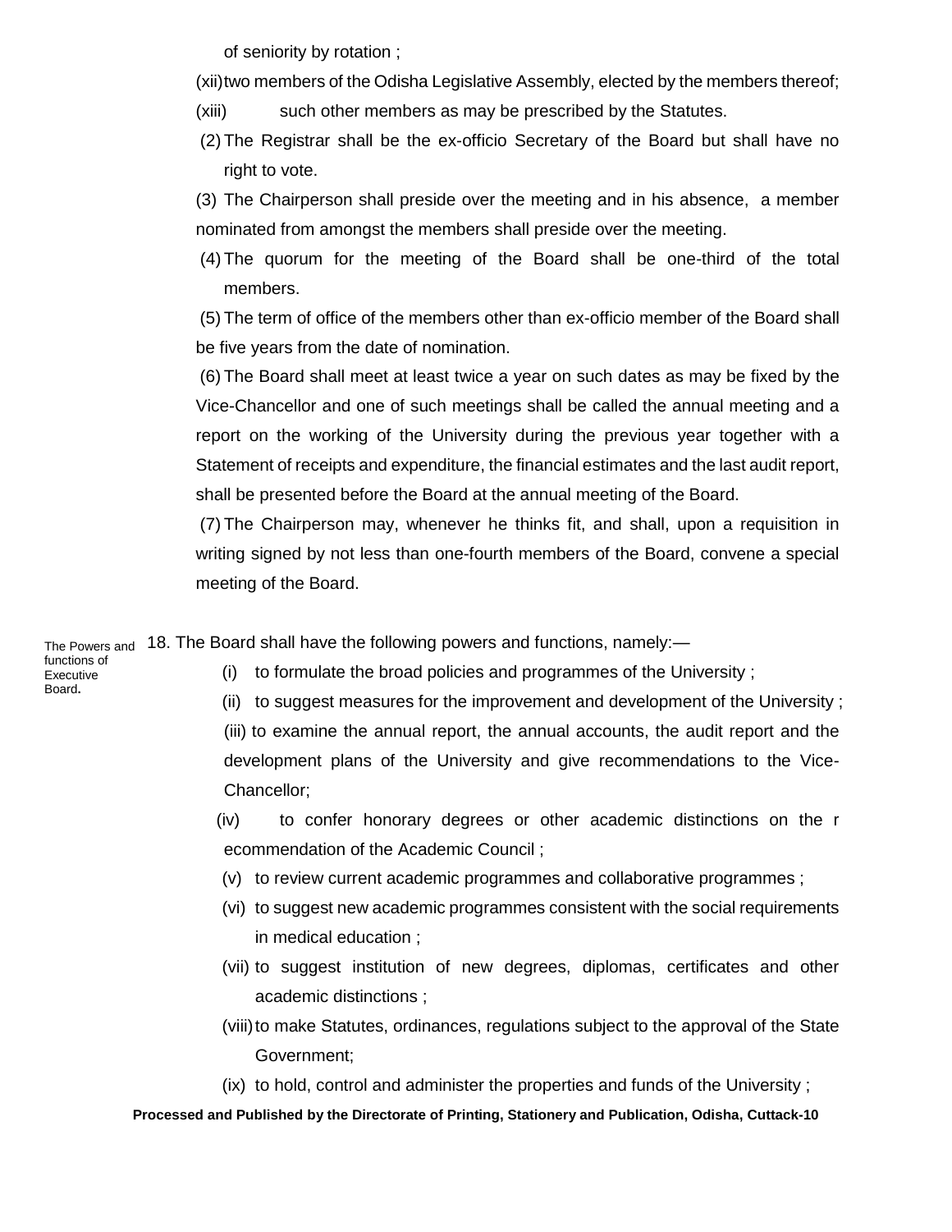of seniority by rotation ;

(xii) two members of the Odisha Legislative Assembly, elected by the members thereof;

(xiii) such other members as may be prescribed by the Statutes.

(2) The Registrar shall be the ex-officio Secretary of the Board but shall have no right to vote.

(3) The Chairperson shall preside over the meeting and in his absence, a member nominated from amongst the members shall preside over the meeting.

(4) The quorum for the meeting of the Board shall be one-third of the total members.

(5) The term of office of the members other than ex-officio member of the Board shall be five years from the date of nomination.

(6) The Board shall meet at least twice a year on such dates as may be fixed by the Vice-Chancellor and one of such meetings shall be called the annual meeting and a report on the working of the University during the previous year together with a Statement of receipts and expenditure, the financial estimates and the last audit report, shall be presented before the Board at the annual meeting of the Board.

(7) The Chairperson may, whenever he thinks fit, and shall, upon a requisition in writing signed by not less than one-fourth members of the Board, convene a special meeting of the Board.

**The Powers and functions of Executive Board.**

18. The Board shall have the following powers and functions, namely:—

(i) to formulate the broad policies and programmes of the University ;

(ii) to suggest measures for the improvement and development of the University ;

(iii) to examine the annual report, the annual accounts, the audit report and the development plans of the University and give recommendations to the Vice-Chancellor;

(iv) to confer honorary degrees or other academic distinctions on the r ecommendation of the Academic Council ;

(v) to review current academic programmes and collaborative programmes ;

(vi) to suggest new academic programmes consistent with the social requirements in medical education ;

(vii) to suggest institution of new degrees, diplomas, certificates and other academic distinctions ;

(viii) to make Statutes, ordinances, regulations subject to the approval of the State Government;

(ix) to hold, control and administer the properties and funds of the University ;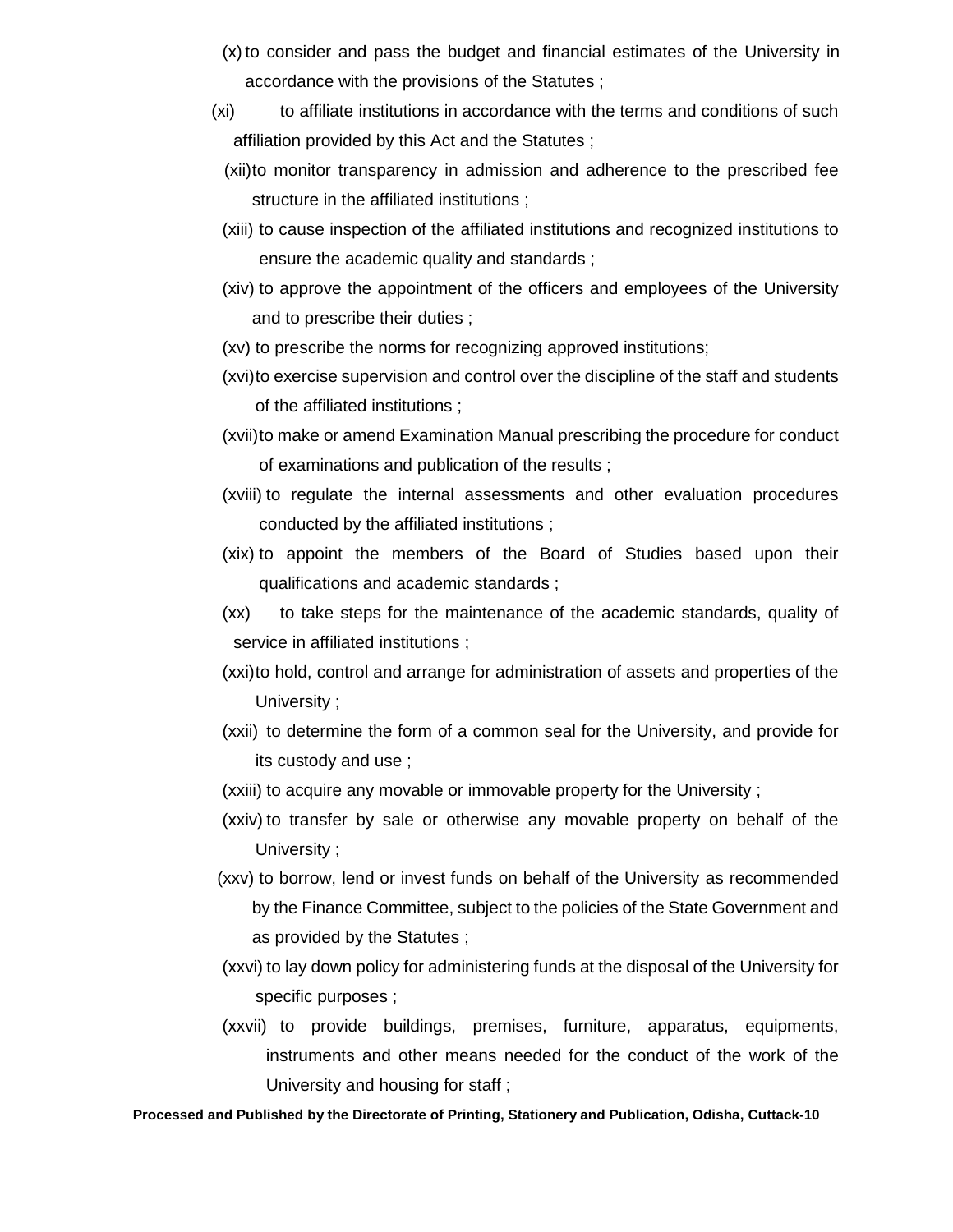(x) to consider and pass the budget and financial estimates of the University in accordance with the provisions of the Statutes ;

(xi) to affiliate institutions in accordance with the terms and conditions of such affiliation provided by this Act and the Statutes ;

(xii) to monitor transparency in admission and adherence to the prescribed fee structure in the affiliated institutions ;

(xiii) to cause inspection of the affiliated institutions and recognized institutions to ensure the academic quality and standards ;

(xiv) to approve the appointment of the officers and employees of the University and to prescribe their duties ;

(xv) to prescribe the norms for recognizing approved institutions;

(xvi) to exercise supervision and control over the discipline of the staff and students of the affiliated institutions ;

(xvii) to make or amend Examination Manual prescribing the procedure for conduct of examinations and publication of the results ;

(xviii) to regulate the internal assessments and other evaluation procedures conducted by the affiliated institutions ;

(xix) to appoint the members of the Board of Studies based upon their qualifications and academic standards ;

(xx) to take steps for the maintenance of the academic standards, quality of service in affiliated institutions ;

(xxi) to hold, control and arrange for administration of assets and properties of the University ;

(xxii) to determine the form of a common seal for the University, and provide for its custody and use ;

(xxiii) to acquire any movable or immovable property for the University ;

(xxiv) to transfer by sale or otherwise any movable property on behalf of the University ;

(xxv) to borrow, lend or invest funds on behalf of the University as recommended by the Finance Committee, subject to the policies of the State Government and as provided by the Statutes ;

(xxvi) to lay down policy for administering funds at the disposal of the University for specific purposes ;

(xxvii) to provide buildings, premises, furniture, apparatus, equipments, instruments and other means needed for the conduct of the work of the University and housing for staff ;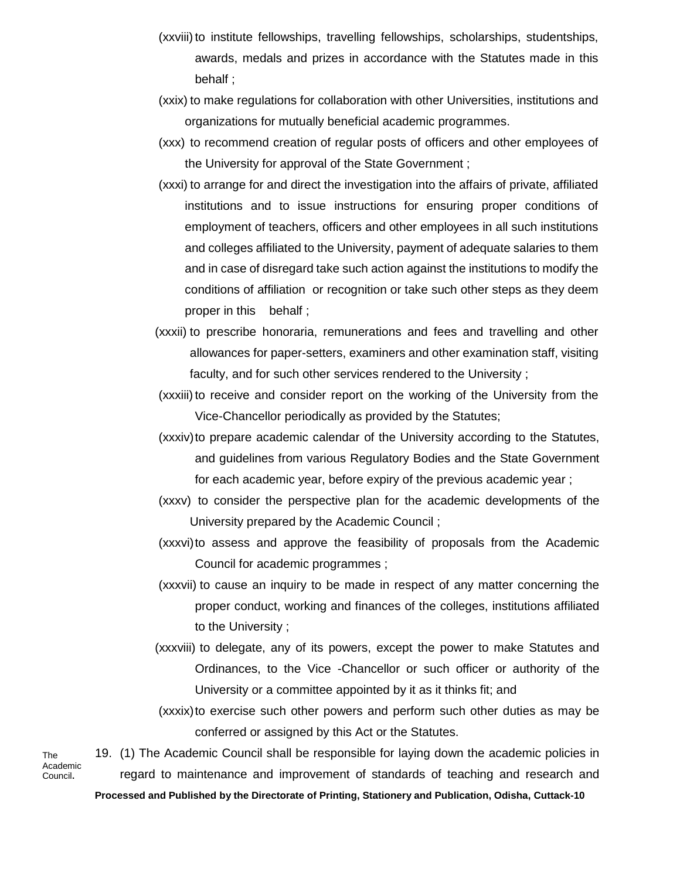(xxviii) to institute fellowships, travelling fellowships, scholarships, studentships, awards, medals and prizes in accordance with the Statutes made in this behalf ;

(xxix) to make regulations for collaboration with other Universities, institutions and organizations for mutually beneficial academic programmes.

(xxx) to recommend creation of regular posts of officers and other employees of the University for approval of the State Government ;

(xxxi) to arrange for and direct the investigation into the affairs of private, affiliated institutions and to issue instructions for ensuring proper conditions of employment of teachers, officers and other employees in all such institutions and colleges affiliated to the University, payment of adequate salaries to them and in case of disregard take such action against the institutions to modify the conditions of affiliation or recognition or take such other steps as they deem proper in this behalf ;

(xxxii) to prescribe honoraria, remunerations and fees and travelling and other allowances for paper-setters, examiners and other examination staff, visiting faculty, and for such other services rendered to the University ;

(xxxiii) to receive and consider report on the working of the University from the Vice-Chancellor periodically as provided by the Statutes;

(xxxiv) to prepare academic calendar of the University according to the Statutes, and guidelines from various Regulatory Bodies and the State Government for each academic year, before expiry of the previous academic year ;

(xxxv) to consider the perspective plan for the academic developments of the University prepared by the Academic Council ;

(xxxvi) to assess and approve the feasibility of proposals from the Academic Council for academic programmes ;

(xxxvii) to cause an inquiry to be made in respect of any matter concerning the proper conduct, working and finances of the colleges, institutions affiliated to the University ;

(xxxviii) to delegate, any of its powers, except the power to make Statutes and Ordinances, to the Vice -Chancellor or such officer or authority of the University or a committee appointed by it as it thinks fit; and

(xxxix) to exercise such other powers and perform such other duties as may be conferred or assigned by this Act or the Statutes.

The Academic Council.

19. (1) The Academic Council shall be responsible for laying down the academic policies in regard to maintenance and improvement of standards of teaching and research and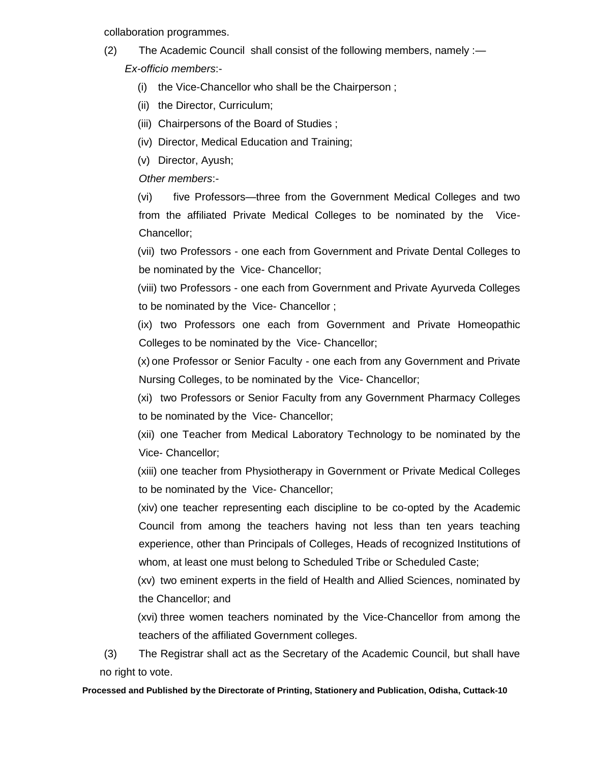collaboration programmes.

(2) The Academic Council shall consist of the following members, namely :—

*Ex-officio members*:-

(i) the Vice-Chancellor who shall be the Chairperson ;

(ii) the Director, Curriculum;

(iii) Chairpersons of the Board of Studies ;

(iv) Director, Medical Education and Training;

(v) Director, Ayush;

*Other members*:-

(vi) five Professors—three from the Government Medical Colleges and two from the affiliated Private Medical Colleges to be nominated by the Vice-Chancellor;

(vii) two Professors - one each from Government and Private Dental Colleges to be nominated by the Vice- Chancellor;

(viii) two Professors - one each from Government and Private Ayurveda Colleges to be nominated by the Vice- Chancellor ;

(ix) two Professors one each from Government and Private Homeopathic Colleges to be nominated by the Vice- Chancellor;

(x) one Professor or Senior Faculty - one each from any Government and Private Nursing Colleges, to be nominated by the Vice- Chancellor;

(xi) two Professors or Senior Faculty from any Government Pharmacy Colleges to be nominated by the Vice- Chancellor;

(xii) one Teacher from Medical Laboratory Technology to be nominated by the Vice- Chancellor;

(xiii) one teacher from Physiotherapy in Government or Private Medical Colleges to be nominated by the Vice- Chancellor;

(xiv) one teacher representing each discipline to be co-opted by the Academic Council from among the teachers having not less than ten years teaching experience, other than Principals of Colleges, Heads of recognized Institutions of whom, at least one must belong to Scheduled Tribe or Scheduled Caste;

(xv) two eminent experts in the field of Health and Allied Sciences, nominated by the Chancellor; and

(xvi) three women teachers nominated by the Vice-Chancellor from among the teachers of the affiliated Government colleges.

(3) The Registrar shall act as the Secretary of the Academic Council, but shall have no right to vote.

**Processed and Published by the Directorate of Printing, Stationery and Publication, Odisha, Cuttack-10**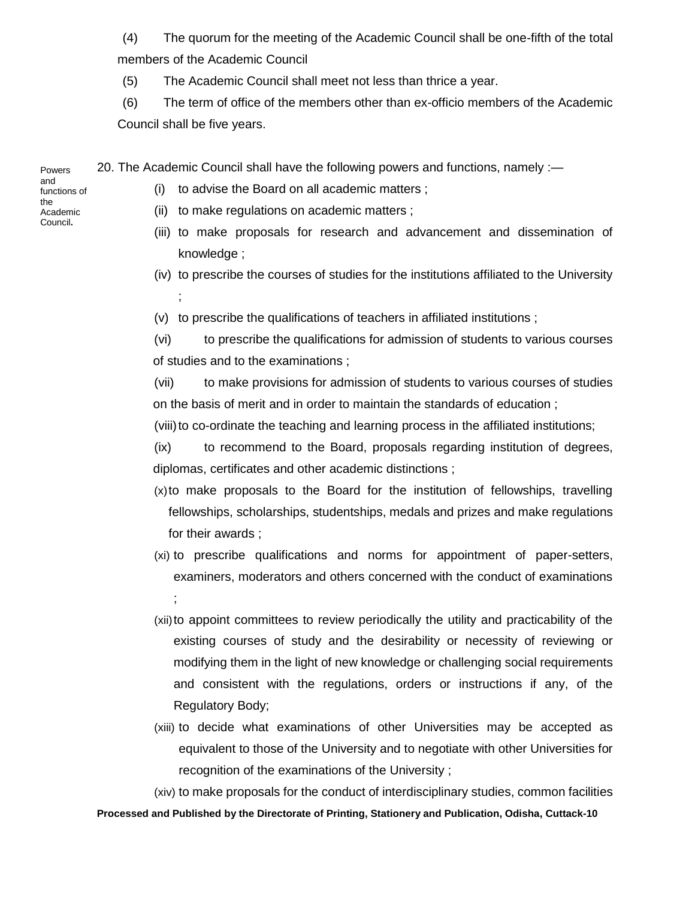(4) The quorum for the meeting of the Academic Council shall be one-fifth of the total members of the Academic Council

(5) The Academic Council shall meet not less than thrice a year.

(6) The term of office of the members other than ex-officio members of the Academic Council shall be five years.

Powers and functions of the Academic Council.

20. The Academic Council shall have the following powers and functions, namely :—

(i) to advise the Board on all academic matters ;

(ii) to make regulations on academic matters ;

(iii) to make proposals for research and advancement and dissemination of knowledge ;

(iv) to prescribe the courses of studies for the institutions affiliated to the University ;

(v) to prescribe the qualifications of teachers in affiliated institutions ;

(vi) to prescribe the qualifications for admission of students to various courses of studies and to the examinations ;

(vii) to make provisions for admission of students to various courses of studies on the basis of merit and in order to maintain the standards of education ;

(viii) to co-ordinate the teaching and learning process in the affiliated institutions;

(ix) to recommend to the Board, proposals regarding institution of degrees, diplomas, certificates and other academic distinctions ;

(x) to make proposals to the Board for the institution of fellowships, travelling fellowships, scholarships, studentships, medals and prizes and make regulations for their awards ;

(xi) to prescribe qualifications and norms for appointment of paper-setters, examiners, moderators and others concerned with the conduct of examinations ;

(xii) to appoint committees to review periodically the utility and practicability of the existing courses of study and the desirability or necessity of reviewing or modifying them in the light of new knowledge or challenging social requirements and consistent with the regulations, orders or instructions if any, of the Regulatory Body;

(xiii) to decide what examinations of other Universities may be accepted as equivalent to those of the University and to negotiate with other Universities for recognition of the examinations of the University ;

(xiv) to make proposals for the conduct of interdisciplinary studies, common facilities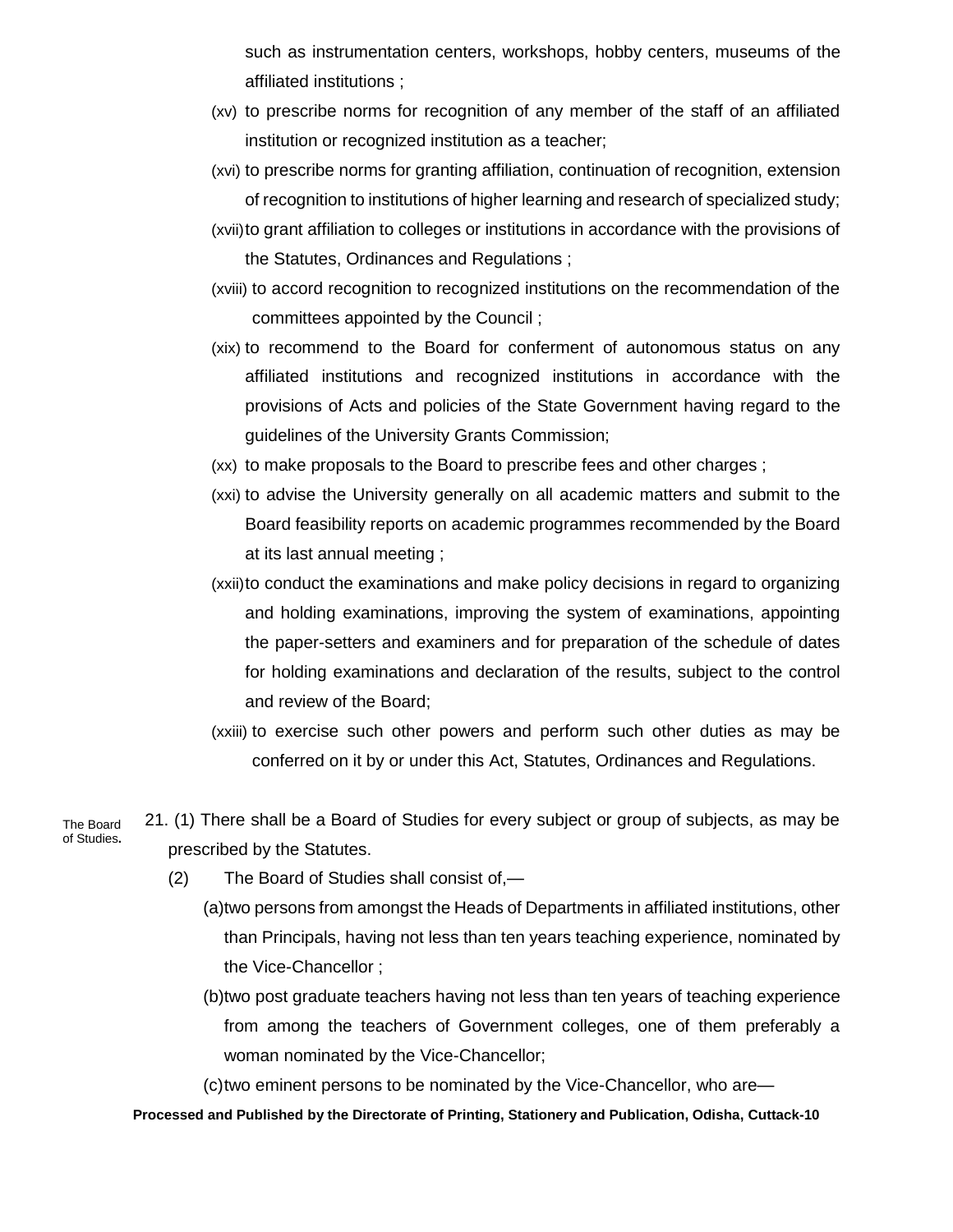such as instrumentation centers, workshops, hobby centers, museums of the affiliated institutions ;

(xv) to prescribe norms for recognition of any member of the staff of an affiliated institution or recognized institution as a teacher;

(xvi) to prescribe norms for granting affiliation, continuation of recognition, extension of recognition to institutions of higher learning and research of specialized study;

(xvii) to grant affiliation to colleges or institutions in accordance with the provisions of the Statutes, Ordinances and Regulations ;

(xviii) to accord recognition to recognized institutions on the recommendation of the committees appointed by the Council ;

(xix) to recommend to the Board for conferment of autonomous status on any affiliated institutions and recognized institutions in accordance with the provisions of Acts and policies of the State Government having regard to the guidelines of the University Grants Commission;

(xx) to make proposals to the Board to prescribe fees and other charges ;

(xxi) to advise the University generally on all academic matters and submit to the Board feasibility reports on academic programmes recommended by the Board at its last annual meeting ;

(xxii) to conduct the examinations and make policy decisions in regard to organizing and holding examinations, improving the system of examinations, appointing the paper-setters and examiners and for preparation of the schedule of dates for holding examinations and declaration of the results, subject to the control and review of the Board;

(xxiii) to exercise such other powers and perform such other duties as may be conferred on it by or under this Act, Statutes, Ordinances and Regulations.

**The Board of Studies.**

21. (1) There shall be a Board of Studies for every subject or group of subjects, as may be prescribed by the Statutes.

(2) The Board of Studies shall consist of,—

(a) two persons from amongst the Heads of Departments in affiliated institutions, other than Principals, having not less than ten years teaching experience, nominated by the Vice-Chancellor ;

(b) two post graduate teachers having not less than ten years of teaching experience from among the teachers of Government colleges, one of them preferably a woman nominated by the Vice-Chancellor;

(c) two eminent persons to be nominated by the Vice-Chancellor, who are—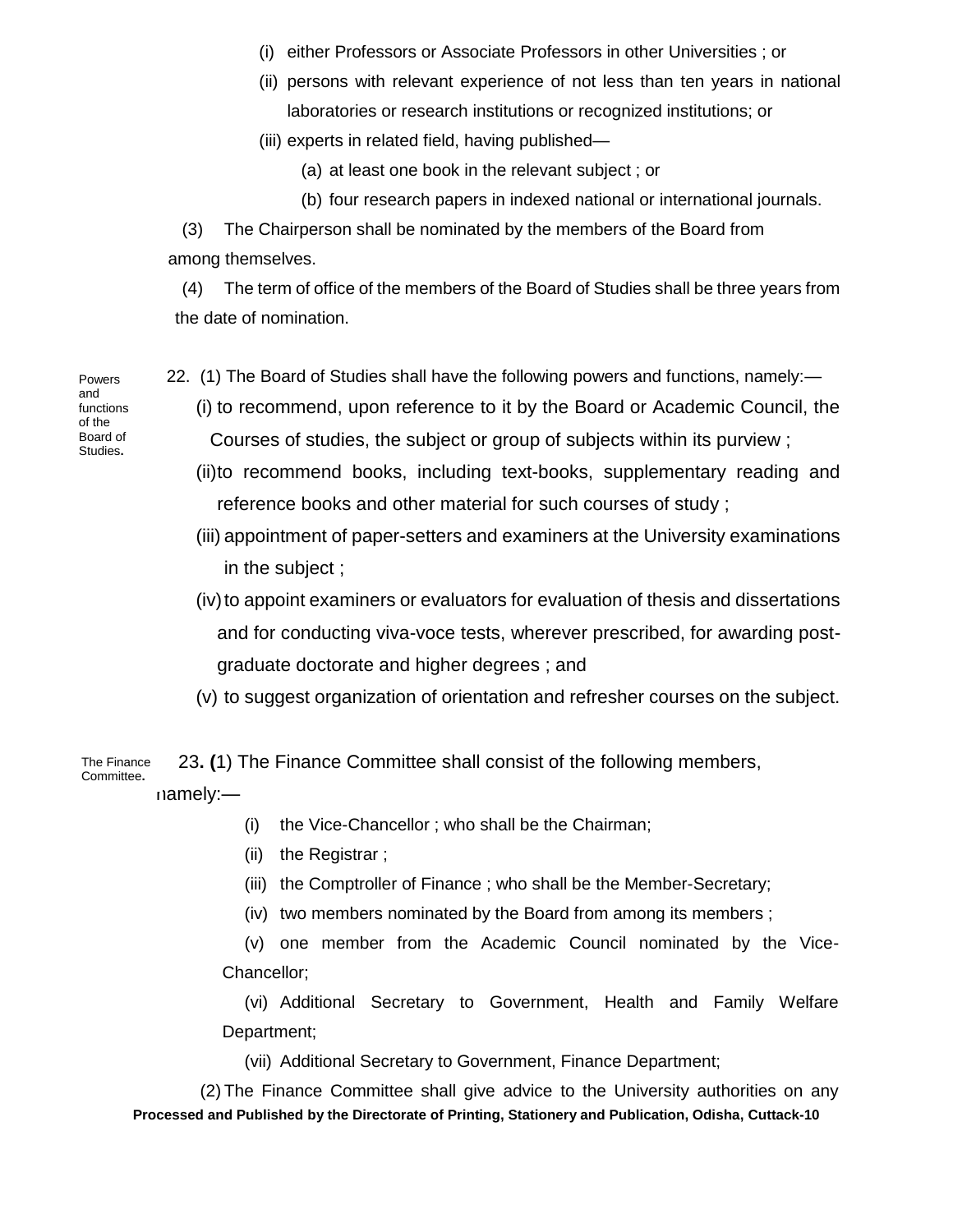(i) either Professors or Associate Professors in other Universities ; or

(ii) persons with relevant experience of not less than ten years in national laboratories or research institutions or recognized institutions; or

(iii) experts in related field, having published—

(a) at least one book in the relevant subject ; or

(b) four research papers in indexed national or international journals.

(3) The Chairperson shall be nominated by the members of the Board from among themselves.

(4) The term of office of the members of the Board of Studies shall be three years from the date of nomination.

**Powers and functions of the Board of Studies.**

22. (1) The Board of Studies shall have the following powers and functions, namely:—

(i) to recommend, upon reference to it by the Board or Academic Council, the Courses of studies, the subject or group of subjects within its purview ;

(ii) to recommend books, including text-books, supplementary reading and reference books and other material for such courses of study ;

(iii) appointment of paper-setters and examiners at the University examinations in the subject ;

(iv) to appoint examiners or evaluators for evaluation of thesis and dissertations and for conducting viva-voce tests, wherever prescribed, for awarding post-graduate doctorate and higher degrees ; and

(v) to suggest organization of orientation and refresher courses on the subject.

**The Finance Committee.**

23. (1) The Finance Committee shall consist of the following members, namely:—

(i) the Vice-Chancellor ; who shall be the Chairman;

(ii) the Registrar ;

(iii) the Comptroller of Finance ; who shall be the Member-Secretary;

(iv) two members nominated by the Board from among its members ;

(v) one member from the Academic Council nominated by the Vice-Chancellor;

(vi) Additional Secretary to Government, Health and Family Welfare Department;

(vii) Additional Secretary to Government, Finance Department;

(2) The Finance Committee shall give advice to the University authorities on any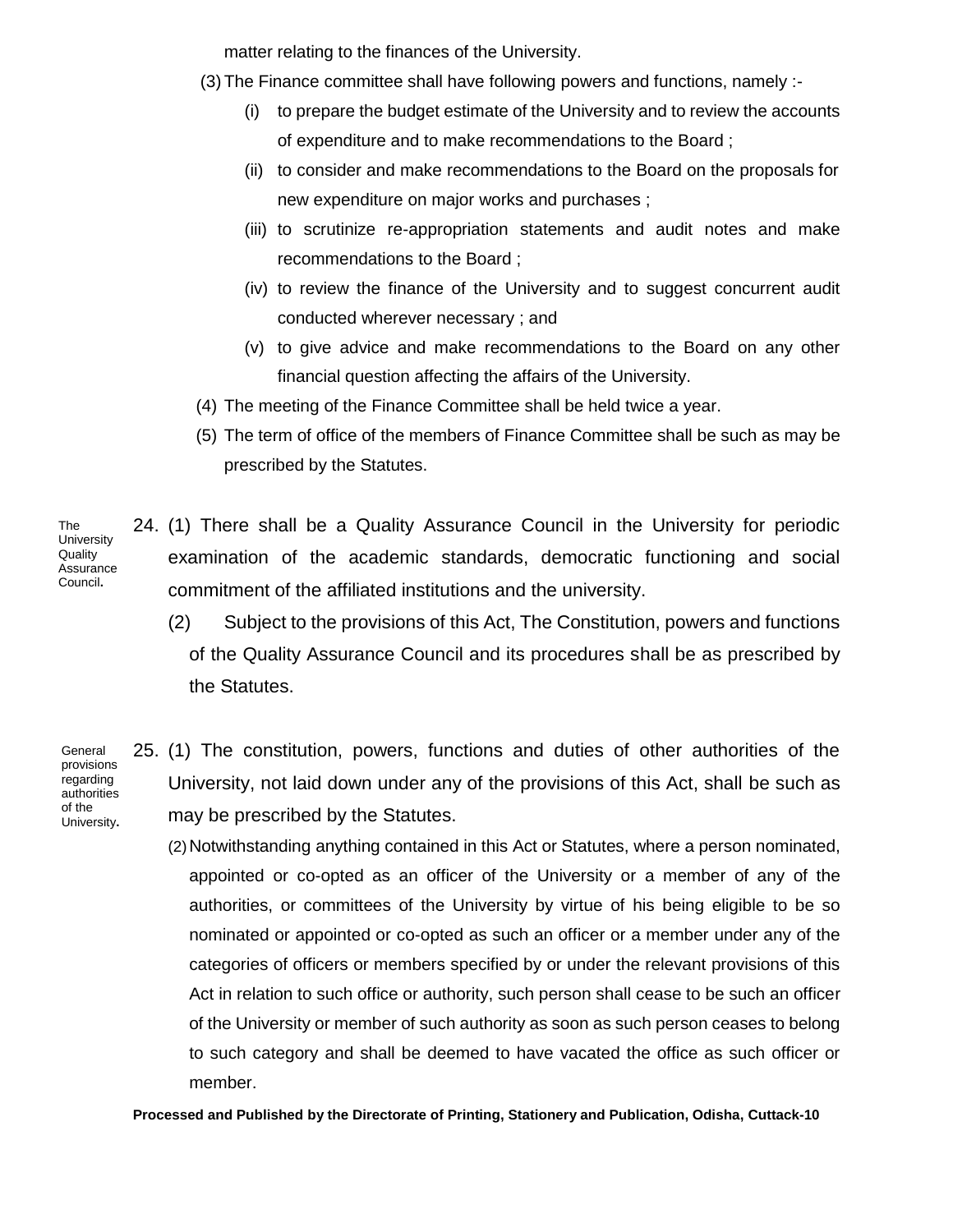matter relating to the finances of the University.

(3) The Finance committee shall have following powers and functions, namely :-

(i) to prepare the budget estimate of the University and to review the accounts of expenditure and to make recommendations to the Board ;

(ii) to consider and make recommendations to the Board on the proposals for new expenditure on major works and purchases ;

(iii) to scrutinize re-appropriation statements and audit notes and make recommendations to the Board ;

(iv) to review the finance of the University and to suggest concurrent audit conducted wherever necessary ; and

(v) to give advice and make recommendations to the Board on any other financial question affecting the affairs of the University.

(4) The meeting of the Finance Committee shall be held twice a year.

(5) The term of office of the members of Finance Committee shall be such as may be prescribed by the Statutes.

*The University Quality Assurance Council.*

24. (1) There shall be a Quality Assurance Council in the University for periodic examination of the academic standards, democratic functioning and social commitment of the affiliated institutions and the university.

(2) Subject to the provisions of this Act, The Constitution, powers and functions of the Quality Assurance Council and its procedures shall be as prescribed by the Statutes.

*General provisions regarding authorities of the University.*

25. (1) The constitution, powers, functions and duties of other authorities of the University, not laid down under any of the provisions of this Act, shall be such as may be prescribed by the Statutes.

(2) Notwithstanding anything contained in this Act or Statutes, where a person nominated, appointed or co-opted as an officer of the University or a member of any of the authorities, or committees of the University by virtue of his being eligible to be so nominated or appointed or co-opted as such an officer or a member under any of the categories of officers or members specified by or under the relevant provisions of this Act in relation to such office or authority, such person shall cease to be such an officer of the University or member of such authority as soon as such person ceases to belong to such category and shall be deemed to have vacated the office as such officer or member.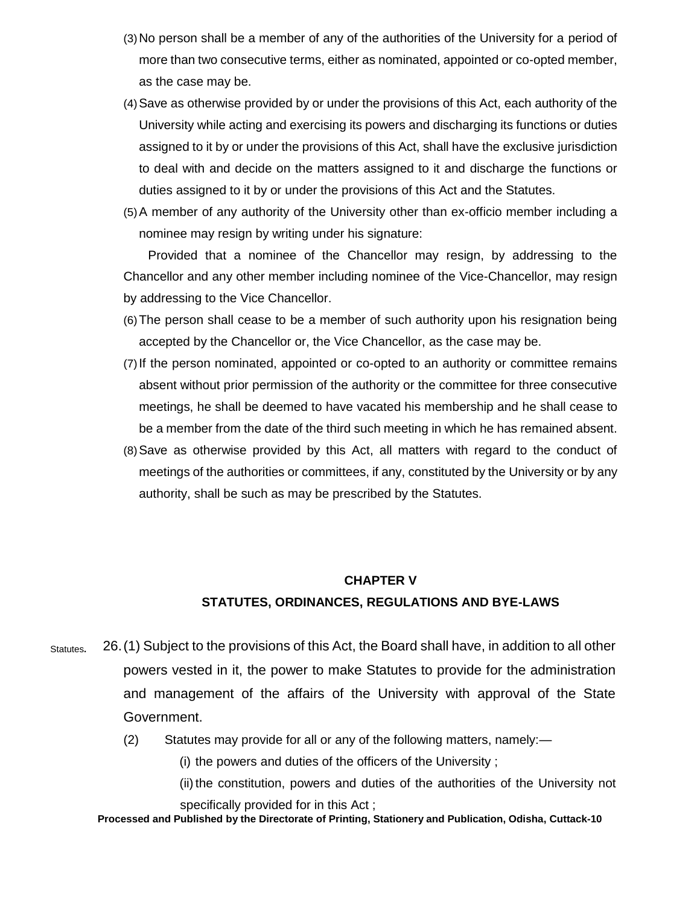(3) No person shall be a member of any of the authorities of the University for a period of more than two consecutive terms, either as nominated, appointed or co-opted member, as the case may be.

(4) Save as otherwise provided by or under the provisions of this Act, each authority of the University while acting and exercising its powers and discharging its functions or duties assigned to it by or under the provisions of this Act, shall have the exclusive jurisdiction to deal with and decide on the matters assigned to it and discharge the functions or duties assigned to it by or under the provisions of this Act and the Statutes.

(5) A member of any authority of the University other than ex-officio member including a nominee may resign by writing under his signature:

Provided that a nominee of the Chancellor may resign, by addressing to the Chancellor and any other member including nominee of the Vice-Chancellor, may resign by addressing to the Vice Chancellor.

(6) The person shall cease to be a member of such authority upon his resignation being accepted by the Chancellor or, the Vice Chancellor, as the case may be.

(7) If the person nominated, appointed or co-opted to an authority or committee remains absent without prior permission of the authority or the committee for three consecutive meetings, he shall be deemed to have vacated his membership and he shall cease to be a member from the date of the third such meeting in which he has remained absent.

(8) Save as otherwise provided by this Act, all matters with regard to the conduct of meetings of the authorities or committees, if any, constituted by the University or by any authority, shall be such as may be prescribed by the Statutes.

## CHAPTER V

## STATUTES, ORDINANCES, REGULATIONS AND BYE-LAWS

Statutes. 26. (1) Subject to the provisions of this Act, the Board shall have, in addition to all other powers vested in it, the power to make Statutes to provide for the administration and management of the affairs of the University with approval of the State Government.

(2) Statutes may provide for all or any of the following matters, namely:—

(i) the powers and duties of the officers of the University ;

(ii) the constitution, powers and duties of the authorities of the University not specifically provided for in this Act ;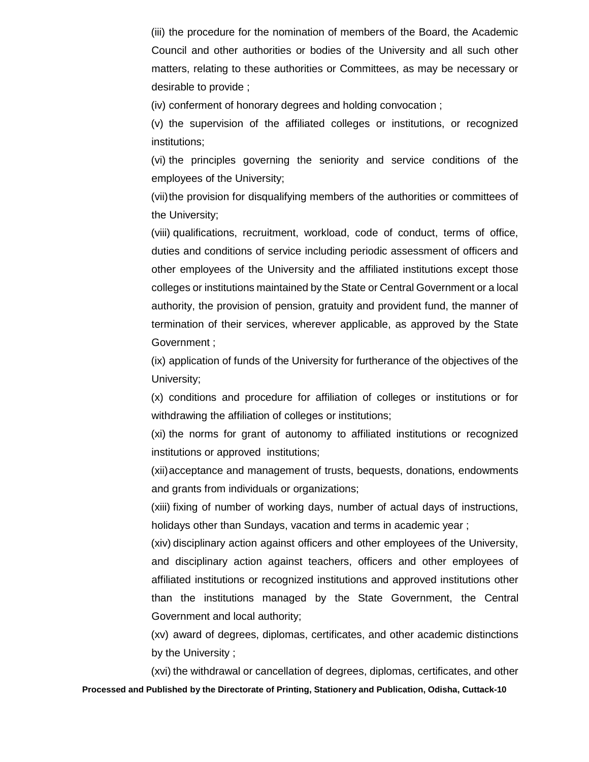(iii) the procedure for the nomination of members of the Board, the Academic Council and other authorities or bodies of the University and all such other matters, relating to these authorities or Committees, as may be necessary or desirable to provide ;

(iv) conferment of honorary degrees and holding convocation ;

(v) the supervision of the affiliated colleges or institutions, or recognized institutions;

(vi) the principles governing the seniority and service conditions of the employees of the University;

(vii) the provision for disqualifying members of the authorities or committees of the University;

(viii) qualifications, recruitment, workload, code of conduct, terms of office, duties and conditions of service including periodic assessment of officers and other employees of the University and the affiliated institutions except those colleges or institutions maintained by the State or Central Government or a local authority, the provision of pension, gratuity and provident fund, the manner of termination of their services, wherever applicable, as approved by the State Government ;

(ix) application of funds of the University for furtherance of the objectives of the University;

(x) conditions and procedure for affiliation of colleges or institutions or for withdrawing the affiliation of colleges or institutions;

(xi) the norms for grant of autonomy to affiliated institutions or recognized institutions or approved institutions;

(xii) acceptance and management of trusts, bequests, donations, endowments and grants from individuals or organizations;

(xiii) fixing of number of working days, number of actual days of instructions, holidays other than Sundays, vacation and terms in academic year ;

(xiv) disciplinary action against officers and other employees of the University, and disciplinary action against teachers, officers and other employees of affiliated institutions or recognized institutions and approved institutions other than the institutions managed by the State Government, the Central Government and local authority;

(xv) award of degrees, diplomas, certificates, and other academic distinctions by the University ;

(xvi) the withdrawal or cancellation of degrees, diplomas, certificates, and other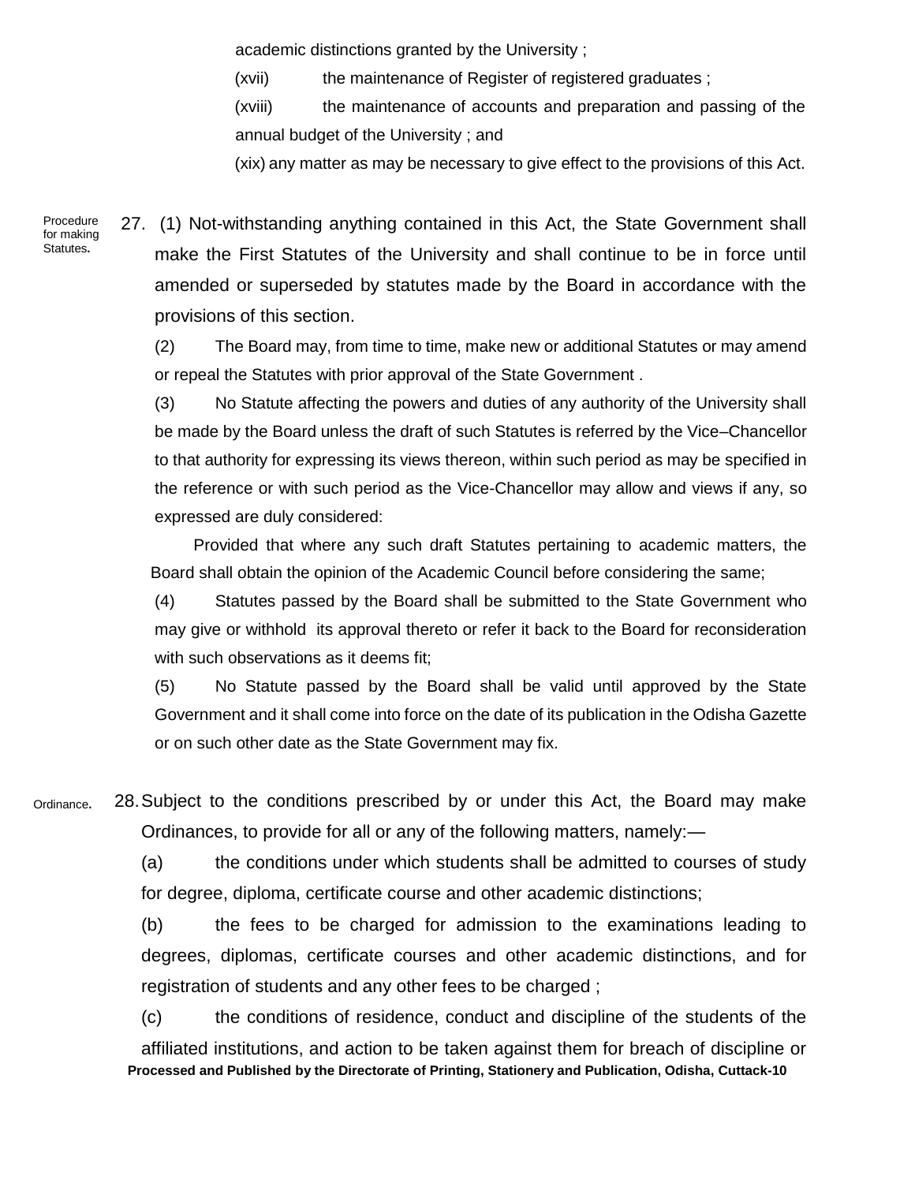academic distinctions granted by the University ;

(xvii) the maintenance of Register of registered graduates ;

(xviii) the maintenance of accounts and preparation and passing of the annual budget of the University ; and

(xix) any matter as may be necessary to give effect to the provisions of this Act.

**Procedure for making Statutes.**

27. (1) Not-withstanding anything contained in this Act, the State Government shall make the First Statutes of the University and shall continue to be in force until amended or superseded by statutes made by the Board in accordance with the provisions of this section.

(2) The Board may, from time to time, make new or additional Statutes or may amend or repeal the Statutes with prior approval of the State Government .

(3) No Statute affecting the powers and duties of any authority of the University shall be made by the Board unless the draft of such Statutes is referred by the Vice–Chancellor to that authority for expressing its views thereon, within such period as may be specified in the reference or with such period as the Vice-Chancellor may allow and views if any, so expressed are duly considered:

Provided that where any such draft Statutes pertaining to academic matters, the Board shall obtain the opinion of the Academic Council before considering the same;

(4) Statutes passed by the Board shall be submitted to the State Government who may give or withhold its approval thereto or refer it back to the Board for reconsideration with such observations as it deems fit;

(5) No Statute passed by the Board shall be valid until approved by the State Government and it shall come into force on the date of its publication in the Odisha Gazette or on such other date as the State Government may fix.

**Ordinance.**

28. Subject to the conditions prescribed by or under this Act, the Board may make Ordinances, to provide for all or any of the following matters, namely:—

(a) the conditions under which students shall be admitted to courses of study for degree, diploma, certificate course and other academic distinctions;

(b) the fees to be charged for admission to the examinations leading to degrees, diplomas, certificate courses and other academic distinctions, and for registration of students and any other fees to be charged ;

(c) the conditions of residence, conduct and discipline of the students of the affiliated institutions, and action to be taken against them for breach of discipline or

Processed and Published by the Directorate of Printing, Stationery and Publication, Odisha, Cuttack-10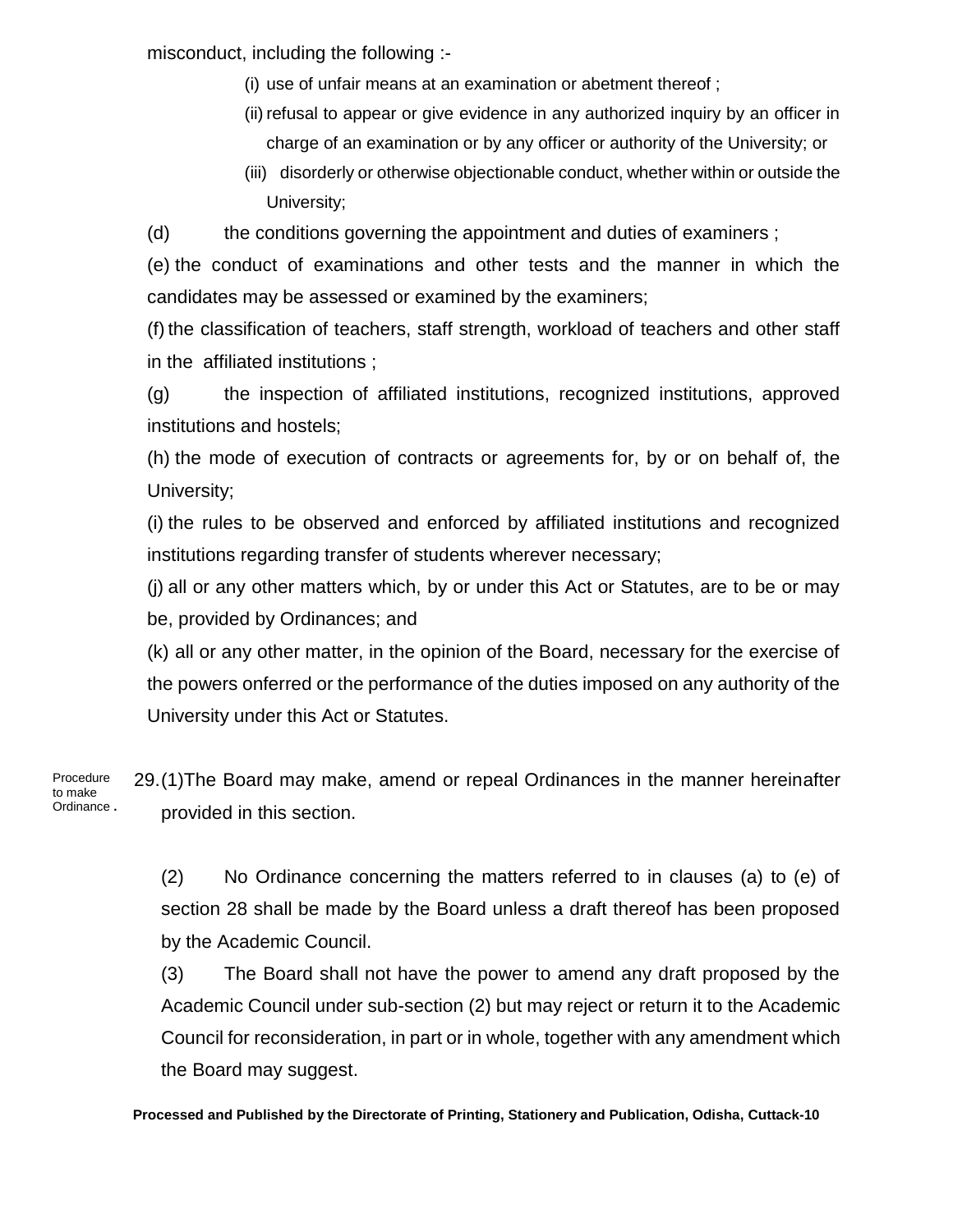misconduct, including the following :-

(i) use of unfair means at an examination or abetment thereof ;

(ii) refusal to appear or give evidence in any authorized inquiry by an officer in charge of an examination or by any officer or authority of the University; or

(iii) disorderly or otherwise objectionable conduct, whether within or outside the University;

(d) the conditions governing the appointment and duties of examiners ;

(e) the conduct of examinations and other tests and the manner in which the candidates may be assessed or examined by the examiners;

(f) the classification of teachers, staff strength, workload of teachers and other staff in the affiliated institutions ;

(g) the inspection of affiliated institutions, recognized institutions, approved institutions and hostels;

(h) the mode of execution of contracts or agreements for, by or on behalf of, the University;

(i) the rules to be observed and enforced by affiliated institutions and recognized institutions regarding transfer of students wherever necessary;

(j) all or any other matters which, by or under this Act or Statutes, are to be or may be, provided by Ordinances; and

(k) all or any other matter, in the opinion of the Board, necessary for the exercise of the powers onferred or the performance of the duties imposed on any authority of the University under this Act or Statutes.

Procedure to make Ordinance.

29.(1)The Board may make, amend or repeal Ordinances in the manner hereinafter provided in this section.

(2) No Ordinance concerning the matters referred to in clauses (a) to (e) of section 28 shall be made by the Board unless a draft thereof has been proposed by the Academic Council.

(3) The Board shall not have the power to amend any draft proposed by the Academic Council under sub-section (2) but may reject or return it to the Academic Council for reconsideration, in part or in whole, together with any amendment which the Board may suggest.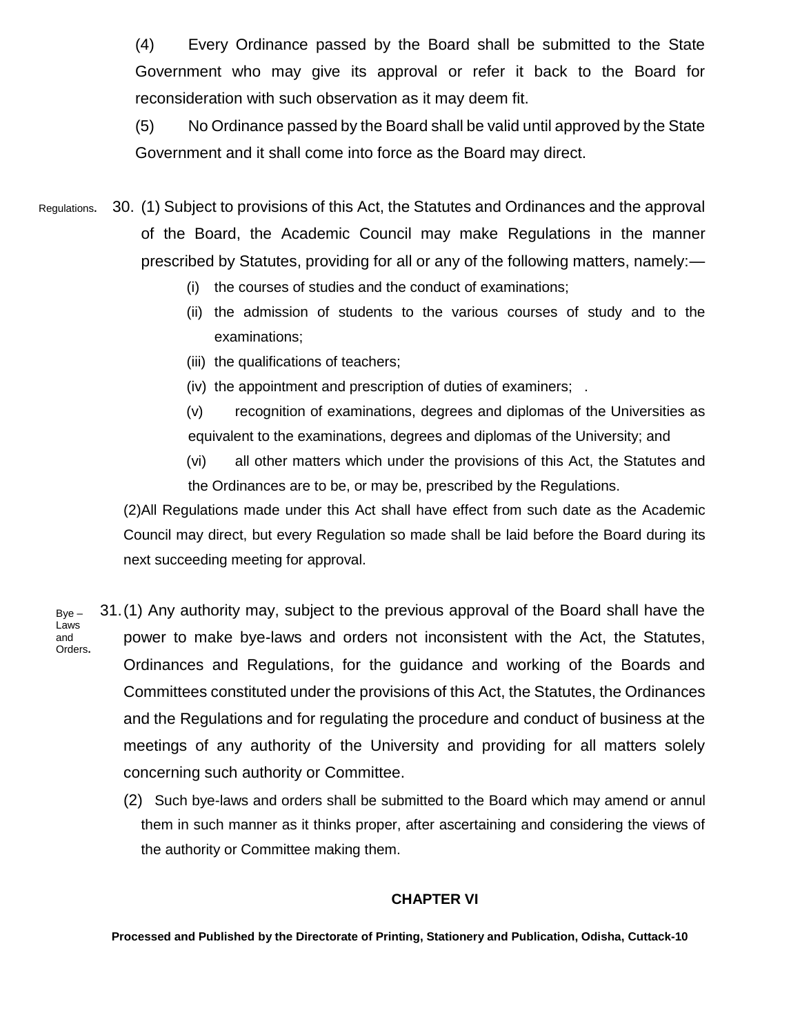(4) Every Ordinance passed by the Board shall be submitted to the State Government who may give its approval or refer it back to the Board for reconsideration with such observation as it may deem fit.

(5) No Ordinance passed by the Board shall be valid until approved by the State Government and it shall come into force as the Board may direct.

Regulations. 30. (1) Subject to provisions of this Act, the Statutes and Ordinances and the approval of the Board, the Academic Council may make Regulations in the manner prescribed by Statutes, providing for all or any of the following matters, namely:—

(i) the courses of studies and the conduct of examinations;

(ii) the admission of students to the various courses of study and to the examinations;

(iii) the qualifications of teachers;

(iv) the appointment and prescription of duties of examiners; .

(v) recognition of examinations, degrees and diplomas of the Universities as equivalent to the examinations, degrees and diplomas of the University; and

(vi) all other matters which under the provisions of this Act, the Statutes and the Ordinances are to be, or may be, prescribed by the Regulations.

(2)All Regulations made under this Act shall have effect from such date as the Academic Council may direct, but every Regulation so made shall be laid before the Board during its next succeeding meeting for approval.

Bye – Laws and Orders. 31. (1) Any authority may, subject to the previous approval of the Board shall have the power to make bye-laws and orders not inconsistent with the Act, the Statutes, Ordinances and Regulations, for the guidance and working of the Boards and Committees constituted under the provisions of this Act, the Statutes, the Ordinances and the Regulations and for regulating the procedure and conduct of business at the meetings of any authority of the University and providing for all matters solely concerning such authority or Committee.

(2) Such bye-laws and orders shall be submitted to the Board which may amend or annul them in such manner as it thinks proper, after ascertaining and considering the views of the authority or Committee making them.

## CHAPTER VI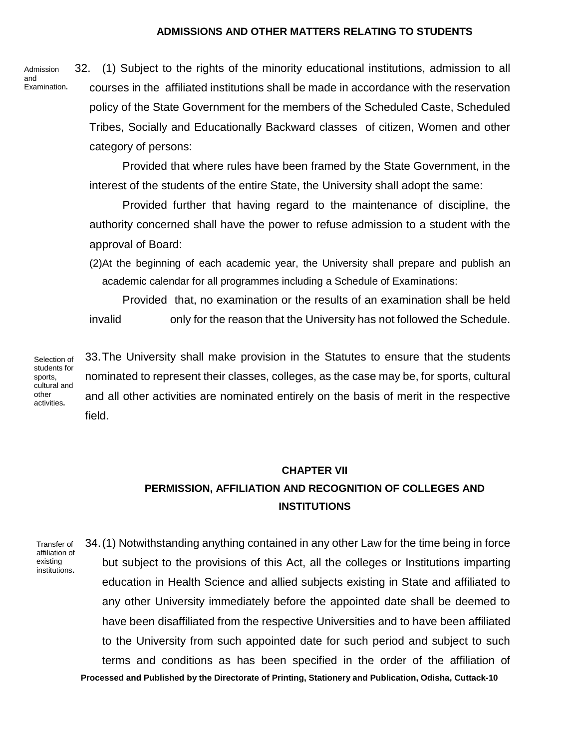## ADMISSIONS AND OTHER MATTERS RELATING TO STUDENTS

Admission and Examination.

32. (1) Subject to the rights of the minority educational institutions, admission to all courses in the affiliated institutions shall be made in accordance with the reservation policy of the State Government for the members of the Scheduled Caste, Scheduled Tribes, Socially and Educationally Backward classes of citizen, Women and other category of persons:

Provided that where rules have been framed by the State Government, in the interest of the students of the entire State, the University shall adopt the same:

Provided further that having regard to the maintenance of discipline, the authority concerned shall have the power to refuse admission to a student with the approval of Board:

(2) At the beginning of each academic year, the University shall prepare and publish an academic calendar for all programmes including a Schedule of Examinations:

Provided that, no examination or the results of an examination shall be held invalid only for the reason that the University has not followed the Schedule.

Selection of students for sports, cultural and other activities.

33. The University shall make provision in the Statutes to ensure that the students nominated to represent their classes, colleges, as the case may be, for sports, cultural and all other activities are nominated entirely on the basis of merit in the respective field.

## CHAPTER VII

## PERMISSION, AFFILIATION AND RECOGNITION OF COLLEGES AND INSTITUTIONS

Transfer of affiliation of existing institutions.

34. (1) Notwithstanding anything contained in any other Law for the time being in force but subject to the provisions of this Act, all the colleges or Institutions imparting education in Health Science and allied subjects existing in State and affiliated to any other University immediately before the appointed date shall be deemed to have been disaffiliated from the respective Universities and to have been affiliated to the University from such appointed date for such period and subject to such terms and conditions as has been specified in the order of the affiliation of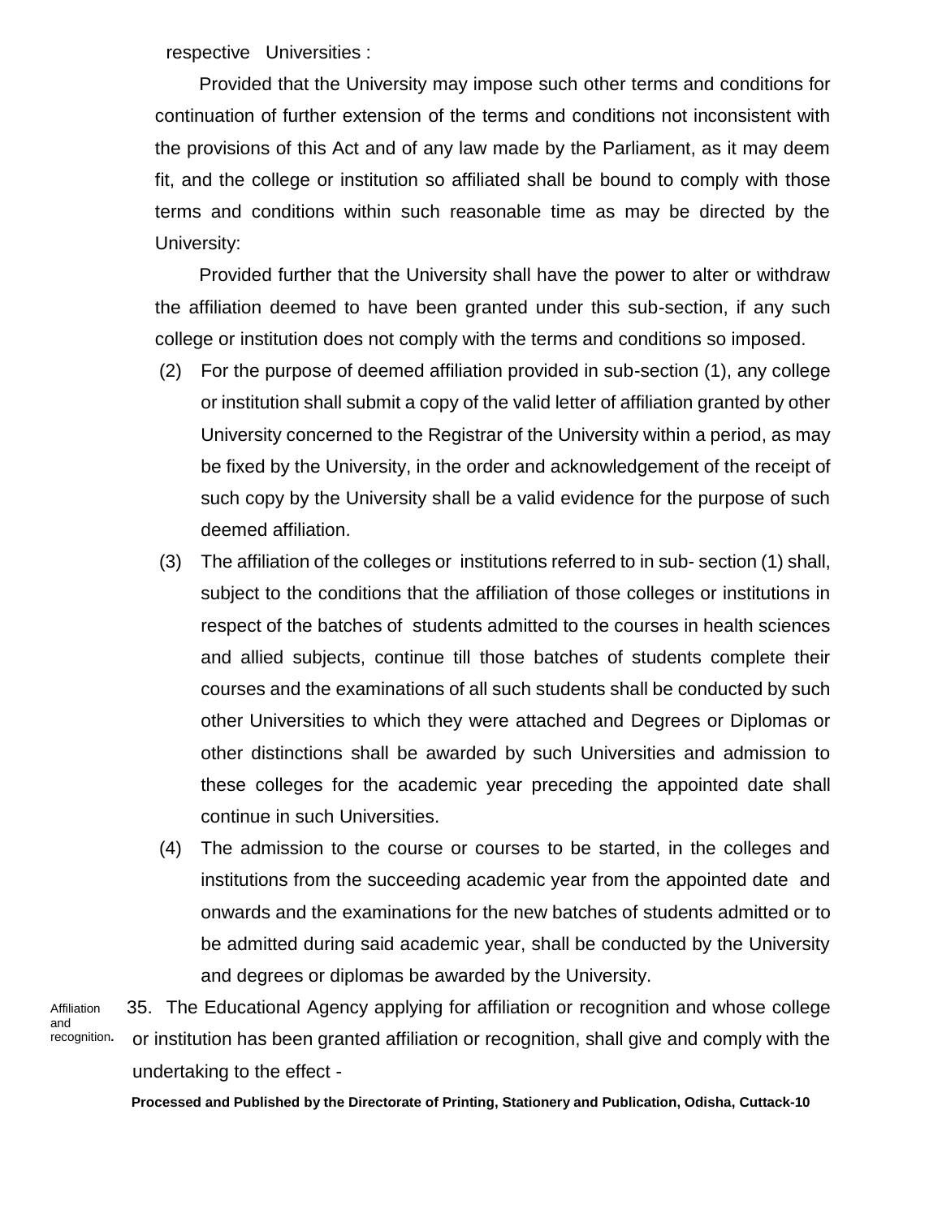respective Universities :

Provided that the University may impose such other terms and conditions for continuation of further extension of the terms and conditions not inconsistent with the provisions of this Act and of any law made by the Parliament, as it may deem fit, and the college or institution so affiliated shall be bound to comply with those terms and conditions within such reasonable time as may be directed by the University:

Provided further that the University shall have the power to alter or withdraw the affiliation deemed to have been granted under this sub-section, if any such college or institution does not comply with the terms and conditions so imposed.

(2) For the purpose of deemed affiliation provided in sub-section (1), any college or institution shall submit a copy of the valid letter of affiliation granted by other University concerned to the Registrar of the University within a period, as may be fixed by the University, in the order and acknowledgement of the receipt of such copy by the University shall be a valid evidence for the purpose of such deemed affiliation.

(3) The affiliation of the colleges or institutions referred to in sub- section (1) shall, subject to the conditions that the affiliation of those colleges or institutions in respect of the batches of students admitted to the courses in health sciences and allied subjects, continue till those batches of students complete their courses and the examinations of all such students shall be conducted by such other Universities to which they were attached and Degrees or Diplomas or other distinctions shall be awarded by such Universities and admission to these colleges for the academic year preceding the appointed date shall continue in such Universities.

(4) The admission to the course or courses to be started, in the colleges and institutions from the succeeding academic year from the appointed date and onwards and the examinations for the new batches of students admitted or to be admitted during said academic year, shall be conducted by the University and degrees or diplomas be awarded by the University.

Affiliation and recognition.

35. The Educational Agency applying for affiliation or recognition and whose college or institution has been granted affiliation or recognition, shall give and comply with the undertaking to the effect -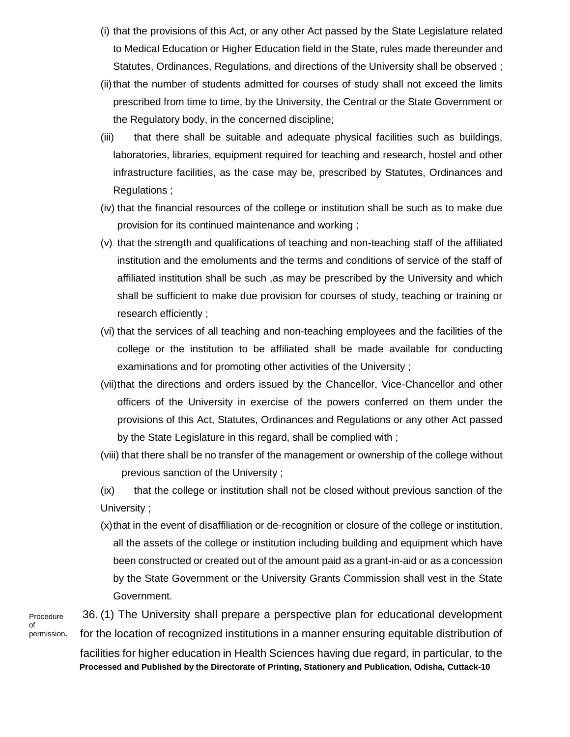(i) that the provisions of this Act, or any other Act passed by the State Legislature related to Medical Education or Higher Education field in the State, rules made thereunder and Statutes, Ordinances, Regulations, and directions of the University shall be observed ;

(ii) that the number of students admitted for courses of study shall not exceed the limits prescribed from time to time, by the University, the Central or the State Government or the Regulatory body, in the concerned discipline;

(iii) that there shall be suitable and adequate physical facilities such as buildings, laboratories, libraries, equipment required for teaching and research, hostel and other infrastructure facilities, as the case may be, prescribed by Statutes, Ordinances and Regulations ;

(iv) that the financial resources of the college or institution shall be such as to make due provision for its continued maintenance and working ;

(v) that the strength and qualifications of teaching and non-teaching staff of the affiliated institution and the emoluments and the terms and conditions of service of the staff of affiliated institution shall be such ,as may be prescribed by the University and which shall be sufficient to make due provision for courses of study, teaching or training or research efficiently ;

(vi) that the services of all teaching and non-teaching employees and the facilities of the college or the institution to be affiliated shall be made available for conducting examinations and for promoting other activities of the University ;

(vii) that the directions and orders issued by the Chancellor, Vice-Chancellor and other officers of the University in exercise of the powers conferred on them under the provisions of this Act, Statutes, Ordinances and Regulations or any other Act passed by the State Legislature in this regard, shall be complied with ;

(viii) that there shall be no transfer of the management or ownership of the college without previous sanction of the University ;

(ix) that the college or institution shall not be closed without previous sanction of the University ;

(x) that in the event of disaffiliation or de-recognition or closure of the college or institution, all the assets of the college or institution including building and equipment which have been constructed or created out of the amount paid as a grant-in-aid or as a concession by the State Government or the University Grants Commission shall vest in the State Government.

Procedure of permission.

36. (1) The University shall prepare a perspective plan for educational development for the location of recognized institutions in a manner ensuring equitable distribution of facilities for higher education in Health Sciences having due regard, in particular, to the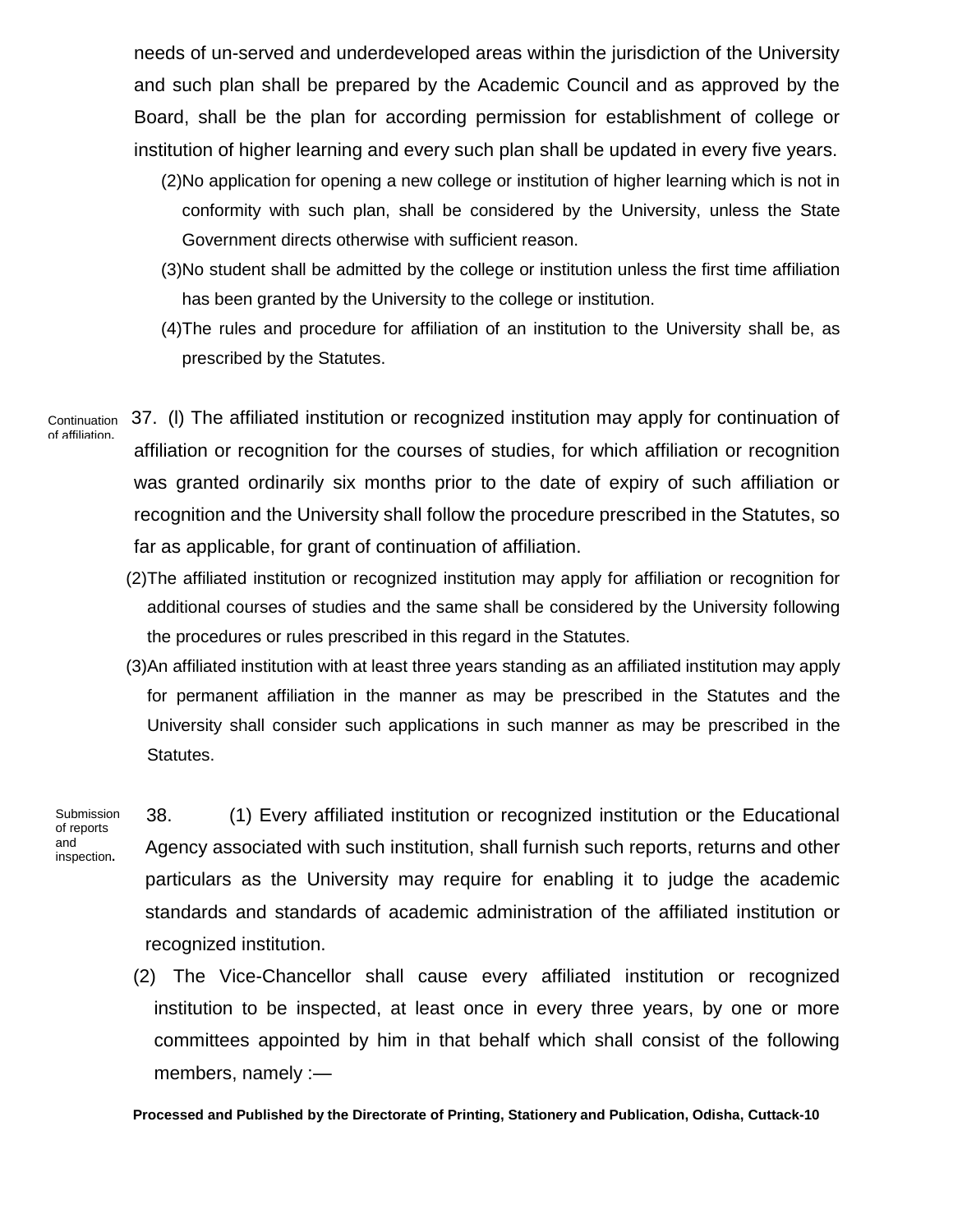needs of un-served and underdeveloped areas within the jurisdiction of the University and such plan shall be prepared by the Academic Council and as approved by the Board, shall be the plan for according permission for establishment of college or institution of higher learning and every such plan shall be updated in every five years.

(2) No application for opening a new college or institution of higher learning which is not in conformity with such plan, shall be considered by the University, unless the State Government directs otherwise with sufficient reason.

(3) No student shall be admitted by the college or institution unless the first time affiliation has been granted by the University to the college or institution.

(4) The rules and procedure for affiliation of an institution to the University shall be, as prescribed by the Statutes.

Continuation of affiliation.

37. (l) The affiliated institution or recognized institution may apply for continuation of affiliation or recognition for the courses of studies, for which affiliation or recognition was granted ordinarily six months prior to the date of expiry of such affiliation or recognition and the University shall follow the procedure prescribed in the Statutes, so far as applicable, for grant of continuation of affiliation.

(2) The affiliated institution or recognized institution may apply for affiliation or recognition for additional courses of studies and the same shall be considered by the University following the procedures or rules prescribed in this regard in the Statutes.

(3) An affiliated institution with at least three years standing as an affiliated institution may apply for permanent affiliation in the manner as may be prescribed in the Statutes and the University shall consider such applications in such manner as may be prescribed in the Statutes.

Submission of reports and inspection.

38. (1) Every affiliated institution or recognized institution or the Educational Agency associated with such institution, shall furnish such reports, returns and other particulars as the University may require for enabling it to judge the academic standards and standards of academic administration of the affiliated institution or recognized institution.

(2) The Vice-Chancellor shall cause every affiliated institution or recognized institution to be inspected, at least once in every three years, by one or more committees appointed by him in that behalf which shall consist of the following members, namely :—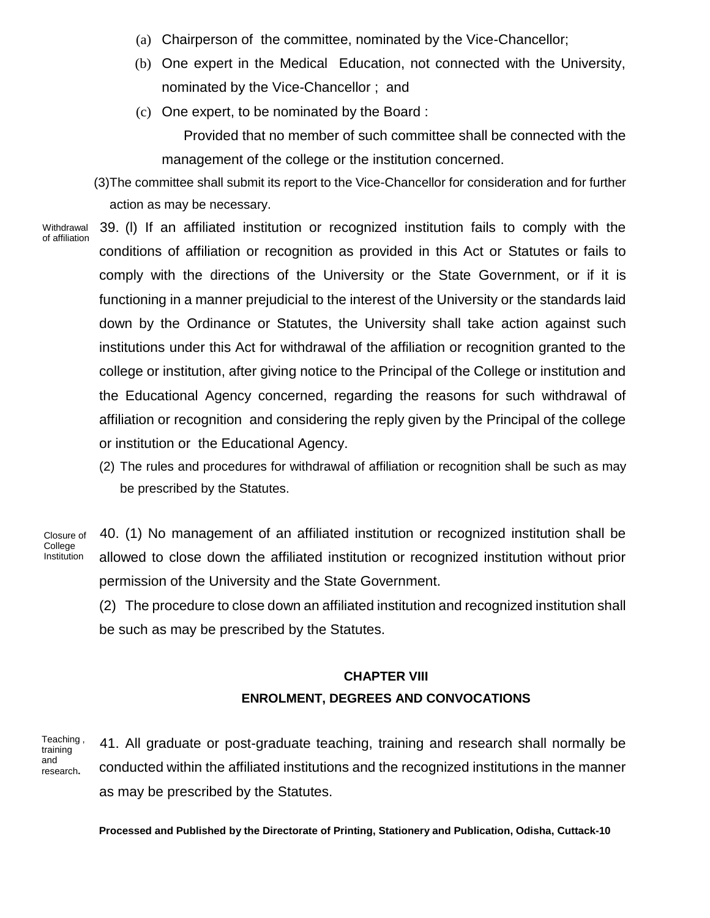(a) Chairperson of the committee, nominated by the Vice-Chancellor;

(b) One expert in the Medical Education, not connected with the University, nominated by the Vice-Chancellor ; and

(c) One expert, to be nominated by the Board :

Provided that no member of such committee shall be connected with the management of the college or the institution concerned.

(3) The committee shall submit its report to the Vice-Chancellor for consideration and for further action as may be necessary.

*Withdrawal of affiliation*

39. (l) If an affiliated institution or recognized institution fails to comply with the conditions of affiliation or recognition as provided in this Act or Statutes or fails to comply with the directions of the University or the State Government, or if it is functioning in a manner prejudicial to the interest of the University or the standards laid down by the Ordinance or Statutes, the University shall take action against such institutions under this Act for withdrawal of the affiliation or recognition granted to the college or institution, after giving notice to the Principal of the College or institution and the Educational Agency concerned, regarding the reasons for such withdrawal of affiliation or recognition and considering the reply given by the Principal of the college or institution or the Educational Agency.

(2) The rules and procedures for withdrawal of affiliation or recognition shall be such as may be prescribed by the Statutes.

*Closure of College Institution*

40. (1) No management of an affiliated institution or recognized institution shall be allowed to close down the affiliated institution or recognized institution without prior permission of the University and the State Government.

(2) The procedure to close down an affiliated institution and recognized institution shall be such as may be prescribed by the Statutes.

## CHAPTER VIII

## ENROLMENT, DEGREES AND CONVOCATIONS

*Teaching , training and research.*

41. All graduate or post-graduate teaching, training and research shall normally be conducted within the affiliated institutions and the recognized institutions in the manner as may be prescribed by the Statutes.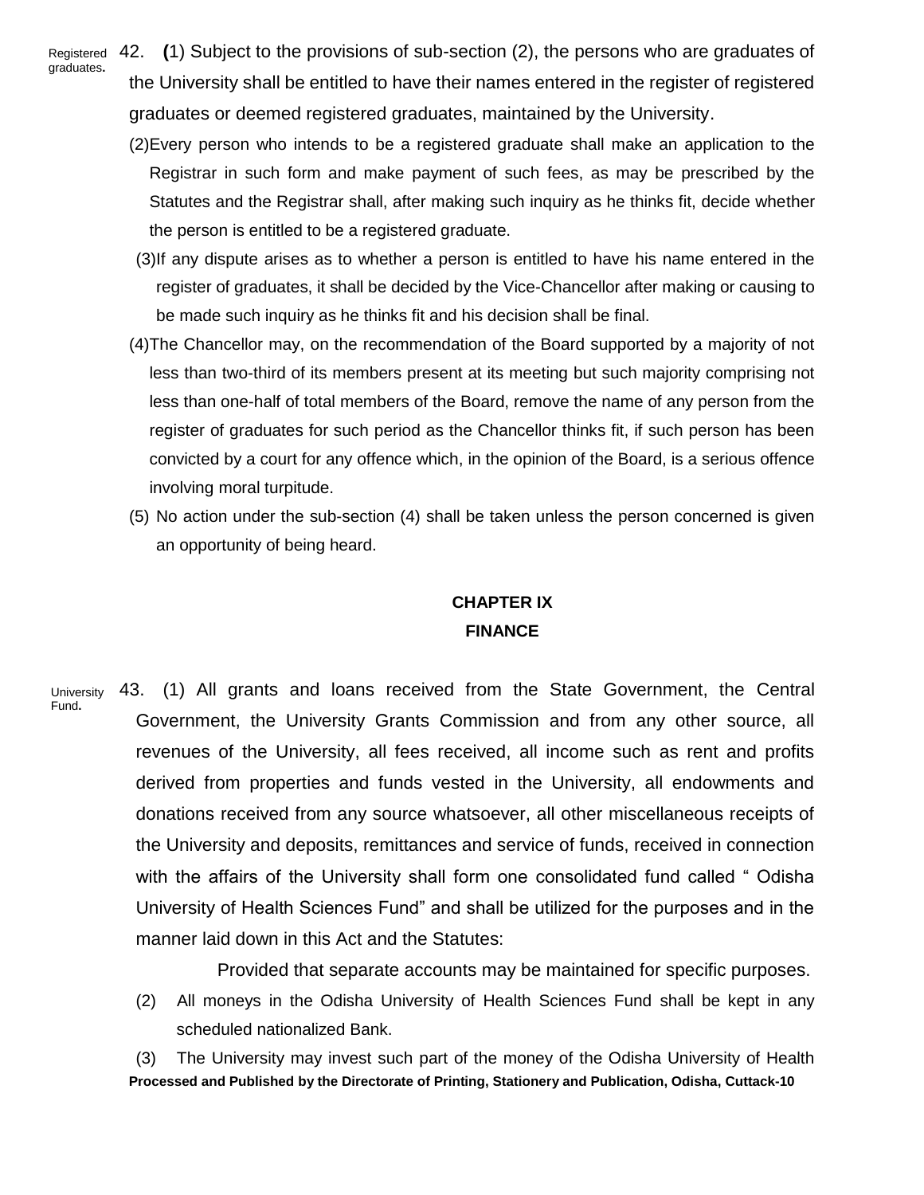**Registered graduates.**

42. (1) Subject to the provisions of sub-section (2), the persons who are graduates of the University shall be entitled to have their names entered in the register of registered graduates or deemed registered graduates, maintained by the University.

(2) Every person who intends to be a registered graduate shall make an application to the Registrar in such form and make payment of such fees, as may be prescribed by the Statutes and the Registrar shall, after making such inquiry as he thinks fit, decide whether the person is entitled to be a registered graduate.

(3) If any dispute arises as to whether a person is entitled to have his name entered in the register of graduates, it shall be decided by the Vice-Chancellor after making or causing to be made such inquiry as he thinks fit and his decision shall be final.

(4) The Chancellor may, on the recommendation of the Board supported by a majority of not less than two-third of its members present at its meeting but such majority comprising not less than one-half of total members of the Board, remove the name of any person from the register of graduates for such period as the Chancellor thinks fit, if such person has been convicted by a court for any offence which, in the opinion of the Board, is a serious offence involving moral turpitude.

(5) No action under the sub-section (4) shall be taken unless the person concerned is given an opportunity of being heard.

## CHAPTER IX
## FINANCE

**University Fund.**

43. (1) All grants and loans received from the State Government, the Central Government, the University Grants Commission and from any other source, all revenues of the University, all fees received, all income such as rent and profits derived from properties and funds vested in the University, all endowments and donations received from any source whatsoever, all other miscellaneous receipts of the University and deposits, remittances and service of funds, received in connection with the affairs of the University shall form one consolidated fund called " Odisha University of Health Sciences Fund" and shall be utilized for the purposes and in the manner laid down in this Act and the Statutes:

Provided that separate accounts may be maintained for specific purposes.

(2) All moneys in the Odisha University of Health Sciences Fund shall be kept in any scheduled nationalized Bank.

(3) The University may invest such part of the money of the Odisha University of Health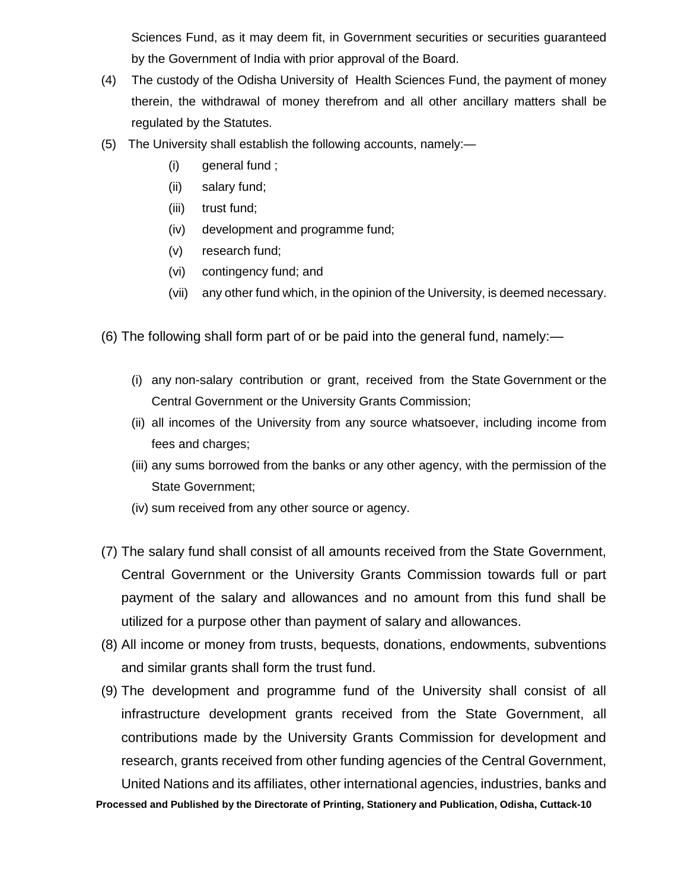Sciences Fund, as it may deem fit, in Government securities or securities guaranteed by the Government of India with prior approval of the Board.

(4) The custody of the Odisha University of Health Sciences Fund, the payment of money therein, the withdrawal of money therefrom and all other ancillary matters shall be regulated by the Statutes.

(5) The University shall establish the following accounts, namely:—

- (i) general fund ;
- (ii) salary fund;
- (iii) trust fund;
- (iv) development and programme fund;
- (v) research fund;
- (vi) contingency fund; and
- (vii) any other fund which, in the opinion of the University, is deemed necessary.

(6) The following shall form part of or be paid into the general fund, namely:—

- (i) any non-salary contribution or grant, received from the State Government or the Central Government or the University Grants Commission;
- (ii) all incomes of the University from any source whatsoever, including income from fees and charges;
- (iii) any sums borrowed from the banks or any other agency, with the permission of the State Government;
- (iv) sum received from any other source or agency.

(7) The salary fund shall consist of all amounts received from the State Government, Central Government or the University Grants Commission towards full or part payment of the salary and allowances and no amount from this fund shall be utilized for a purpose other than payment of salary and allowances.

(8) All income or money from trusts, bequests, donations, endowments, subventions and similar grants shall form the trust fund.

(9) The development and programme fund of the University shall consist of all infrastructure development grants received from the State Government, all contributions made by the University Grants Commission for development and research, grants received from other funding agencies of the Central Government, United Nations and its affiliates, other international agencies, industries, banks and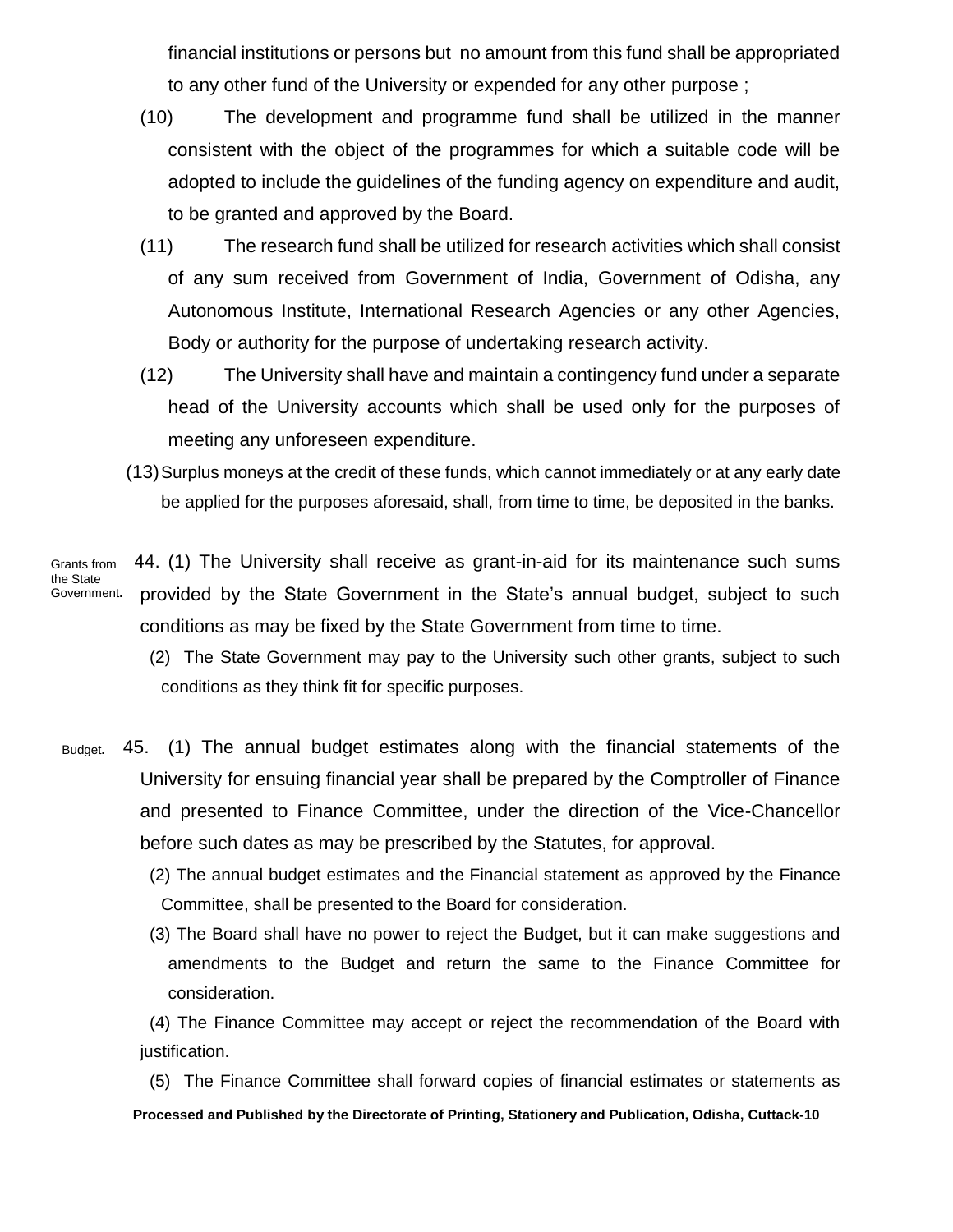financial institutions or persons but no amount from this fund shall be appropriated to any other fund of the University or expended for any other purpose ;

(10) The development and programme fund shall be utilized in the manner consistent with the object of the programmes for which a suitable code will be adopted to include the guidelines of the funding agency on expenditure and audit, to be granted and approved by the Board.

(11) The research fund shall be utilized for research activities which shall consist of any sum received from Government of India, Government of Odisha, any Autonomous Institute, International Research Agencies or any other Agencies, Body or authority for the purpose of undertaking research activity.

(12) The University shall have and maintain a contingency fund under a separate head of the University accounts which shall be used only for the purposes of meeting any unforeseen expenditure.

(13) Surplus moneys at the credit of these funds, which cannot immediately or at any early date be applied for the purposes aforesaid, shall, from time to time, be deposited in the banks.

Grants from the State Government.

44. (1) The University shall receive as grant-in-aid for its maintenance such sums provided by the State Government in the State's annual budget, subject to such conditions as may be fixed by the State Government from time to time.

(2) The State Government may pay to the University such other grants, subject to such conditions as they think fit for specific purposes.

Budget.

45. (1) The annual budget estimates along with the financial statements of the University for ensuing financial year shall be prepared by the Comptroller of Finance and presented to Finance Committee, under the direction of the Vice-Chancellor before such dates as may be prescribed by the Statutes, for approval.

(2) The annual budget estimates and the Financial statement as approved by the Finance Committee, shall be presented to the Board for consideration.

(3) The Board shall have no power to reject the Budget, but it can make suggestions and amendments to the Budget and return the same to the Finance Committee for consideration.

(4) The Finance Committee may accept or reject the recommendation of the Board with justification.

(5) The Finance Committee shall forward copies of financial estimates or statements as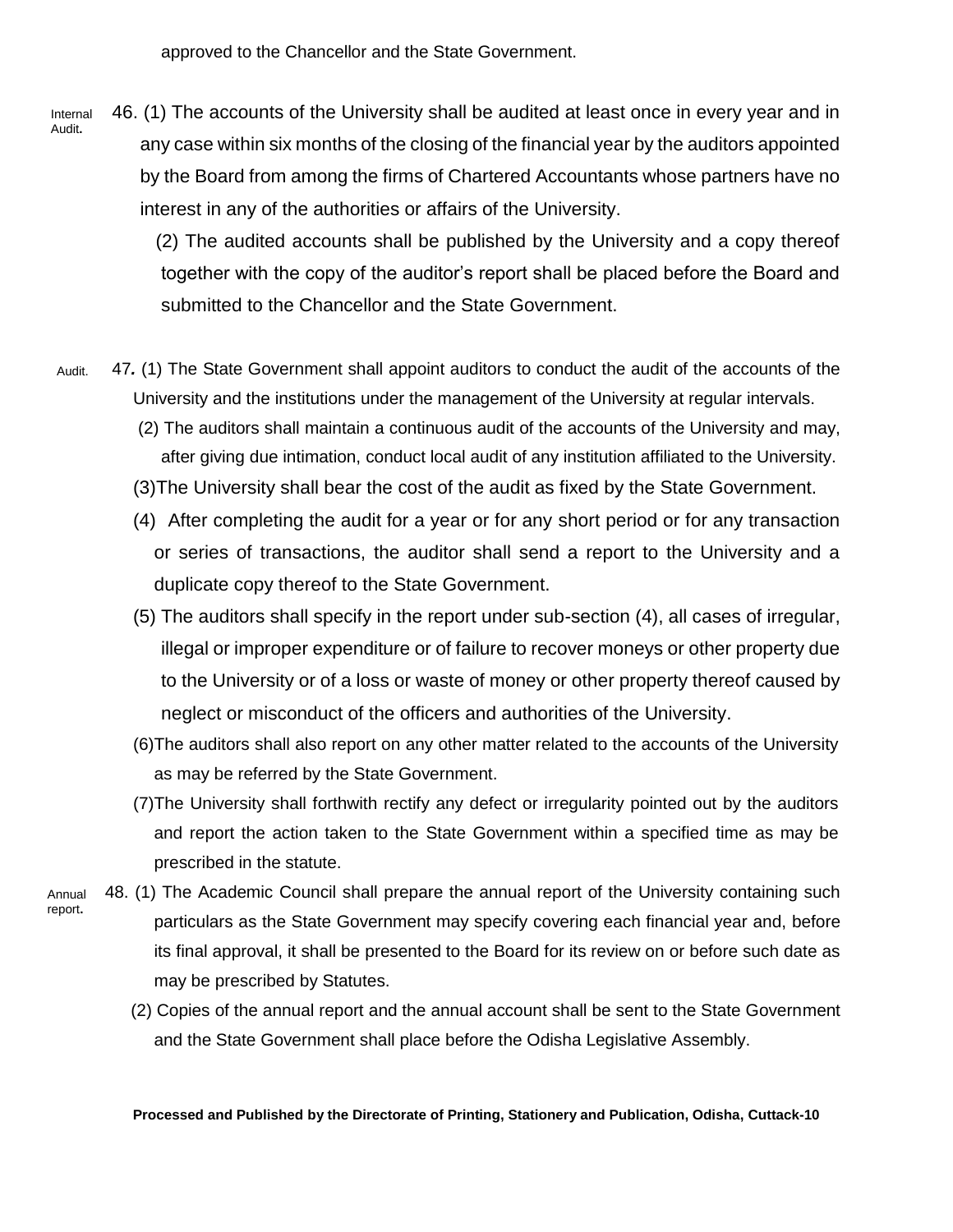approved to the Chancellor and the State Government.

Internal Audit.

46. (1) The accounts of the University shall be audited at least once in every year and in any case within six months of the closing of the financial year by the auditors appointed by the Board from among the firms of Chartered Accountants whose partners have no interest in any of the authorities or affairs of the University.

(2) The audited accounts shall be published by the University and a copy thereof together with the copy of the auditor's report shall be placed before the Board and submitted to the Chancellor and the State Government.

Audit.

47. (1) The State Government shall appoint auditors to conduct the audit of the accounts of the University and the institutions under the management of the University at regular intervals.

(2) The auditors shall maintain a continuous audit of the accounts of the University and may, after giving due intimation, conduct local audit of any institution affiliated to the University.

(3)The University shall bear the cost of the audit as fixed by the State Government.

(4) After completing the audit for a year or for any short period or for any transaction or series of transactions, the auditor shall send a report to the University and a duplicate copy thereof to the State Government.

(5) The auditors shall specify in the report under sub-section (4), all cases of irregular, illegal or improper expenditure or of failure to recover moneys or other property due to the University or of a loss or waste of money or other property thereof caused by neglect or misconduct of the officers and authorities of the University.

(6)The auditors shall also report on any other matter related to the accounts of the University as may be referred by the State Government.

(7)The University shall forthwith rectify any defect or irregularity pointed out by the auditors and report the action taken to the State Government within a specified time as may be prescribed in the statute.

Annual report.

48. (1) The Academic Council shall prepare the annual report of the University containing such particulars as the State Government may specify covering each financial year and, before its final approval, it shall be presented to the Board for its review on or before such date as may be prescribed by Statutes.

(2) Copies of the annual report and the annual account shall be sent to the State Government and the State Government shall place before the Odisha Legislative Assembly.

**Processed and Published by the Directorate of Printing, Stationery and Publication, Odisha, Cuttack-10**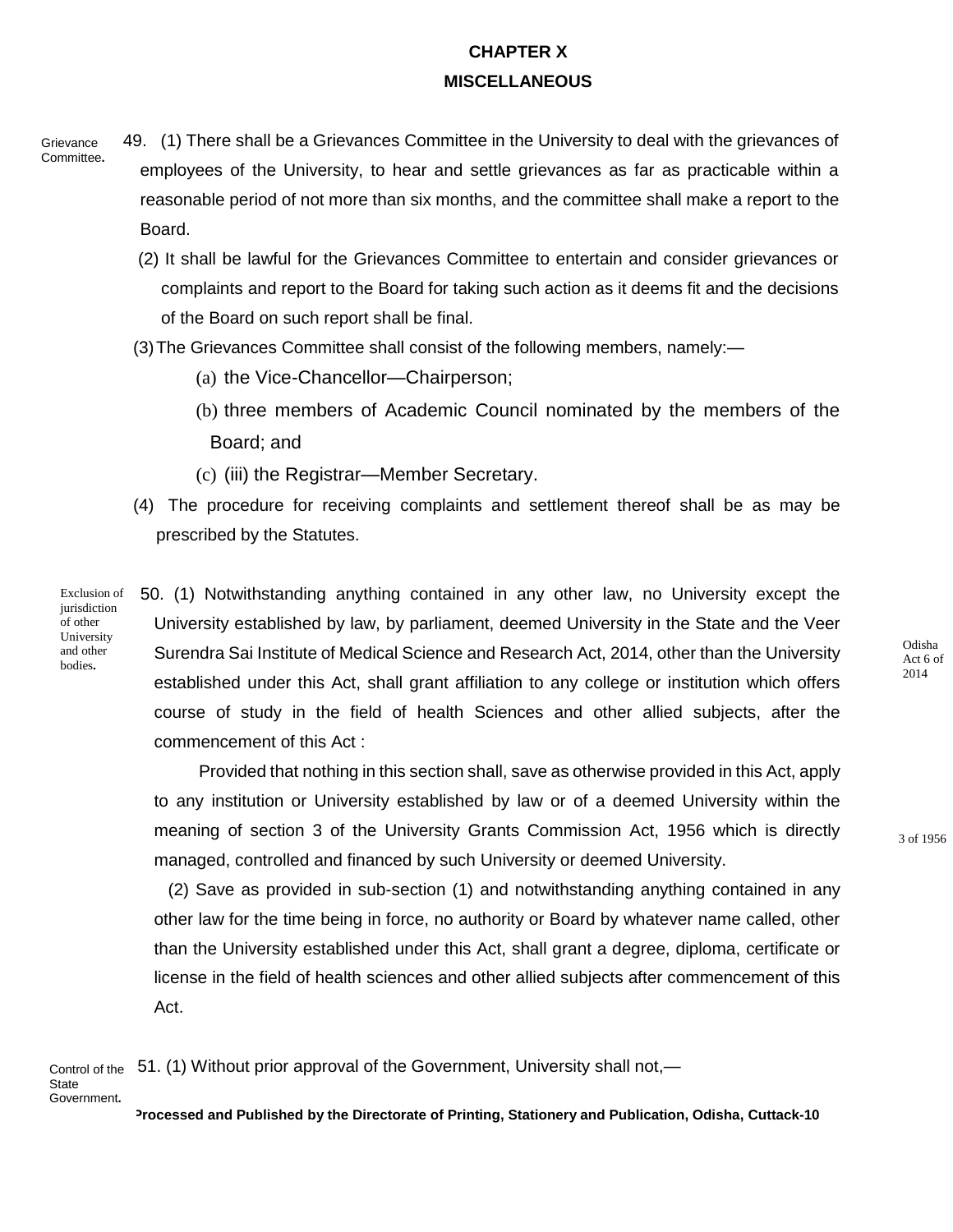## CHAPTER X

## MISCELLANEOUS

Grievance Committee.

49. (1) There shall be a Grievances Committee in the University to deal with the grievances of employees of the University, to hear and settle grievances as far as practicable within a reasonable period of not more than six months, and the committee shall make a report to the Board.

(2) It shall be lawful for the Grievances Committee to entertain and consider grievances or complaints and report to the Board for taking such action as it deems fit and the decisions of the Board on such report shall be final.

(3) The Grievances Committee shall consist of the following members, namely:—

(a) the Vice-Chancellor—Chairperson;

(b) three members of Academic Council nominated by the members of the Board; and

(c) (iii) the Registrar—Member Secretary.

(4) The procedure for receiving complaints and settlement thereof shall be as may be prescribed by the Statutes.

Exclusion of jurisdiction of other University and other bodies.

50. (1) Notwithstanding anything contained in any other law, no University except the University established by law, by parliament, deemed University in the State and the Veer Surendra Sai Institute of Medical Science and Research Act, 2014, other than the University established under this Act, shall grant affiliation to any college or institution which offers course of study in the field of health Sciences and other allied subjects, after the commencement of this Act :

Odisha Act 6 of 2014

Provided that nothing in this section shall, save as otherwise provided in this Act, apply to any institution or University established by law or of a deemed University within the meaning of section 3 of the University Grants Commission Act, 1956 which is directly managed, controlled and financed by such University or deemed University.

3 of 1956

(2) Save as provided in sub-section (1) and notwithstanding anything contained in any other law for the time being in force, no authority or Board by whatever name called, other than the University established under this Act, shall grant a degree, diploma, certificate or license in the field of health sciences and other allied subjects after commencement of this Act.

Control of the State Government.

51. (1) Without prior approval of the Government, University shall not,—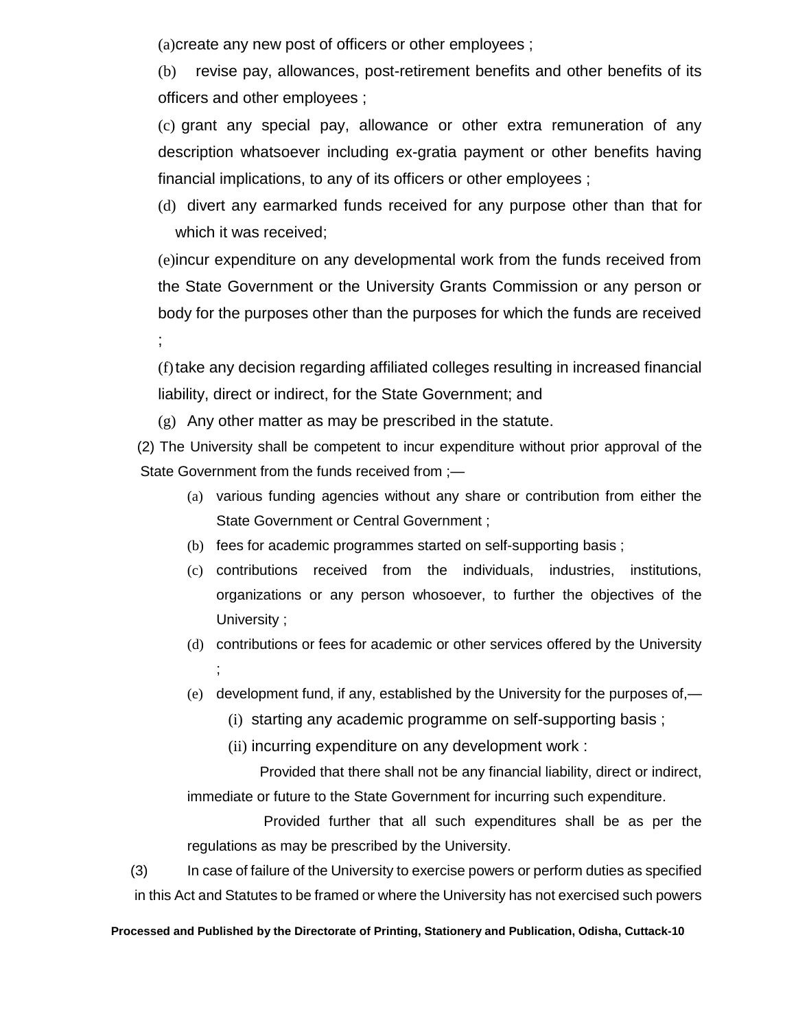(a) create any new post of officers or other employees ;

(b) revise pay, allowances, post-retirement benefits and other benefits of its officers and other employees ;

(c) grant any special pay, allowance or other extra remuneration of any description whatsoever including ex-gratia payment or other benefits having financial implications, to any of its officers or other employees ;

(d) divert any earmarked funds received for any purpose other than that for which it was received;

(e) incur expenditure on any developmental work from the funds received from the State Government or the University Grants Commission or any person or body for the purposes other than the purposes for which the funds are received ;

(f) take any decision regarding affiliated colleges resulting in increased financial liability, direct or indirect, for the State Government; and

(g) Any other matter as may be prescribed in the statute.

(2) The University shall be competent to incur expenditure without prior approval of the State Government from the funds received from ;—

(a) various funding agencies without any share or contribution from either the State Government or Central Government ;

(b) fees for academic programmes started on self-supporting basis ;

(c) contributions received from the individuals, industries, institutions, organizations or any person whosoever, to further the objectives of the University ;

(d) contributions or fees for academic or other services offered by the University ;

(e) development fund, if any, established by the University for the purposes of,—

(i) starting any academic programme on self-supporting basis ;

(ii) incurring expenditure on any development work :

Provided that there shall not be any financial liability, direct or indirect, immediate or future to the State Government for incurring such expenditure.

Provided further that all such expenditures shall be as per the regulations as may be prescribed by the University.

(3) In case of failure of the University to exercise powers or perform duties as specified in this Act and Statutes to be framed or where the University has not exercised such powers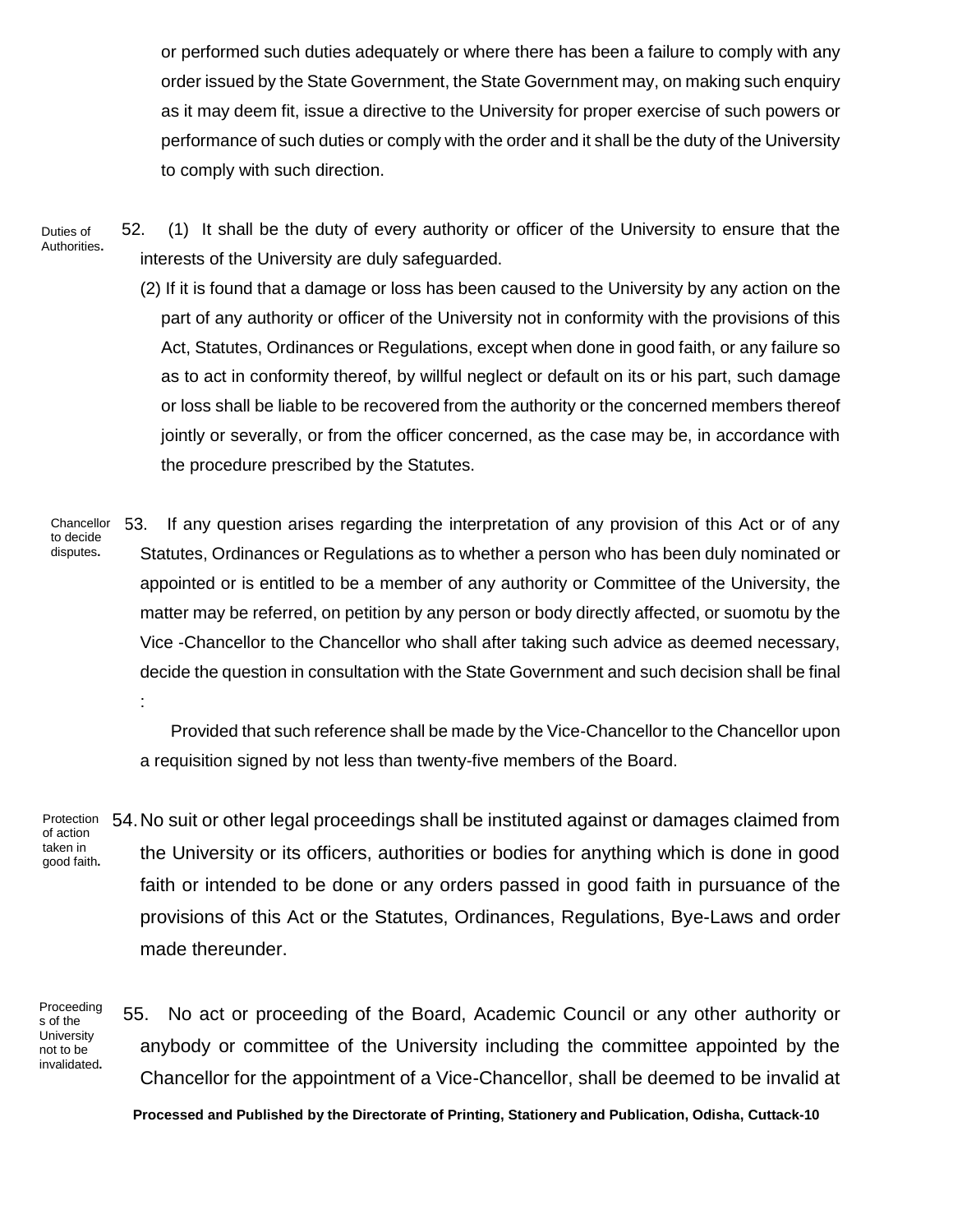or performed such duties adequately or where there has been a failure to comply with any order issued by the State Government, the State Government may, on making such enquiry as it may deem fit, issue a directive to the University for proper exercise of such powers or performance of such duties or comply with the order and it shall be the duty of the University to comply with such direction.

Duties of Authorities.

52. (1) It shall be the duty of every authority or officer of the University to ensure that the interests of the University are duly safeguarded.

(2) If it is found that a damage or loss has been caused to the University by any action on the part of any authority or officer of the University not in conformity with the provisions of this Act, Statutes, Ordinances or Regulations, except when done in good faith, or any failure so as to act in conformity thereof, by willful neglect or default on its or his part, such damage or loss shall be liable to be recovered from the authority or the concerned members thereof jointly or severally, or from the officer concerned, as the case may be, in accordance with the procedure prescribed by the Statutes.

Chancellor to decide disputes.

53. If any question arises regarding the interpretation of any provision of this Act or of any Statutes, Ordinances or Regulations as to whether a person who has been duly nominated or appointed or is entitled to be a member of any authority or Committee of the University, the matter may be referred, on petition by any person or body directly affected, or suomotu by the Vice -Chancellor to the Chancellor who shall after taking such advice as deemed necessary, decide the question in consultation with the State Government and such decision shall be final :

Provided that such reference shall be made by the Vice-Chancellor to the Chancellor upon a requisition signed by not less than twenty-five members of the Board.

Protection of action taken in good faith.

54. No suit or other legal proceedings shall be instituted against or damages claimed from the University or its officers, authorities or bodies for anything which is done in good faith or intended to be done or any orders passed in good faith in pursuance of the provisions of this Act or the Statutes, Ordinances, Regulations, Bye-Laws and order made thereunder.

Proceedings of the University not to be invalidated.

55. No act or proceeding of the Board, Academic Council or any other authority or anybody or committee of the University including the committee appointed by the Chancellor for the appointment of a Vice-Chancellor, shall be deemed to be invalid at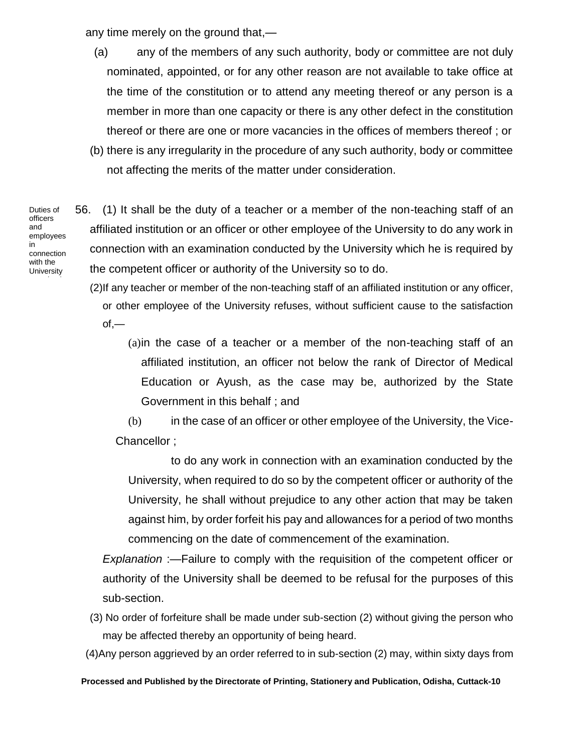any time merely on the ground that,—

(a) any of the members of any such authority, body or committee are not duly nominated, appointed, or for any other reason are not available to take office at the time of the constitution or to attend any meeting thereof or any person is a member in more than one capacity or there is any other defect in the constitution thereof or there are one or more vacancies in the offices of members thereof ; or

(b) there is any irregularity in the procedure of any such authority, body or committee not affecting the merits of the matter under consideration.

Duties of officers and employees in connection with the University

56. (1) It shall be the duty of a teacher or a member of the non-teaching staff of an affiliated institution or an officer or other employee of the University to do any work in connection with an examination conducted by the University which he is required by the competent officer or authority of the University so to do.

(2) If any teacher or member of the non-teaching staff of an affiliated institution or any officer, or other employee of the University refuses, without sufficient cause to the satisfaction of,—

(a) in the case of a teacher or a member of the non-teaching staff of an affiliated institution, an officer not below the rank of Director of Medical Education or Ayush, as the case may be, authorized by the State Government in this behalf ; and

(b) in the case of an officer or other employee of the University, the Vice-Chancellor ;

to do any work in connection with an examination conducted by the University, when required to do so by the competent officer or authority of the University, he shall without prejudice to any other action that may be taken against him, by order forfeit his pay and allowances for a period of two months commencing on the date of commencement of the examination.

*Explanation* :—Failure to comply with the requisition of the competent officer or authority of the University shall be deemed to be refusal for the purposes of this sub-section.

(3) No order of forfeiture shall be made under sub-section (2) without giving the person who may be affected thereby an opportunity of being heard.

(4) Any person aggrieved by an order referred to in sub-section (2) may, within sixty days from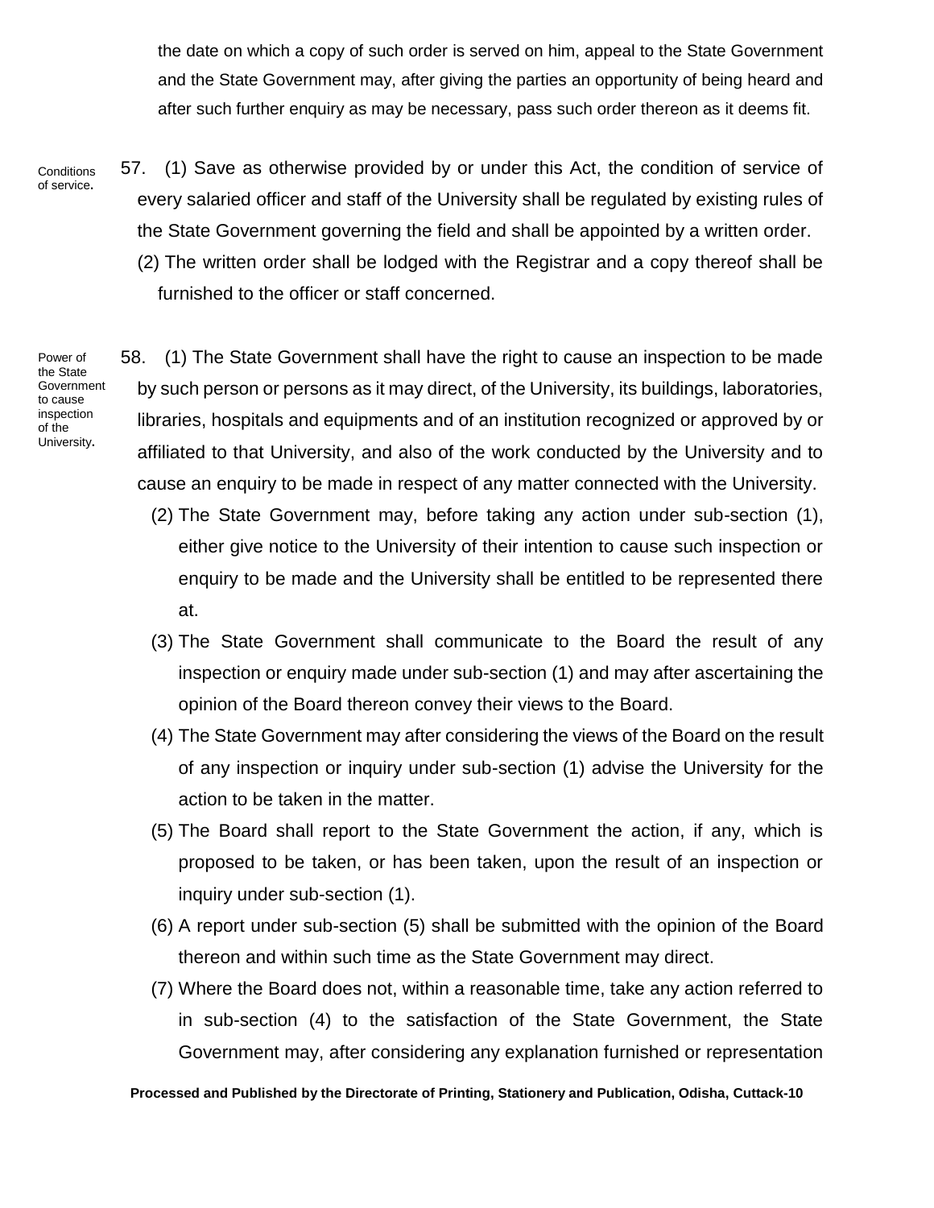the date on which a copy of such order is served on him, appeal to the State Government and the State Government may, after giving the parties an opportunity of being heard and after such further enquiry as may be necessary, pass such order thereon as it deems fit.

**Conditions of service.**

57. (1) Save as otherwise provided by or under this Act, the condition of service of every salaried officer and staff of the University shall be regulated by existing rules of the State Government governing the field and shall be appointed by a written order.

(2) The written order shall be lodged with the Registrar and a copy thereof shall be furnished to the officer or staff concerned.

**Power of the State Government to cause inspection of the University.**

58. (1) The State Government shall have the right to cause an inspection to be made by such person or persons as it may direct, of the University, its buildings, laboratories, libraries, hospitals and equipments and of an institution recognized or approved by or affiliated to that University, and also of the work conducted by the University and to cause an enquiry to be made in respect of any matter connected with the University.

(2) The State Government may, before taking any action under sub-section (1), either give notice to the University of their intention to cause such inspection or enquiry to be made and the University shall be entitled to be represented there at.

(3) The State Government shall communicate to the Board the result of any inspection or enquiry made under sub-section (1) and may after ascertaining the opinion of the Board thereon convey their views to the Board.

(4) The State Government may after considering the views of the Board on the result of any inspection or inquiry under sub-section (1) advise the University for the action to be taken in the matter.

(5) The Board shall report to the State Government the action, if any, which is proposed to be taken, or has been taken, upon the result of an inspection or inquiry under sub-section (1).

(6) A report under sub-section (5) shall be submitted with the opinion of the Board thereon and within such time as the State Government may direct.

(7) Where the Board does not, within a reasonable time, take any action referred to in sub-section (4) to the satisfaction of the State Government, the State Government may, after considering any explanation furnished or representation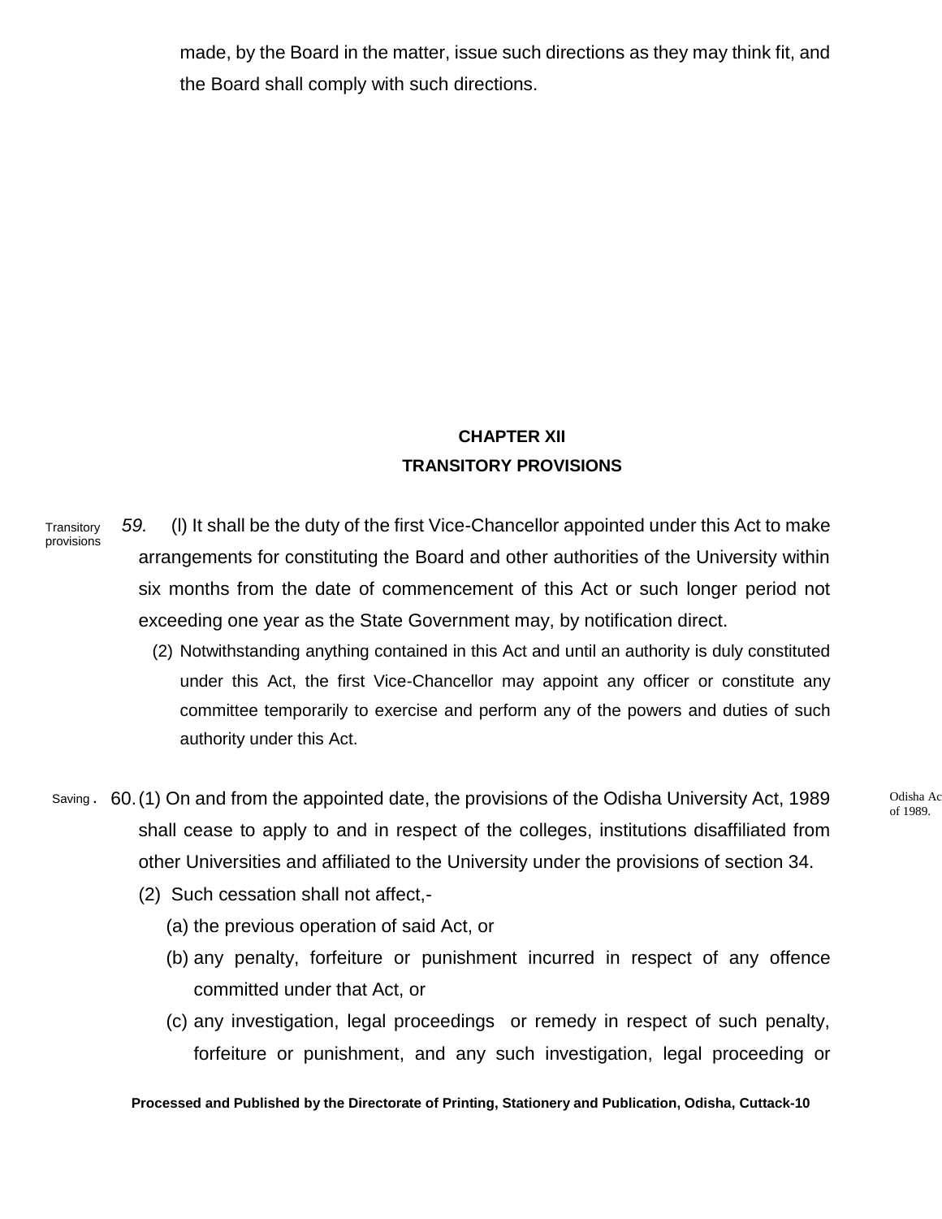made, by the Board in the matter, issue such directions as they may think fit, and the Board shall comply with such directions.

## CHAPTER XII
## TRANSITORY PROVISIONS

Transitory provisions

*59.* (l) It shall be the duty of the first Vice-Chancellor appointed under this Act to make arrangements for constituting the Board and other authorities of the University within six months from the date of commencement of this Act or such longer period not exceeding one year as the State Government may, by notification direct.

(2) Notwithstanding anything contained in this Act and until an authority is duly constituted under this Act, the first Vice-Chancellor may appoint any officer or constitute any committee temporarily to exercise and perform any of the powers and duties of such authority under this Act.

Saving.

60. (1) On and from the appointed date, the provisions of the Odisha University Act, 1989 shall cease to apply to and in respect of the colleges, institutions disaffiliated from other Universities and affiliated to the University under the provisions of section 34.

Odisha Act of 1989.

(2) Such cessation shall not affect,-

(a) the previous operation of said Act, or

(b) any penalty, forfeiture or punishment incurred in respect of any offence committed under that Act, or

(c) any investigation, legal proceedings or remedy in respect of such penalty, forfeiture or punishment, and any such investigation, legal proceeding or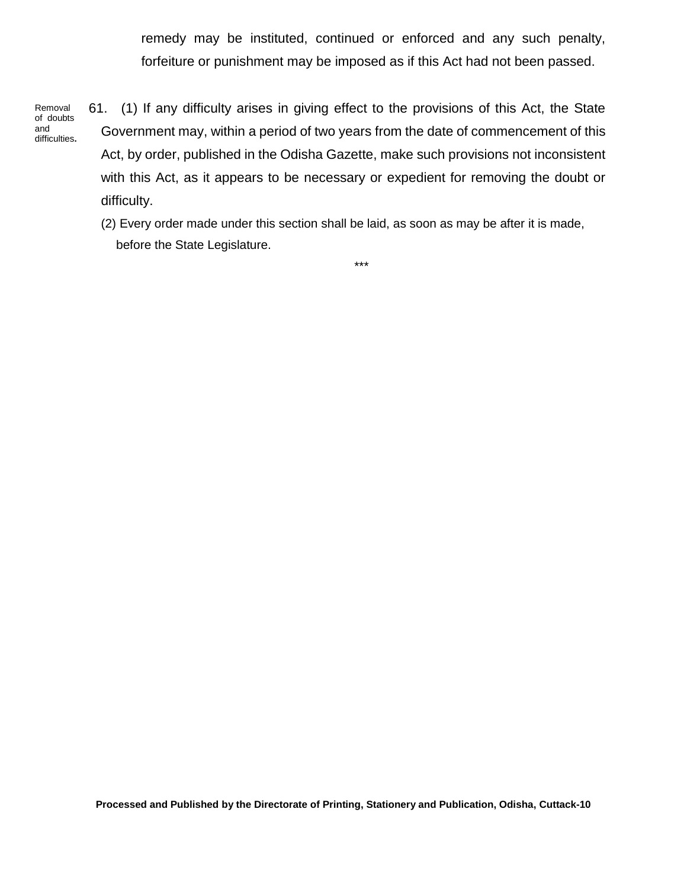remedy may be instituted, continued or enforced and any such penalty, forfeiture or punishment may be imposed as if this Act had not been passed.

Removal of doubts and difficulties.

61. (1) If any difficulty arises in giving effect to the provisions of this Act, the State Government may, within a period of two years from the date of commencement of this Act, by order, published in the Odisha Gazette, make such provisions not inconsistent with this Act, as it appears to be necessary or expedient for removing the doubt or difficulty.

(2) Every order made under this section shall be laid, as soon as may be after it is made, before the State Legislature.

***

**Processed and Published by the Directorate of Printing, Stationery and Publication, Odisha, Cuttack-10**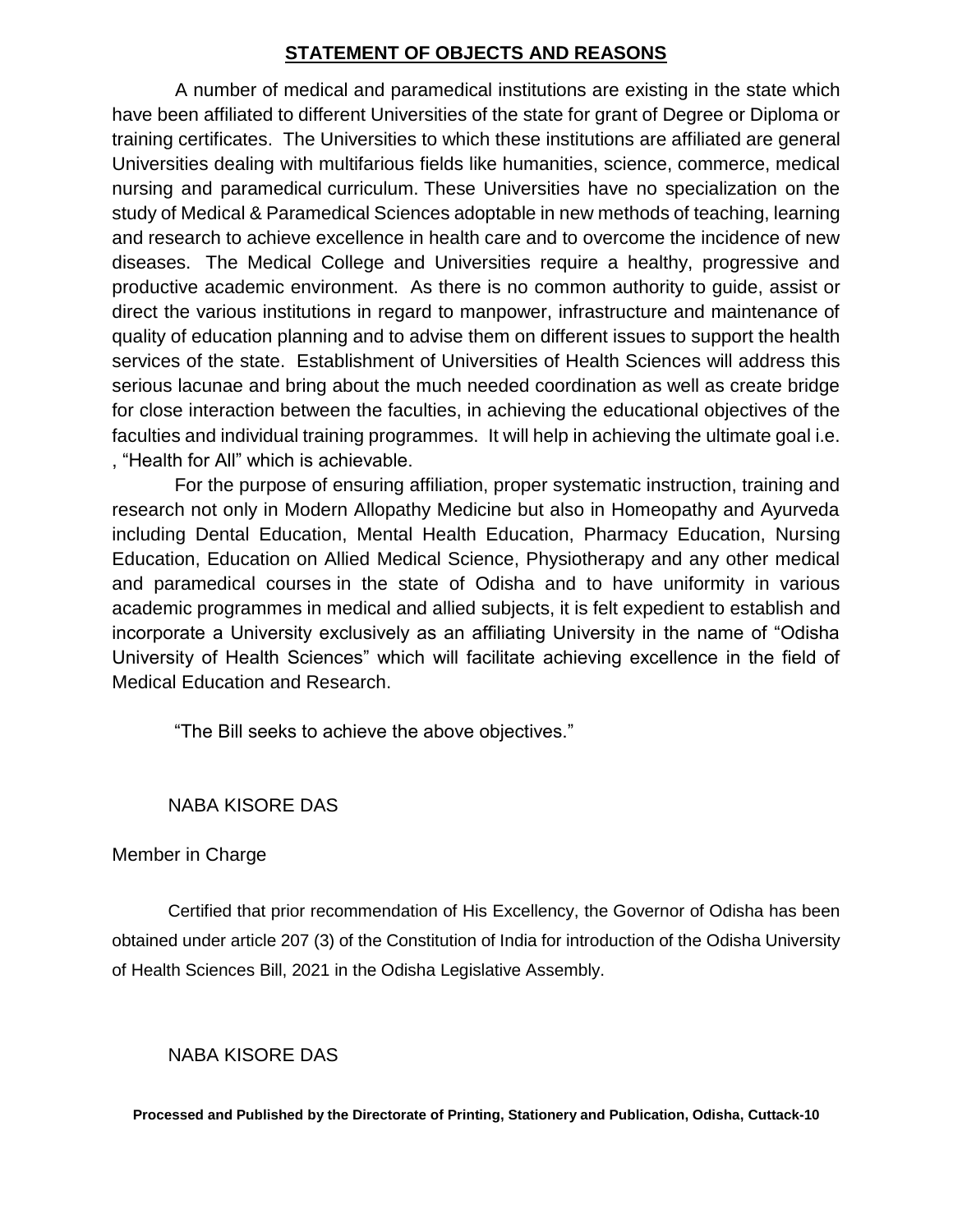## STATEMENT OF OBJECTS AND REASONS

A number of medical and paramedical institutions are existing in the state which have been affiliated to different Universities of the state for grant of Degree or Diploma or training certificates. The Universities to which these institutions are affiliated are general Universities dealing with multifarious fields like humanities, science, commerce, medical nursing and paramedical curriculum. These Universities have no specialization on the study of Medical & Paramedical Sciences adoptable in new methods of teaching, learning and research to achieve excellence in health care and to overcome the incidence of new diseases. The Medical College and Universities require a healthy, progressive and productive academic environment. As there is no common authority to guide, assist or direct the various institutions in regard to manpower, infrastructure and maintenance of quality of education planning and to advise them on different issues to support the health services of the state. Establishment of Universities of Health Sciences will address this serious lacunae and bring about the much needed coordination as well as create bridge for close interaction between the faculties, in achieving the educational objectives of the faculties and individual training programmes. It will help in achieving the ultimate goal i.e. , "Health for All" which is achievable.

For the purpose of ensuring affiliation, proper systematic instruction, training and research not only in Modern Allopathy Medicine but also in Homeopathy and Ayurveda including Dental Education, Mental Health Education, Pharmacy Education, Nursing Education, Education on Allied Medical Science, Physiotherapy and any other medical and paramedical courses in the state of Odisha and to have uniformity in various academic programmes in medical and allied subjects, it is felt expedient to establish and incorporate a University exclusively as an affiliating University in the name of "Odisha University of Health Sciences" which will facilitate achieving excellence in the field of Medical Education and Research.

"The Bill seeks to achieve the above objectives."

NABA KISORE DAS

Member in Charge

Certified that prior recommendation of His Excellency, the Governor of Odisha has been obtained under article 207 (3) of the Constitution of India for introduction of the Odisha University of Health Sciences Bill, 2021 in the Odisha Legislative Assembly.

NABA KISORE DAS

**Processed and Published by the Directorate of Printing, Stationery and Publication, Odisha, Cuttack-10**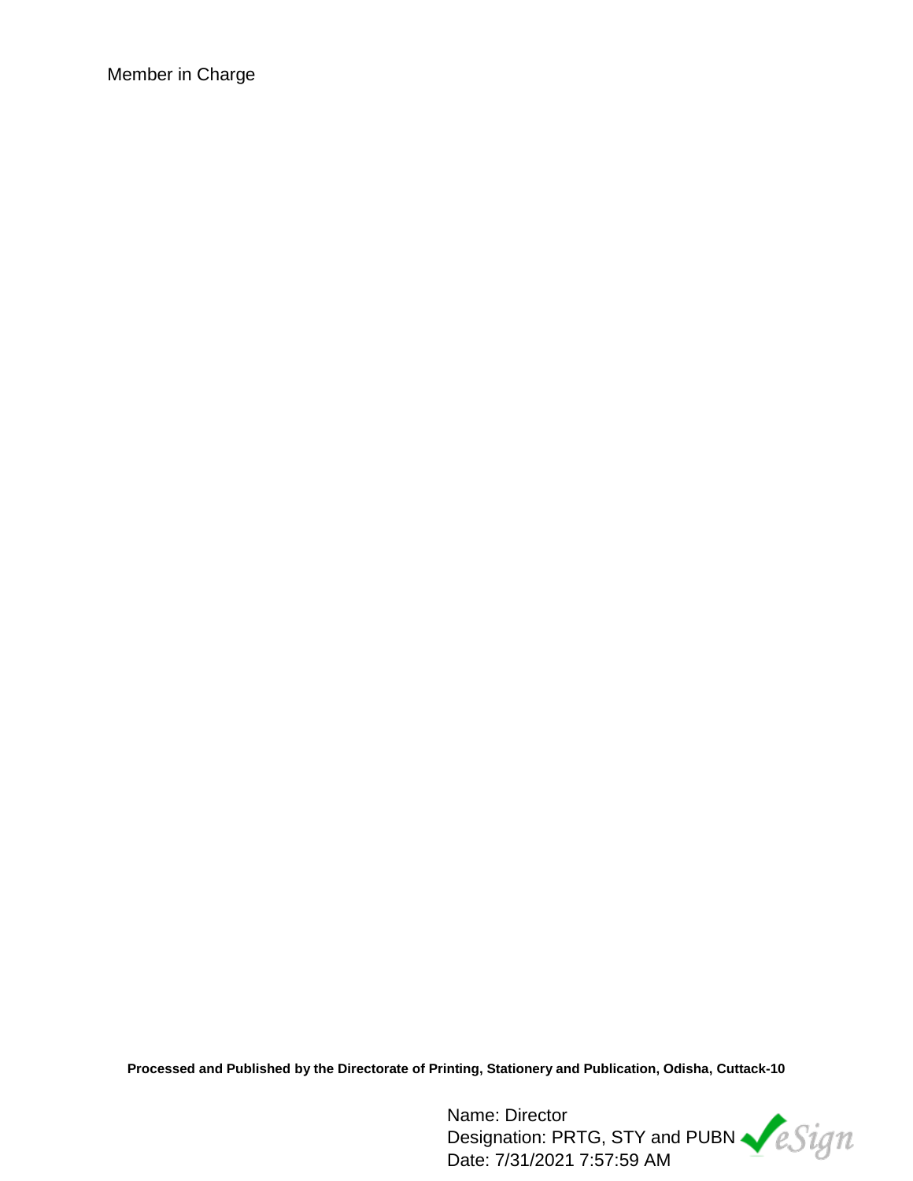Member in Charge

**Processed and Published by the Directorate of Printing, Stationery and Publication, Odisha, Cuttack-10**

Name: Director
Designation: PRTG, STY and PUBN
Date: 7/31/2021 7:57:59 AM